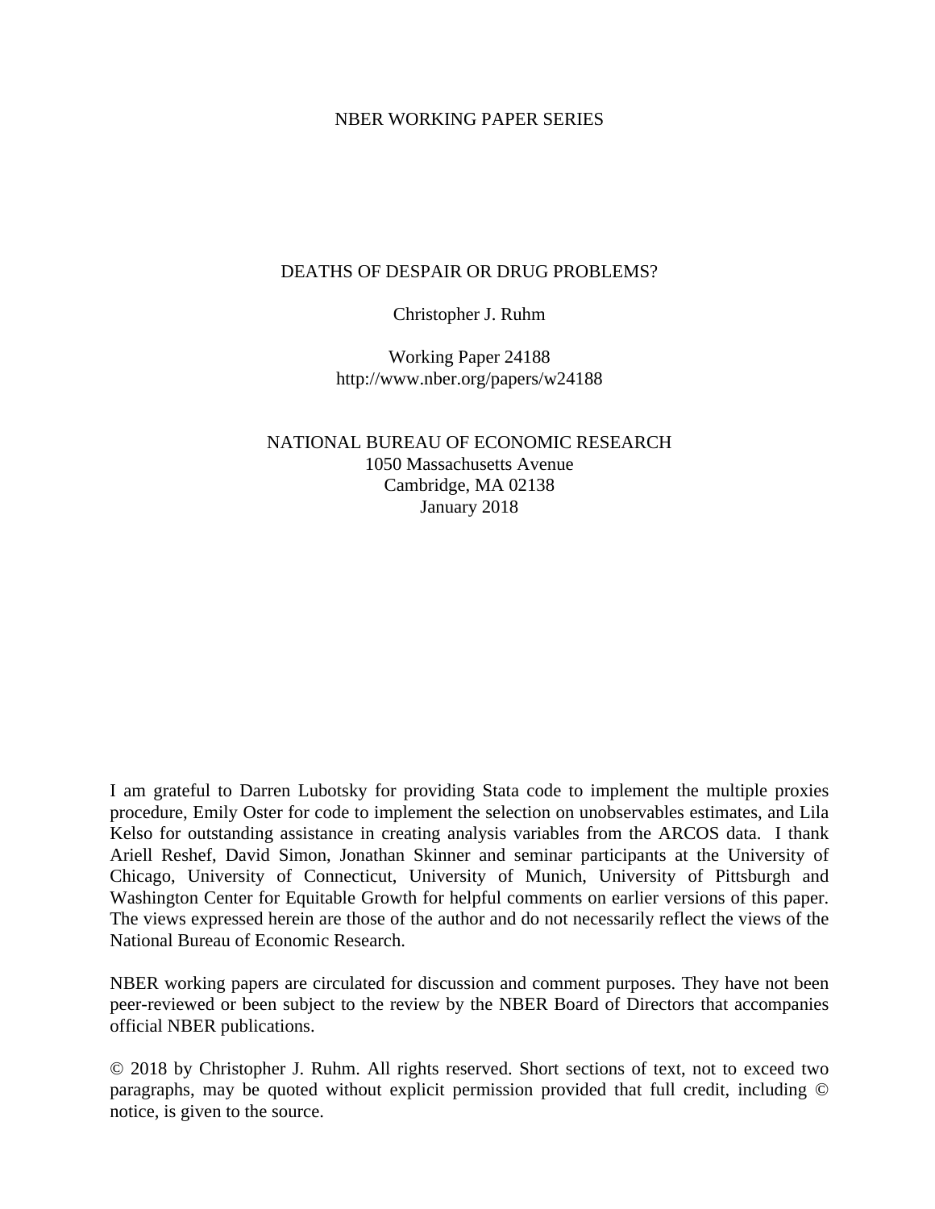NBER WORKING PAPER SERIES

# DEATHS OF DESPAIR OR DRUG PROBLEMS?

Christopher J. Ruhm

Working Paper 24188
http://www.nber.org/papers/w24188

NATIONAL BUREAU OF ECONOMIC RESEARCH
1050 Massachusetts Avenue
Cambridge, MA 02138
January 2018

I am grateful to Darren Lubotsky for providing Stata code to implement the multiple proxies procedure, Emily Oster for code to implement the selection on unobservables estimates, and Lila Kelso for outstanding assistance in creating analysis variables from the ARCOS data. I thank Ariell Reshef, David Simon, Jonathan Skinner and seminar participants at the University of Chicago, University of Connecticut, University of Munich, University of Pittsburgh and Washington Center for Equitable Growth for helpful comments on earlier versions of this paper. The views expressed herein are those of the author and do not necessarily reflect the views of the National Bureau of Economic Research.

NBER working papers are circulated for discussion and comment purposes. They have not been peer-reviewed or been subject to the review by the NBER Board of Directors that accompanies official NBER publications.

© 2018 by Christopher J. Ruhm. All rights reserved. Short sections of text, not to exceed two paragraphs, may be quoted without explicit permission provided that full credit, including © notice, is given to the source.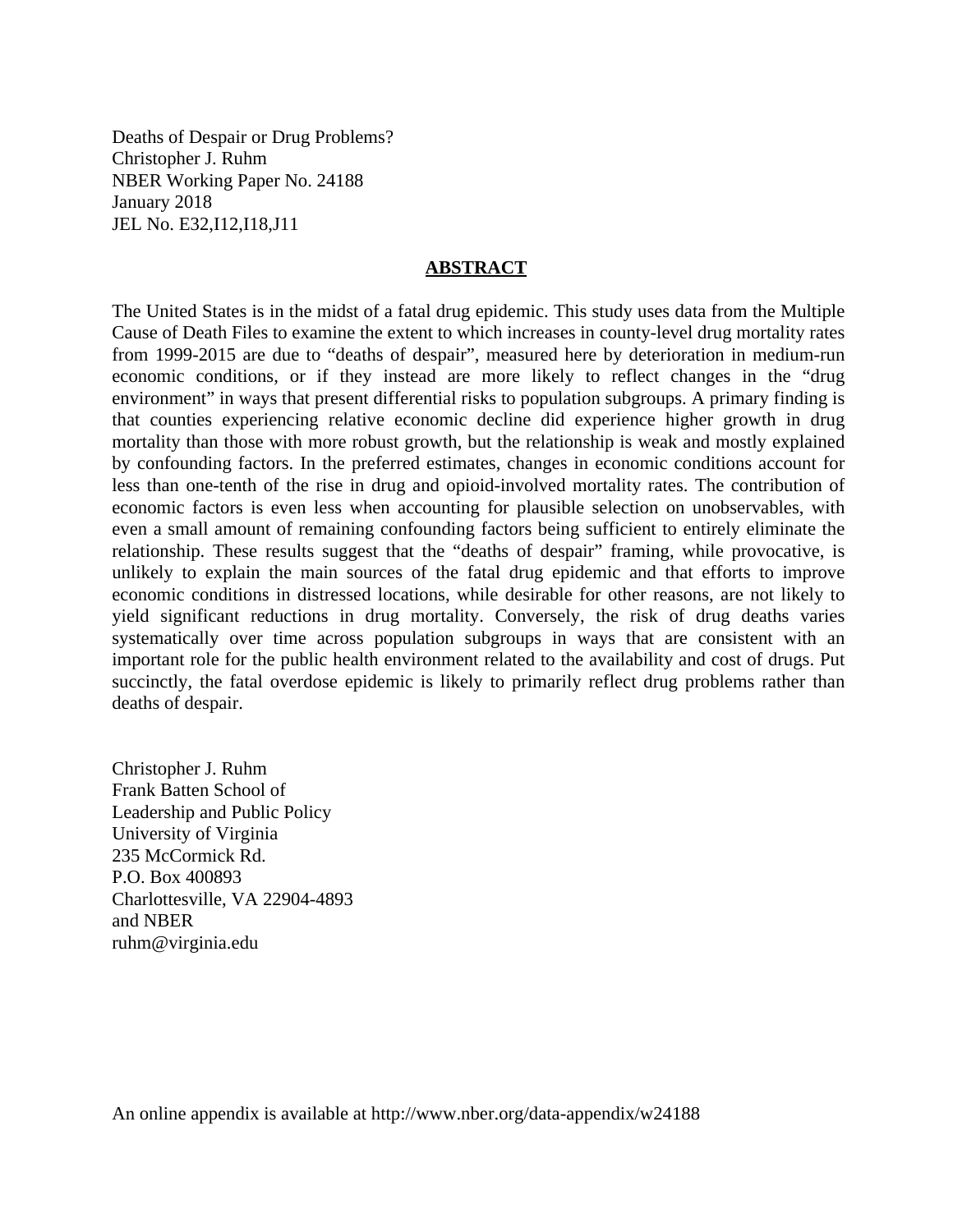Deaths of Despair or Drug Problems?
Christopher J. Ruhm
NBER Working Paper No. 24188
January 2018
JEL No. E32,I12,I18,J11

## ABSTRACT

The United States is in the midst of a fatal drug epidemic. This study uses data from the Multiple Cause of Death Files to examine the extent to which increases in county-level drug mortality rates from 1999-2015 are due to "deaths of despair", measured here by deterioration in medium-run economic conditions, or if they instead are more likely to reflect changes in the "drug environment" in ways that present differential risks to population subgroups. A primary finding is that counties experiencing relative economic decline did experience higher growth in drug mortality than those with more robust growth, but the relationship is weak and mostly explained by confounding factors. In the preferred estimates, changes in economic conditions account for less than one-tenth of the rise in drug and opioid-involved mortality rates. The contribution of economic factors is even less when accounting for plausible selection on unobservables, with even a small amount of remaining confounding factors being sufficient to entirely eliminate the relationship. These results suggest that the "deaths of despair" framing, while provocative, is unlikely to explain the main sources of the fatal drug epidemic and that efforts to improve economic conditions in distressed locations, while desirable for other reasons, are not likely to yield significant reductions in drug mortality. Conversely, the risk of drug deaths varies systematically over time across population subgroups in ways that are consistent with an important role for the public health environment related to the availability and cost of drugs. Put succinctly, the fatal overdose epidemic is likely to primarily reflect drug problems rather than deaths of despair.

Christopher J. Ruhm
Frank Batten School of
Leadership and Public Policy
University of Virginia
235 McCormick Rd.
P.O. Box 400893
Charlottesville, VA 22904-4893
and NBER
ruhm@virginia.edu

An online appendix is available at http://www.nber.org/data-appendix/w24188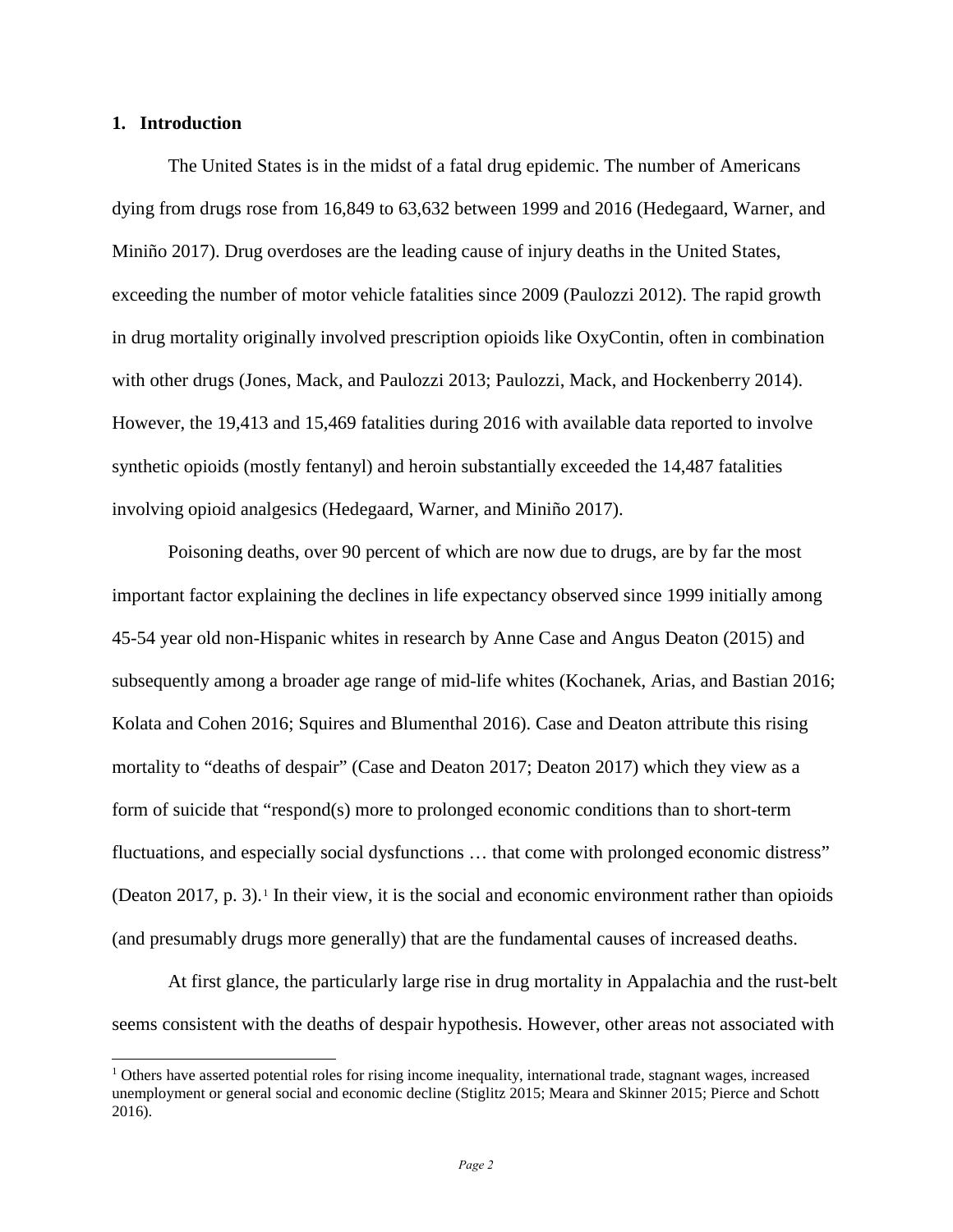## 1. Introduction

The United States is in the midst of a fatal drug epidemic. The number of Americans dying from drugs rose from 16,849 to 63,632 between 1999 and 2016 (Hedegaard, Warner, and Miniño 2017). Drug overdoses are the leading cause of injury deaths in the United States, exceeding the number of motor vehicle fatalities since 2009 (Paulozzi 2012). The rapid growth in drug mortality originally involved prescription opioids like OxyContin, often in combination with other drugs (Jones, Mack, and Paulozzi 2013; Paulozzi, Mack, and Hockenberry 2014). However, the 19,413 and 15,469 fatalities during 2016 with available data reported to involve synthetic opioids (mostly fentanyl) and heroin substantially exceeded the 14,487 fatalities involving opioid analgesics (Hedegaard, Warner, and Miniño 2017).

Poisoning deaths, over 90 percent of which are now due to drugs, are by far the most important factor explaining the declines in life expectancy observed since 1999 initially among 45-54 year old non-Hispanic whites in research by Anne Case and Angus Deaton (2015) and subsequently among a broader age range of mid-life whites (Kochanek, Arias, and Bastian 2016; Kolata and Cohen 2016; Squires and Blumenthal 2016). Case and Deaton attribute this rising mortality to "deaths of despair" (Case and Deaton 2017; Deaton 2017) which they view as a form of suicide that "respond(s) more to prolonged economic conditions than to short-term fluctuations, and especially social dysfunctions … that come with prolonged economic distress" (Deaton 2017, p. 3).[1] In their view, it is the social and economic environment rather than opioids (and presumably drugs more generally) that are the fundamental causes of increased deaths.

At first glance, the particularly large rise in drug mortality in Appalachia and the rust-belt seems consistent with the deaths of despair hypothesis. However, other areas not associated with

[1] Others have asserted potential roles for rising income inequality, international trade, stagnant wages, increased unemployment or general social and economic decline (Stiglitz 2015; Meara and Skinner 2015; Pierce and Schott 2016).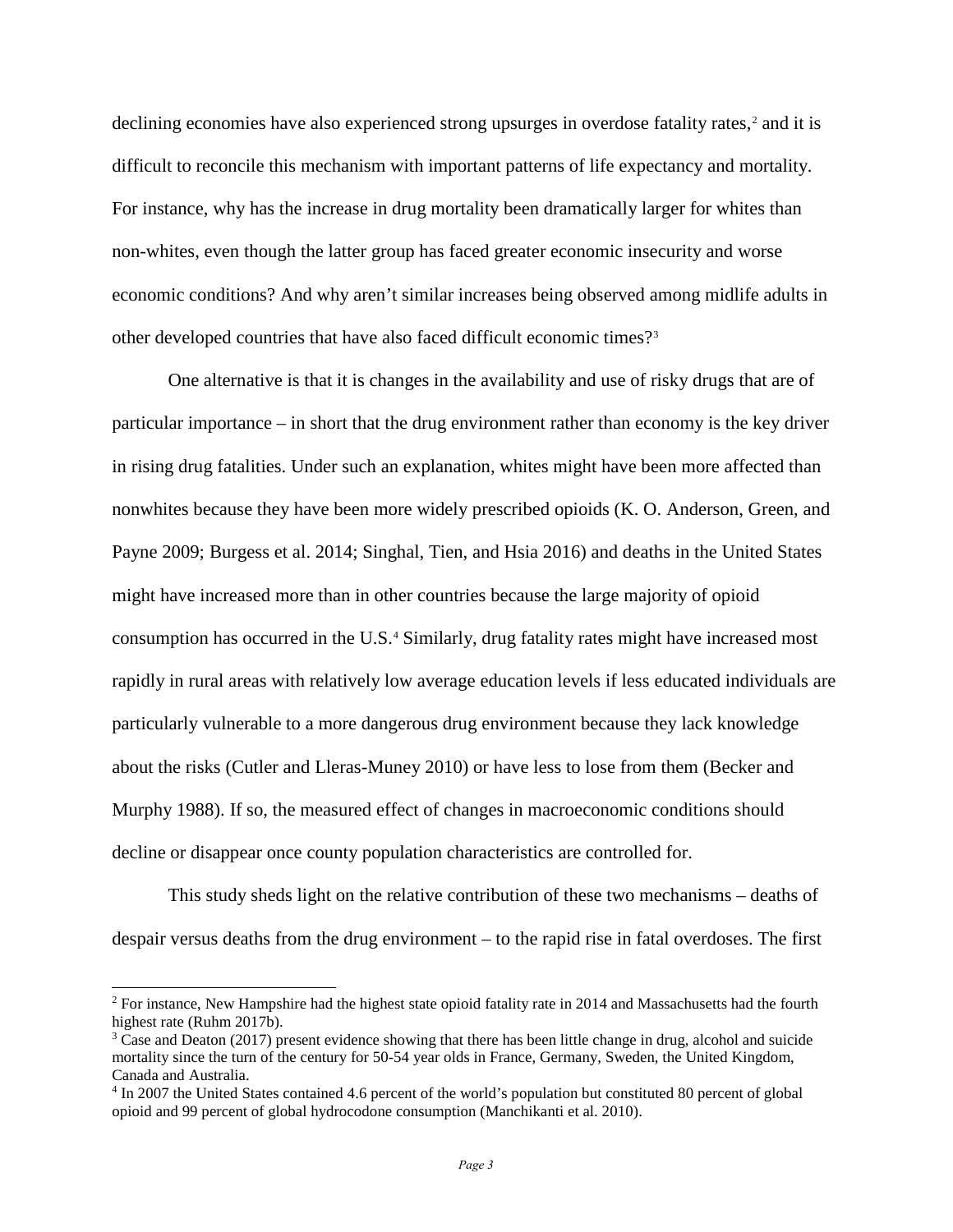declining economies have also experienced strong upsurges in overdose fatality rates,[2] and it is difficult to reconcile this mechanism with important patterns of life expectancy and mortality. For instance, why has the increase in drug mortality been dramatically larger for whites than non-whites, even though the latter group has faced greater economic insecurity and worse economic conditions? And why aren't similar increases being observed among midlife adults in other developed countries that have also faced difficult economic times?[3]

One alternative is that it is changes in the availability and use of risky drugs that are of particular importance – in short that the drug environment rather than economy is the key driver in rising drug fatalities. Under such an explanation, whites might have been more affected than nonwhites because they have been more widely prescribed opioids (K. O. Anderson, Green, and Payne 2009; Burgess et al. 2014; Singhal, Tien, and Hsia 2016) and deaths in the United States might have increased more than in other countries because the large majority of opioid consumption has occurred in the U.S.[4] Similarly, drug fatality rates might have increased most rapidly in rural areas with relatively low average education levels if less educated individuals are particularly vulnerable to a more dangerous drug environment because they lack knowledge about the risks (Cutler and Lleras-Muney 2010) or have less to lose from them (Becker and Murphy 1988). If so, the measured effect of changes in macroeconomic conditions should decline or disappear once county population characteristics are controlled for.

This study sheds light on the relative contribution of these two mechanisms – deaths of despair versus deaths from the drug environment – to the rapid rise in fatal overdoses. The first

[2] For instance, New Hampshire had the highest state opioid fatality rate in 2014 and Massachusetts had the fourth highest rate (Ruhm 2017b).

[3] Case and Deaton (2017) present evidence showing that there has been little change in drug, alcohol and suicide mortality since the turn of the century for 50-54 year olds in France, Germany, Sweden, the United Kingdom, Canada and Australia.

[4] In 2007 the United States contained 4.6 percent of the world's population but constituted 80 percent of global opioid and 99 percent of global hydrocodone consumption (Manchikanti et al. 2010).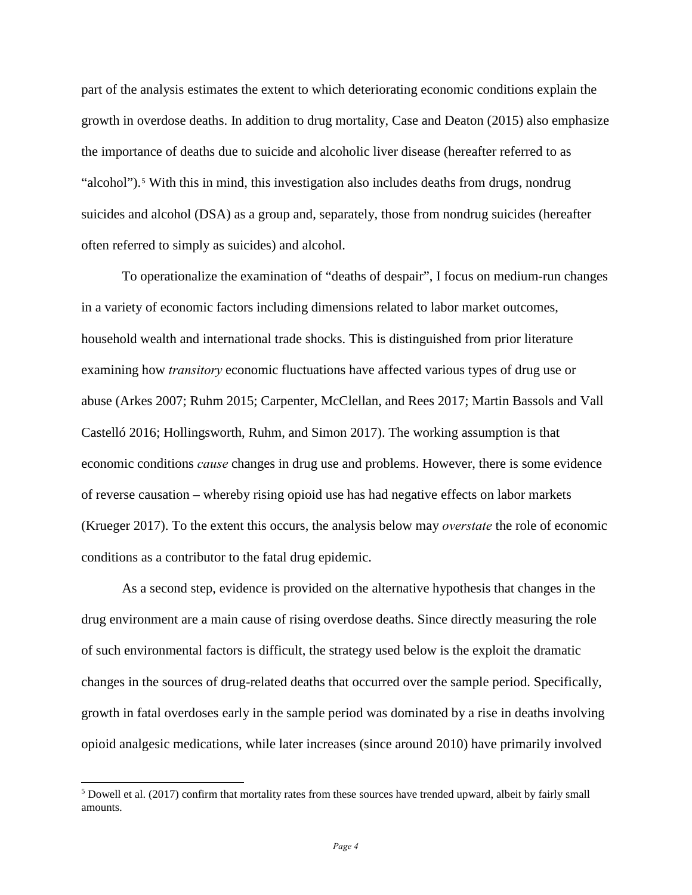part of the analysis estimates the extent to which deteriorating economic conditions explain the growth in overdose deaths. In addition to drug mortality, Case and Deaton (2015) also emphasize the importance of deaths due to suicide and alcoholic liver disease (hereafter referred to as "alcohol").[5] With this in mind, this investigation also includes deaths from drugs, nondrug suicides and alcohol (DSA) as a group and, separately, those from nondrug suicides (hereafter often referred to simply as suicides) and alcohol.

To operationalize the examination of "deaths of despair", I focus on medium-run changes in a variety of economic factors including dimensions related to labor market outcomes, household wealth and international trade shocks. This is distinguished from prior literature examining how *transitory* economic fluctuations have affected various types of drug use or abuse (Arkes 2007; Ruhm 2015; Carpenter, McClellan, and Rees 2017; Martin Bassols and Vall Castelló 2016; Hollingsworth, Ruhm, and Simon 2017). The working assumption is that economic conditions *cause* changes in drug use and problems. However, there is some evidence of reverse causation – whereby rising opioid use has had negative effects on labor markets (Krueger 2017). To the extent this occurs, the analysis below may *overstate* the role of economic conditions as a contributor to the fatal drug epidemic.

As a second step, evidence is provided on the alternative hypothesis that changes in the drug environment are a main cause of rising overdose deaths. Since directly measuring the role of such environmental factors is difficult, the strategy used below is the exploit the dramatic changes in the sources of drug-related deaths that occurred over the sample period. Specifically, growth in fatal overdoses early in the sample period was dominated by a rise in deaths involving opioid analgesic medications, while later increases (since around 2010) have primarily involved

[5] Dowell et al. (2017) confirm that mortality rates from these sources have trended upward, albeit by fairly small amounts.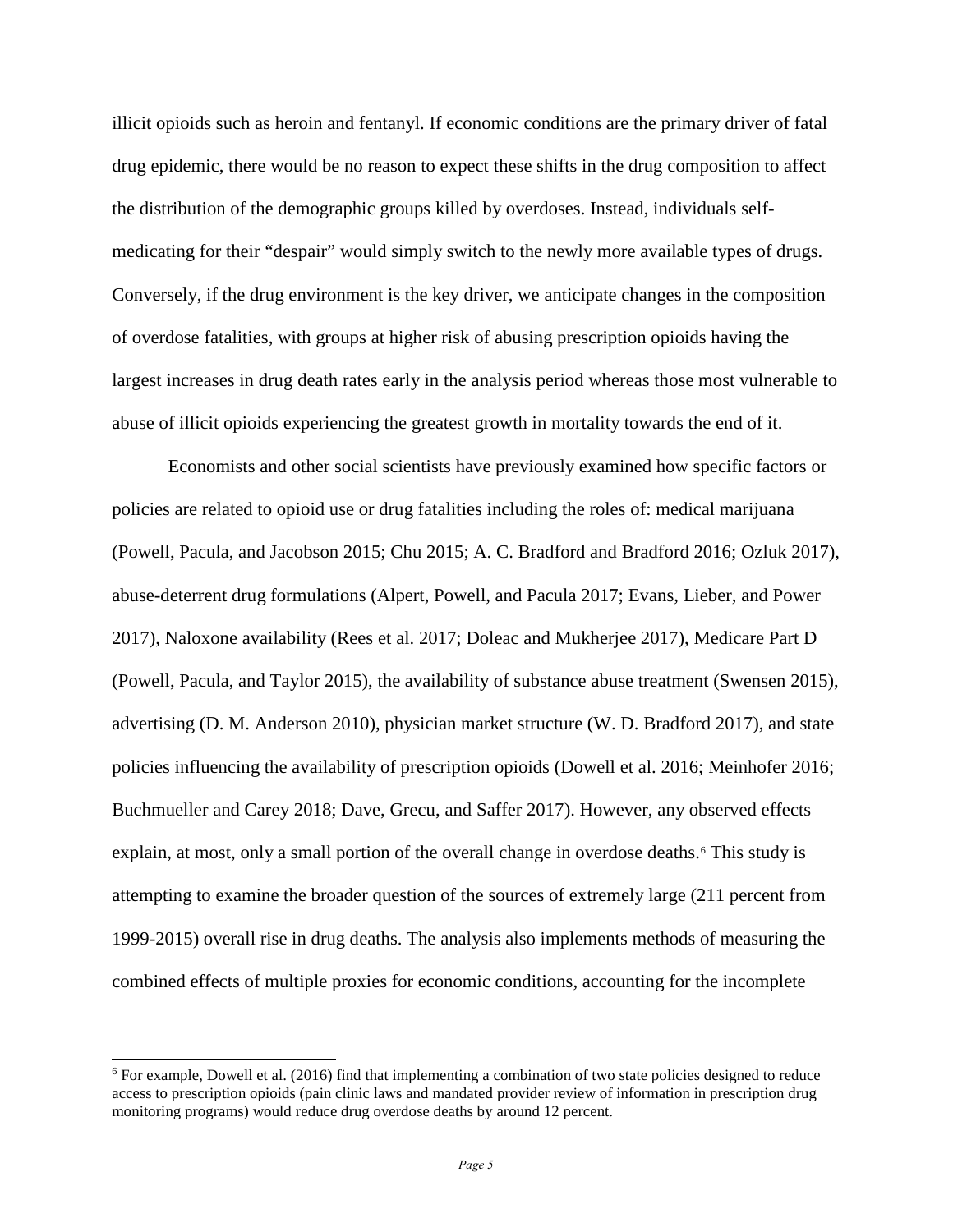illicit opioids such as heroin and fentanyl. If economic conditions are the primary driver of fatal drug epidemic, there would be no reason to expect these shifts in the drug composition to affect the distribution of the demographic groups killed by overdoses. Instead, individuals self-medicating for their "despair" would simply switch to the newly more available types of drugs. Conversely, if the drug environment is the key driver, we anticipate changes in the composition of overdose fatalities, with groups at higher risk of abusing prescription opioids having the largest increases in drug death rates early in the analysis period whereas those most vulnerable to abuse of illicit opioids experiencing the greatest growth in mortality towards the end of it.

Economists and other social scientists have previously examined how specific factors or policies are related to opioid use or drug fatalities including the roles of: medical marijuana (Powell, Pacula, and Jacobson 2015; Chu 2015; A. C. Bradford and Bradford 2016; Ozluk 2017), abuse-deterrent drug formulations (Alpert, Powell, and Pacula 2017; Evans, Lieber, and Power 2017), Naloxone availability (Rees et al. 2017; Doleac and Mukherjee 2017), Medicare Part D (Powell, Pacula, and Taylor 2015), the availability of substance abuse treatment (Swensen 2015), advertising (D. M. Anderson 2010), physician market structure (W. D. Bradford 2017), and state policies influencing the availability of prescription opioids (Dowell et al. 2016; Meinhofer 2016; Buchmueller and Carey 2018; Dave, Grecu, and Saffer 2017). However, any observed effects explain, at most, only a small portion of the overall change in overdose deaths.[6] This study is attempting to examine the broader question of the sources of extremely large (211 percent from 1999-2015) overall rise in drug deaths. The analysis also implements methods of measuring the combined effects of multiple proxies for economic conditions, accounting for the incomplete

[6] For example, Dowell et al. (2016) find that implementing a combination of two state policies designed to reduce access to prescription opioids (pain clinic laws and mandated provider review of information in prescription drug monitoring programs) would reduce drug overdose deaths by around 12 percent.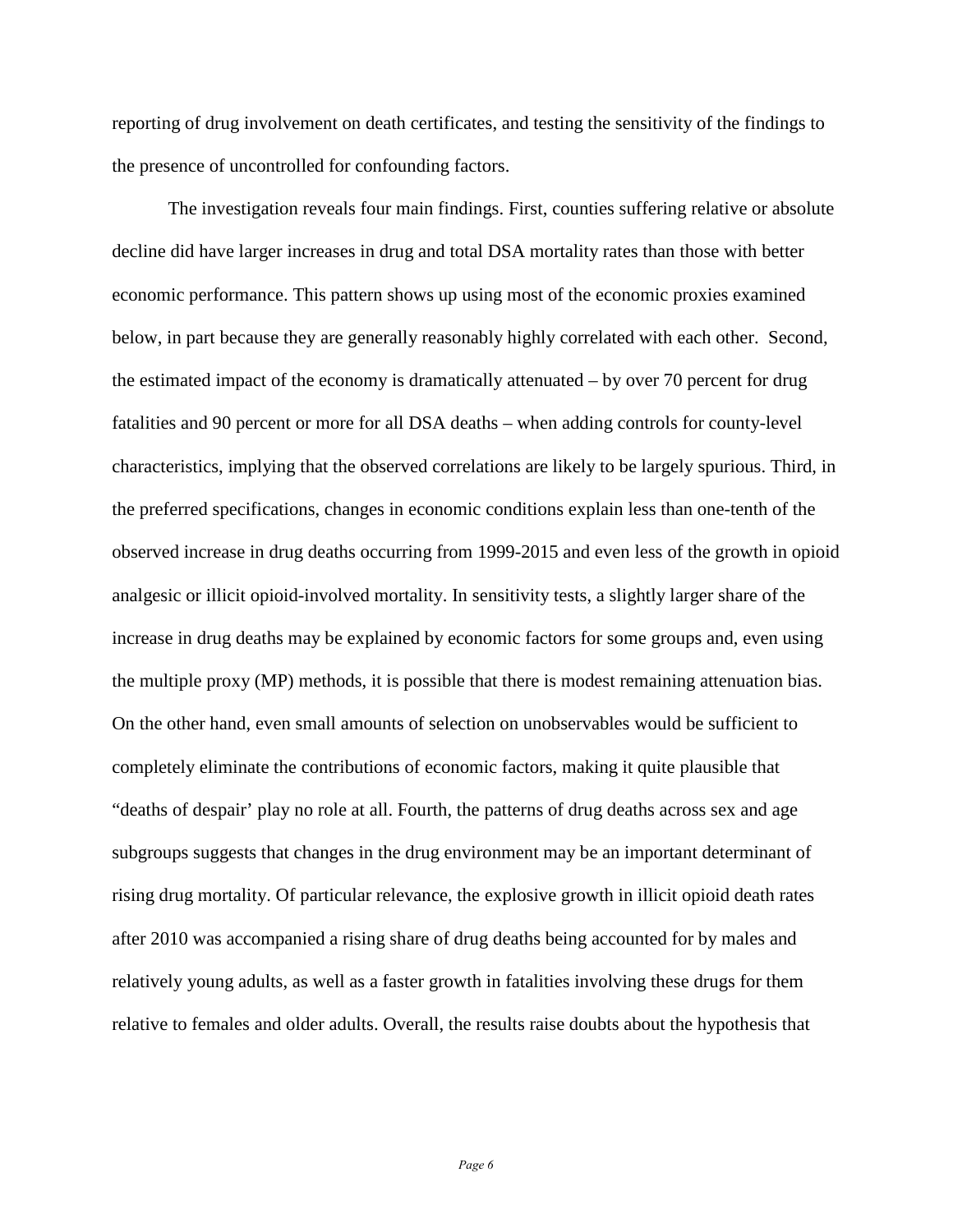reporting of drug involvement on death certificates, and testing the sensitivity of the findings to the presence of uncontrolled for confounding factors.

The investigation reveals four main findings. First, counties suffering relative or absolute decline did have larger increases in drug and total DSA mortality rates than those with better economic performance. This pattern shows up using most of the economic proxies examined below, in part because they are generally reasonably highly correlated with each other. Second, the estimated impact of the economy is dramatically attenuated – by over 70 percent for drug fatalities and 90 percent or more for all DSA deaths – when adding controls for county-level characteristics, implying that the observed correlations are likely to be largely spurious. Third, in the preferred specifications, changes in economic conditions explain less than one-tenth of the observed increase in drug deaths occurring from 1999-2015 and even less of the growth in opioid analgesic or illicit opioid-involved mortality. In sensitivity tests, a slightly larger share of the increase in drug deaths may be explained by economic factors for some groups and, even using the multiple proxy (MP) methods, it is possible that there is modest remaining attenuation bias. On the other hand, even small amounts of selection on unobservables would be sufficient to completely eliminate the contributions of economic factors, making it quite plausible that "deaths of despair' play no role at all. Fourth, the patterns of drug deaths across sex and age subgroups suggests that changes in the drug environment may be an important determinant of rising drug mortality. Of particular relevance, the explosive growth in illicit opioid death rates after 2010 was accompanied a rising share of drug deaths being accounted for by males and relatively young adults, as well as a faster growth in fatalities involving these drugs for them relative to females and older adults. Overall, the results raise doubts about the hypothesis that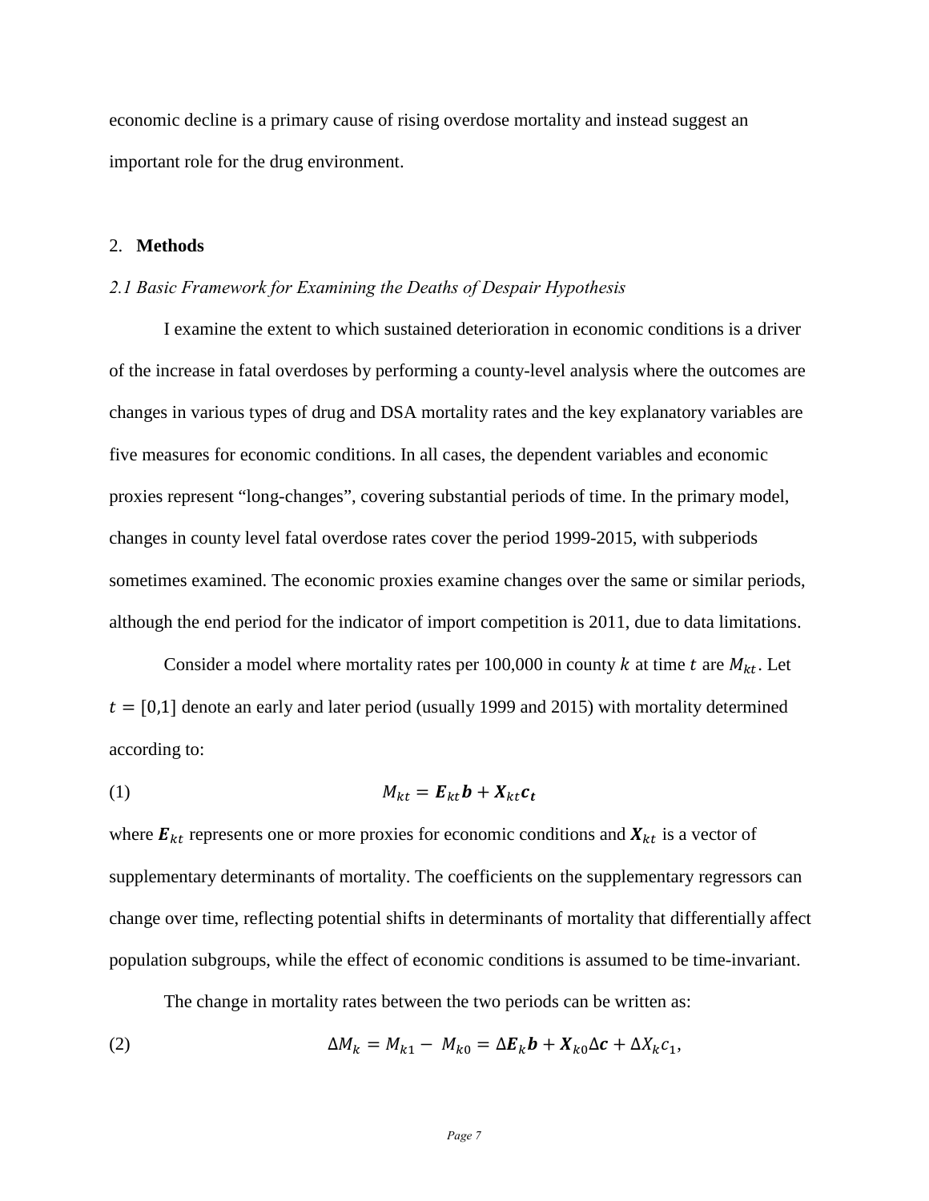economic decline is a primary cause of rising overdose mortality and instead suggest an important role for the drug environment.

## 2. **Methods**

### *2.1 Basic Framework for Examining the Deaths of Despair Hypothesis*

I examine the extent to which sustained deterioration in economic conditions is a driver of the increase in fatal overdoses by performing a county-level analysis where the outcomes are changes in various types of drug and DSA mortality rates and the key explanatory variables are five measures for economic conditions. In all cases, the dependent variables and economic proxies represent "long-changes", covering substantial periods of time. In the primary model, changes in county level fatal overdose rates cover the period 1999-2015, with subperiods sometimes examined. The economic proxies examine changes over the same or similar periods, although the end period for the indicator of import competition is 2011, due to data limitations.

Consider a model where mortality rates per 100,000 in county $k$ at time $t$ are $M_{kt}$. Let $t = [0,1]$ denote an early and later period (usually 1999 and 2015) with mortality determined according to:

$$M_{kt} = \boldsymbol{E}_{kt}\boldsymbol{b} + \boldsymbol{X}_{kt}\boldsymbol{c_t} \tag{1}$$

where $\boldsymbol{E}_{kt}$ represents one or more proxies for economic conditions and $\boldsymbol{X}_{kt}$ is a vector of supplementary determinants of mortality. The coefficients on the supplementary regressors can change over time, reflecting potential shifts in determinants of mortality that differentially affect population subgroups, while the effect of economic conditions is assumed to be time-invariant.

The change in mortality rates between the two periods can be written as:

$$\Delta M_k = M_{k1} - M_{k0} = \Delta\boldsymbol{E}_k\boldsymbol{b} + \boldsymbol{X}_{k0}\Delta\boldsymbol{c} + \Delta X_k c_1, \tag{2}$$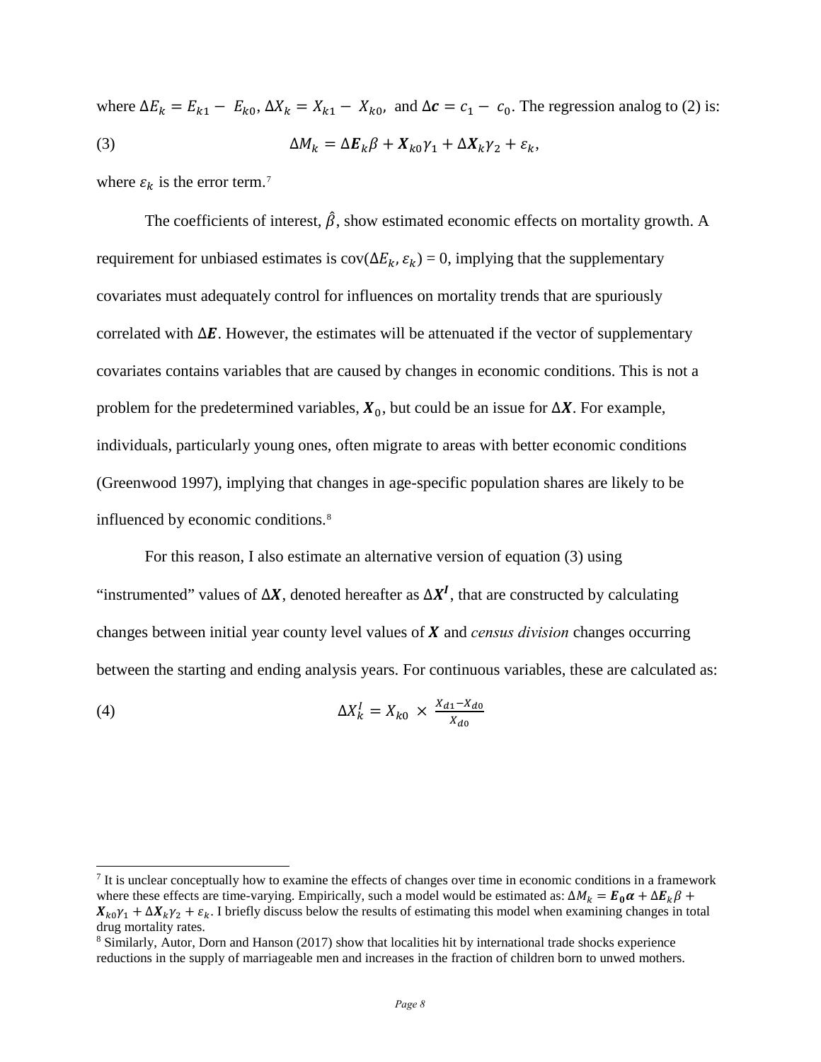where $\Delta E_k = E_{k1} - E_{k0}$, $\Delta X_k = X_{k1} - X_{k0}$, and $\Delta \boldsymbol{c} = c_1 - c_0$. The regression analog to (2) is:

$$\Delta M_k = \Delta \boldsymbol{E}_k \beta + \boldsymbol{X}_{k0} \gamma_1 + \Delta \boldsymbol{X}_k \gamma_2 + \varepsilon_k, \tag{3}$$

where $\varepsilon_k$ is the error term.[7]

The coefficients of interest, $\hat{\beta}$, show estimated economic effects on mortality growth. A requirement for unbiased estimates is cov($\Delta E_k$, $\varepsilon_k$) = 0, implying that the supplementary covariates must adequately control for influences on mortality trends that are spuriously correlated with $\Delta \boldsymbol{E}$. However, the estimates will be attenuated if the vector of supplementary covariates contains variables that are caused by changes in economic conditions. This is not a problem for the predetermined variables, $\boldsymbol{X}_0$, but could be an issue for $\Delta \boldsymbol{X}$. For example, individuals, particularly young ones, often migrate to areas with better economic conditions (Greenwood 1997), implying that changes in age-specific population shares are likely to be influenced by economic conditions.[8]

For this reason, I also estimate an alternative version of equation (3) using "instrumented" values of $\Delta \boldsymbol{X}$, denoted hereafter as $\Delta \boldsymbol{X}^{\boldsymbol{I}}$, that are constructed by calculating changes between initial year county level values of $\boldsymbol{X}$ and *census division* changes occurring between the starting and ending analysis years. For continuous variables, these are calculated as:

$$\Delta X_k^I = X_{k0} \times \frac{X_{d1} - X_{d0}}{X_{d0}} \tag{4}$$

---

[7] It is unclear conceptually how to examine the effects of changes over time in economic conditions in a framework where these effects are time-varying. Empirically, such a model would be estimated as: $\Delta M_k = \boldsymbol{E_0 \alpha} + \Delta \boldsymbol{E}_k \beta + \boldsymbol{X}_{k0} \gamma_1 + \Delta \boldsymbol{X}_k \gamma_2 + \varepsilon_k$. I briefly discuss below the results of estimating this model when examining changes in total drug mortality rates.

[8] Similarly, Autor, Dorn and Hanson (2017) show that localities hit by international trade shocks experience reductions in the supply of marriageable men and increases in the fraction of children born to unwed mothers.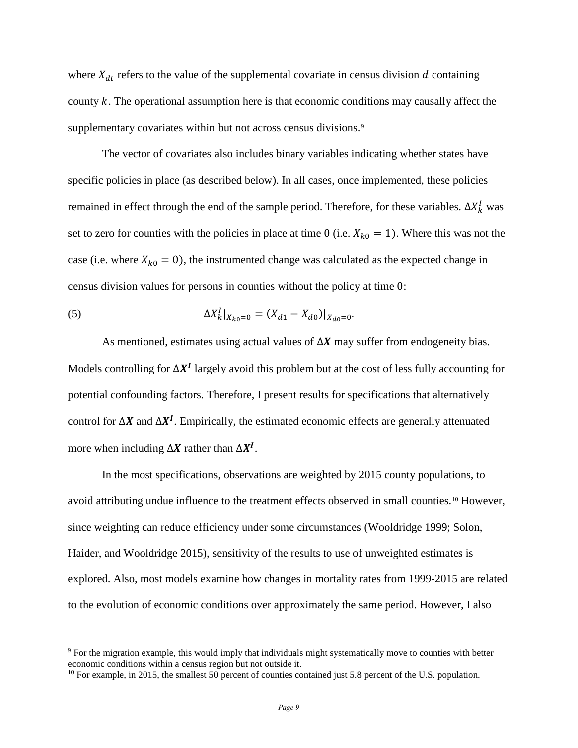where $X_{dt}$ refers to the value of the supplemental covariate in census division $d$ containing county $k$. The operational assumption here is that economic conditions may causally affect the supplementary covariates within but not across census divisions.[9]

The vector of covariates also includes binary variables indicating whether states have specific policies in place (as described below). In all cases, once implemented, these policies remained in effect through the end of the sample period. Therefore, for these variables. $\Delta X_k^I$ was set to zero for counties with the policies in place at time 0 (i.e. $X_{k0} = 1$). Where this was not the case (i.e. where $X_{k0} = 0$), the instrumented change was calculated as the expected change in census division values for persons in counties without the policy at time 0:

$$\Delta X_k^I|_{X_{k0}=0} = (X_{d1} - X_{d0})|_{X_{d0}=0}. \tag{5}$$

As mentioned, estimates using actual values of $\Delta \boldsymbol{X}$ may suffer from endogeneity bias. Models controlling for $\Delta \boldsymbol{X^I}$ largely avoid this problem but at the cost of less fully accounting for potential confounding factors. Therefore, I present results for specifications that alternatively control for $\Delta \boldsymbol{X}$ and $\Delta \boldsymbol{X^I}$. Empirically, the estimated economic effects are generally attenuated more when including $\Delta \boldsymbol{X}$ rather than $\Delta \boldsymbol{X^I}$.

In the most specifications, observations are weighted by 2015 county populations, to avoid attributing undue influence to the treatment effects observed in small counties.[10] However, since weighting can reduce efficiency under some circumstances (Wooldridge 1999; Solon, Haider, and Wooldridge 2015), sensitivity of the results to use of unweighted estimates is explored. Also, most models examine how changes in mortality rates from 1999-2015 are related to the evolution of economic conditions over approximately the same period. However, I also

[9] For the migration example, this would imply that individuals might systematically move to counties with better economic conditions within a census region but not outside it.

[10] For example, in 2015, the smallest 50 percent of counties contained just 5.8 percent of the U.S. population.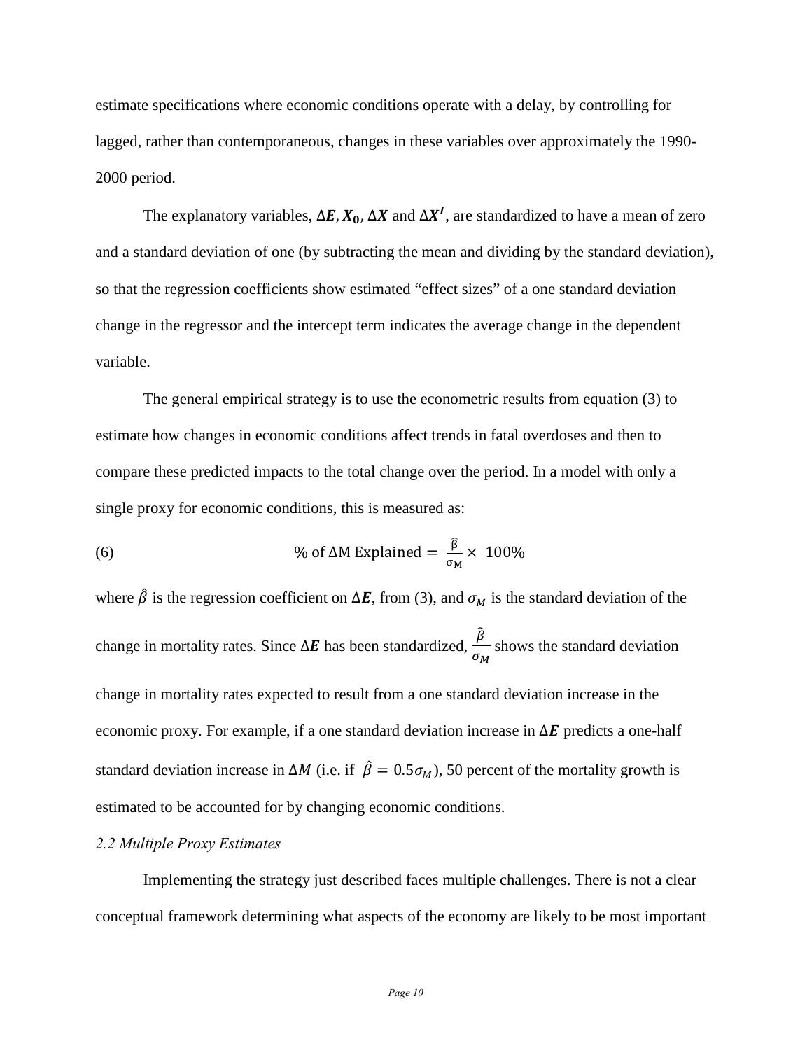estimate specifications where economic conditions operate with a delay, by controlling for lagged, rather than contemporaneous, changes in these variables over approximately the 1990-2000 period.

The explanatory variables, $\Delta\boldsymbol{E}, \boldsymbol{X_0}, \Delta\boldsymbol{X}$ and $\Delta\boldsymbol{X^I}$, are standardized to have a mean of zero and a standard deviation of one (by subtracting the mean and dividing by the standard deviation), so that the regression coefficients show estimated "effect sizes" of a one standard deviation change in the regressor and the intercept term indicates the average change in the dependent variable.

The general empirical strategy is to use the econometric results from equation (3) to estimate how changes in economic conditions affect trends in fatal overdoses and then to compare these predicted impacts to the total change over the period. In a model with only a single proxy for economic conditions, this is measured as:

$$\text{(6)} \qquad \% \text{ of } \Delta\text{M Explained} = \frac{\hat{\beta}}{\sigma_{\text{M}}} \times \ 100\%$$

where $\hat{\beta}$ is the regression coefficient on $\Delta\boldsymbol{E}$, from (3), and $\sigma_M$ is the standard deviation of the change in mortality rates. Since $\Delta\boldsymbol{E}$ has been standardized, $\frac{\hat{\beta}}{\sigma_M}$ shows the standard deviation change in mortality rates expected to result from a one standard deviation increase in the economic proxy. For example, if a one standard deviation increase in $\Delta\boldsymbol{E}$ predicts a one-half standard deviation increase in $\Delta M$ (i.e. if $\hat{\beta} = 0.5\sigma_M$), 50 percent of the mortality growth is estimated to be accounted for by changing economic conditions.

*2.2 Multiple Proxy Estimates*

Implementing the strategy just described faces multiple challenges. There is not a clear conceptual framework determining what aspects of the economy are likely to be most important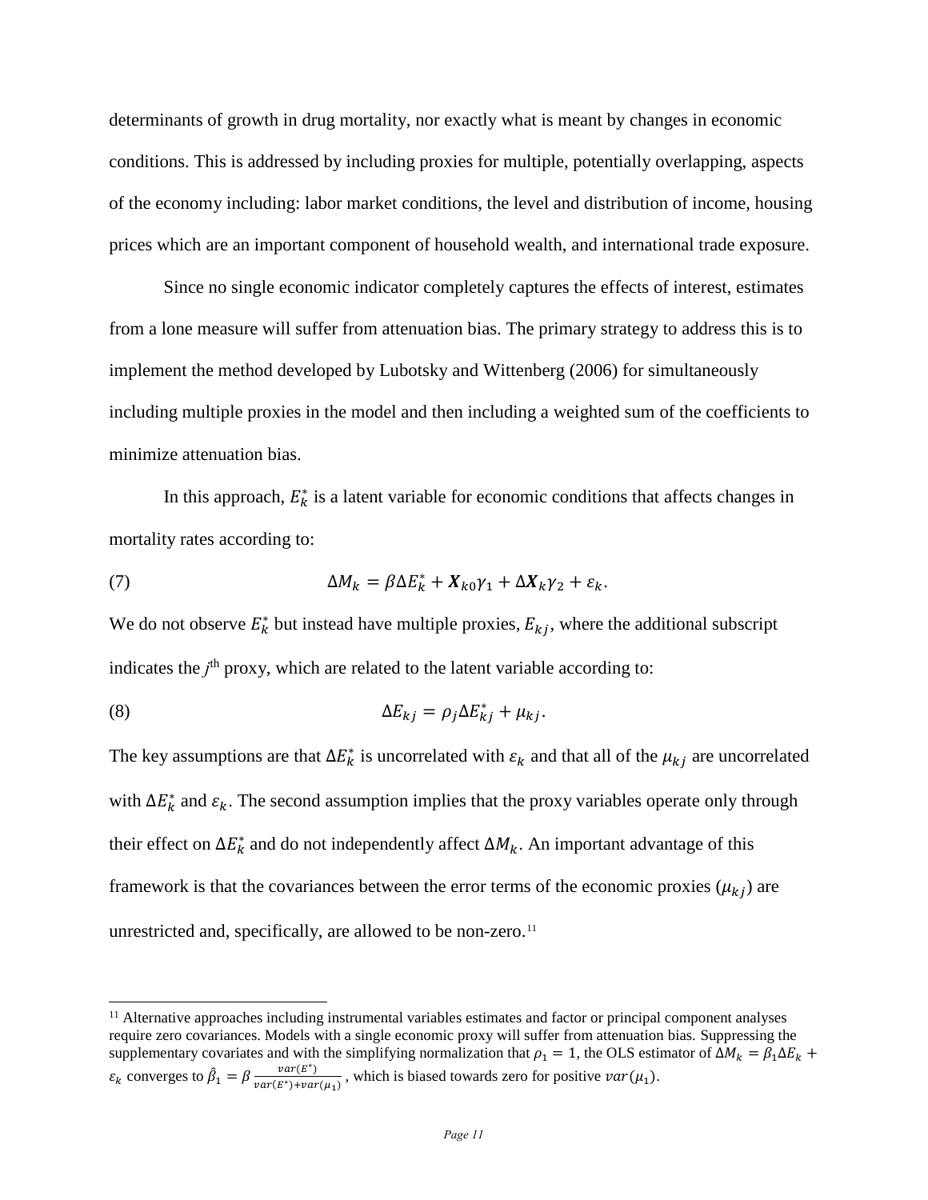determinants of growth in drug mortality, nor exactly what is meant by changes in economic conditions. This is addressed by including proxies for multiple, potentially overlapping, aspects of the economy including: labor market conditions, the level and distribution of income, housing prices which are an important component of household wealth, and international trade exposure.

Since no single economic indicator completely captures the effects of interest, estimates from a lone measure will suffer from attenuation bias. The primary strategy to address this is to implement the method developed by Lubotsky and Wittenberg (2006) for simultaneously including multiple proxies in the model and then including a weighted sum of the coefficients to minimize attenuation bias.

In this approach, $E_k^*$ is a latent variable for economic conditions that affects changes in mortality rates according to:

$$\Delta M_k = \beta \Delta E_k^* + \boldsymbol{X}_{k0}\gamma_1 + \Delta \boldsymbol{X}_k \gamma_2 + \varepsilon_k. \tag{7}$$

We do not observe $E_k^*$ but instead have multiple proxies, $E_{kj}$, where the additional subscript indicates the $j^{\text{th}}$ proxy, which are related to the latent variable according to:

$$\Delta E_{kj} = \rho_j \Delta E_{kj}^* + \mu_{kj}. \tag{8}$$

The key assumptions are that $\Delta E_k^*$ is uncorrelated with $\varepsilon_k$ and that all of the $\mu_{kj}$ are uncorrelated with $\Delta E_k^*$ and $\varepsilon_k$. The second assumption implies that the proxy variables operate only through their effect on $\Delta E_k^*$ and do not independently affect $\Delta M_k$. An important advantage of this framework is that the covariances between the error terms of the economic proxies ($\mu_{kj}$) are unrestricted and, specifically, are allowed to be non-zero.[11]

---

[11] Alternative approaches including instrumental variables estimates and factor or principal component analyses require zero covariances. Models with a single economic proxy will suffer from attenuation bias. Suppressing the supplementary covariates and with the simplifying normalization that $\rho_1 = 1$, the OLS estimator of $\Delta M_k = \beta_1 \Delta E_k + \varepsilon_k$ converges to $\hat{\beta}_1 = \beta \frac{var(E^*)}{var(E^*) + var(\mu_1)}$, which is biased towards zero for positive $var(\mu_1)$.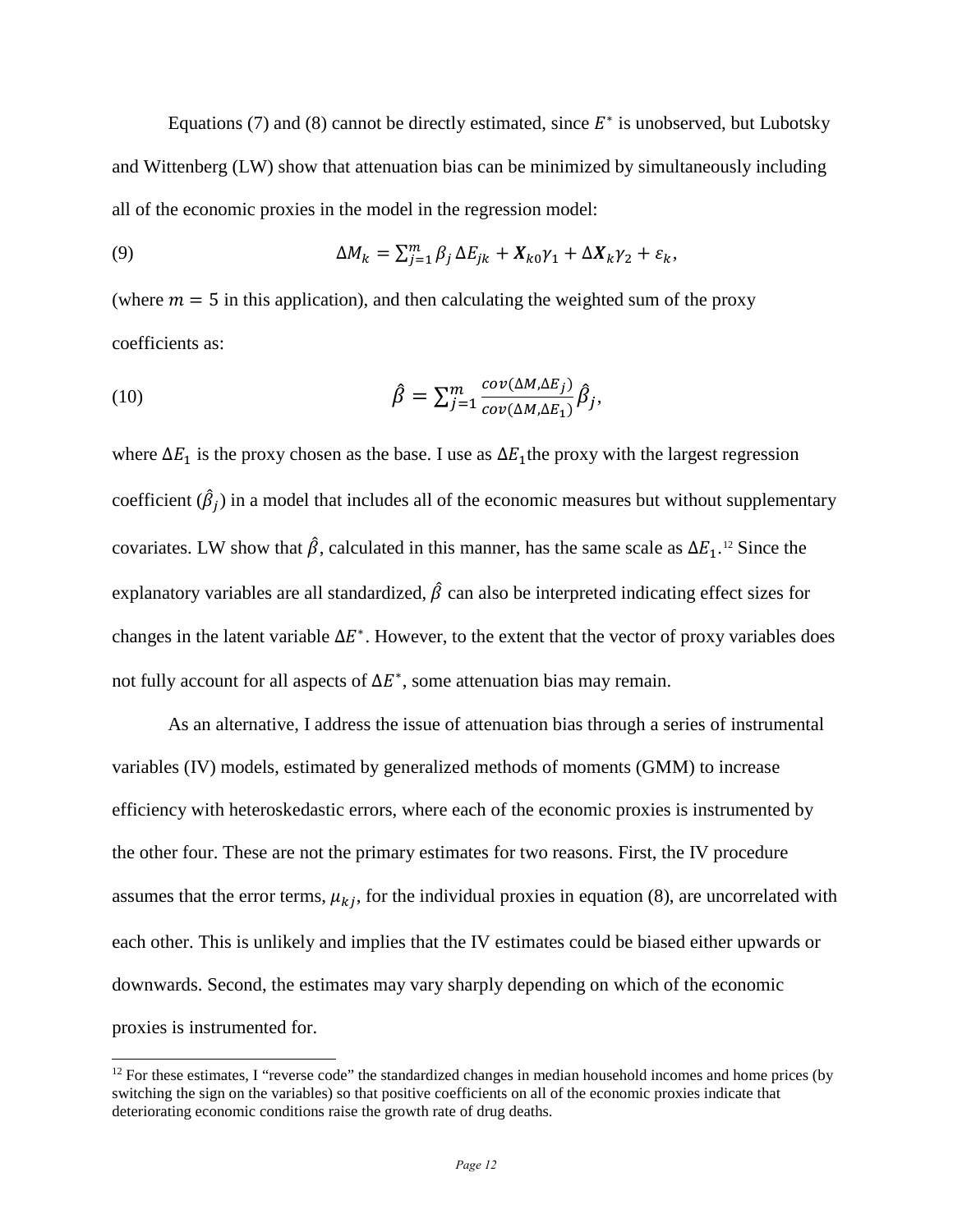Equations (7) and (8) cannot be directly estimated, since $E^*$ is unobserved, but Lubotsky and Wittenberg (LW) show that attenuation bias can be minimized by simultaneously including all of the economic proxies in the model in the regression model:

$$\Delta M_k = \sum_{j=1}^{m} \beta_j \Delta E_{jk} + \boldsymbol{X}_{k0}\gamma_1 + \Delta \boldsymbol{X}_k \gamma_2 + \varepsilon_k, \tag{9}$$

(where $m = 5$ in this application), and then calculating the weighted sum of the proxy coefficients as:

$$\hat{\beta} = \sum_{j=1}^{m} \frac{cov(\Delta M, \Delta E_j)}{cov(\Delta M, \Delta E_1)} \hat{\beta}_j, \tag{10}$$

where $\Delta E_1$ is the proxy chosen as the base. I use as $\Delta E_1$ the proxy with the largest regression coefficient ($\hat{\beta}_j$) in a model that includes all of the economic measures but without supplementary covariates. LW show that $\hat{\beta}$, calculated in this manner, has the same scale as $\Delta E_1$.[12] Since the explanatory variables are all standardized, $\hat{\beta}$ can also be interpreted indicating effect sizes for changes in the latent variable $\Delta E^*$. However, to the extent that the vector of proxy variables does not fully account for all aspects of $\Delta E^*$, some attenuation bias may remain.

As an alternative, I address the issue of attenuation bias through a series of instrumental variables (IV) models, estimated by generalized methods of moments (GMM) to increase efficiency with heteroskedastic errors, where each of the economic proxies is instrumented by the other four. These are not the primary estimates for two reasons. First, the IV procedure assumes that the error terms, $\mu_{kj}$, for the individual proxies in equation (8), are uncorrelated with each other. This is unlikely and implies that the IV estimates could be biased either upwards or downwards. Second, the estimates may vary sharply depending on which of the economic proxies is instrumented for.

[12] For these estimates, I "reverse code" the standardized changes in median household incomes and home prices (by switching the sign on the variables) so that positive coefficients on all of the economic proxies indicate that deteriorating economic conditions raise the growth rate of drug deaths.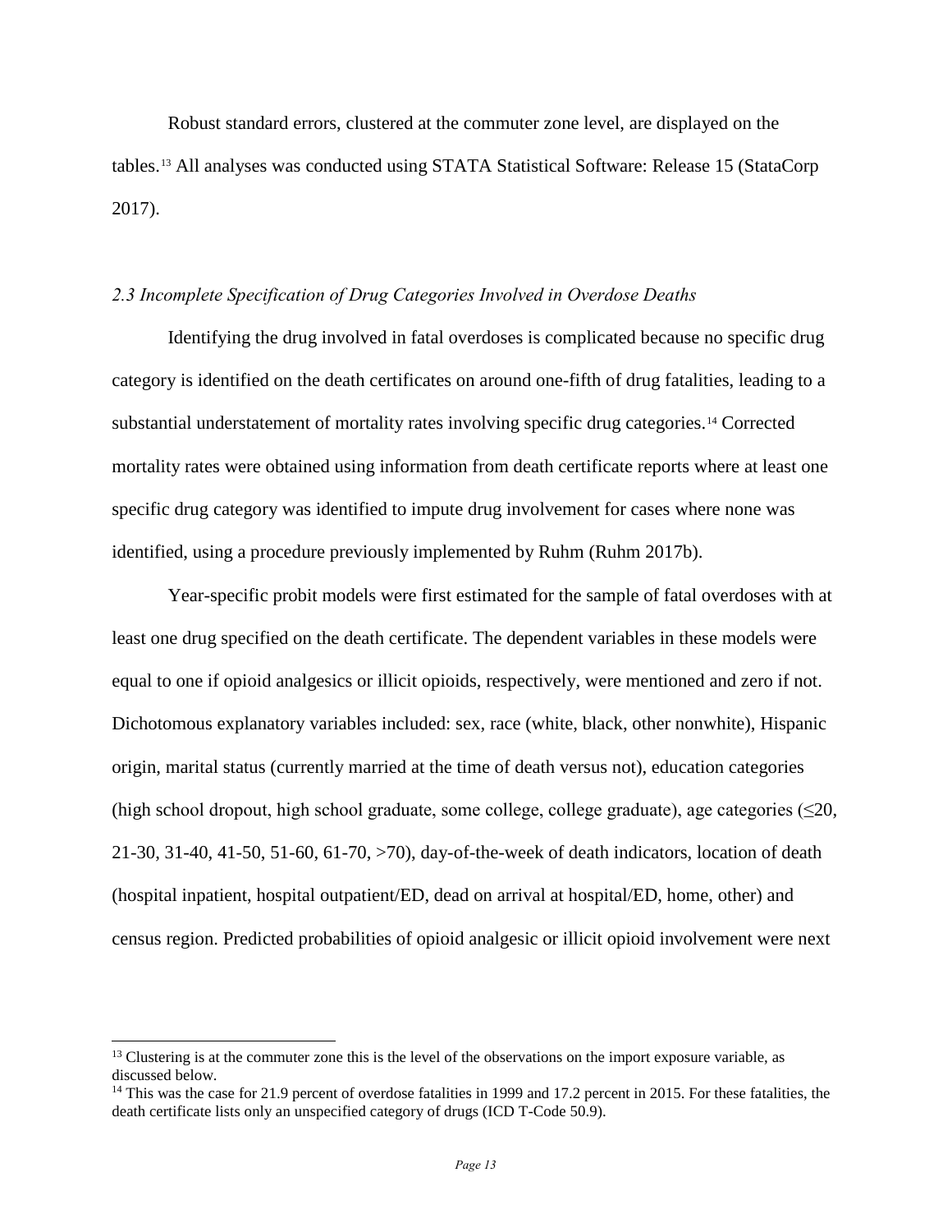Robust standard errors, clustered at the commuter zone level, are displayed on the tables.[13] All analyses was conducted using STATA Statistical Software: Release 15 (StataCorp 2017).

### *2.3 Incomplete Specification of Drug Categories Involved in Overdose Deaths*

Identifying the drug involved in fatal overdoses is complicated because no specific drug category is identified on the death certificates on around one-fifth of drug fatalities, leading to a substantial understatement of mortality rates involving specific drug categories.[14] Corrected mortality rates were obtained using information from death certificate reports where at least one specific drug category was identified to impute drug involvement for cases where none was identified, using a procedure previously implemented by Ruhm (Ruhm 2017b).

Year-specific probit models were first estimated for the sample of fatal overdoses with at least one drug specified on the death certificate. The dependent variables in these models were equal to one if opioid analgesics or illicit opioids, respectively, were mentioned and zero if not. Dichotomous explanatory variables included: sex, race (white, black, other nonwhite), Hispanic origin, marital status (currently married at the time of death versus not), education categories (high school dropout, high school graduate, some college, college graduate), age categories (≤20, 21-30, 31-40, 41-50, 51-60, 61-70, >70), day-of-the-week of death indicators, location of death (hospital inpatient, hospital outpatient/ED, dead on arrival at hospital/ED, home, other) and census region. Predicted probabilities of opioid analgesic or illicit opioid involvement were next

---

[13] Clustering is at the commuter zone this is the level of the observations on the import exposure variable, as discussed below.

[14] This was the case for 21.9 percent of overdose fatalities in 1999 and 17.2 percent in 2015. For these fatalities, the death certificate lists only an unspecified category of drugs (ICD T-Code 50.9).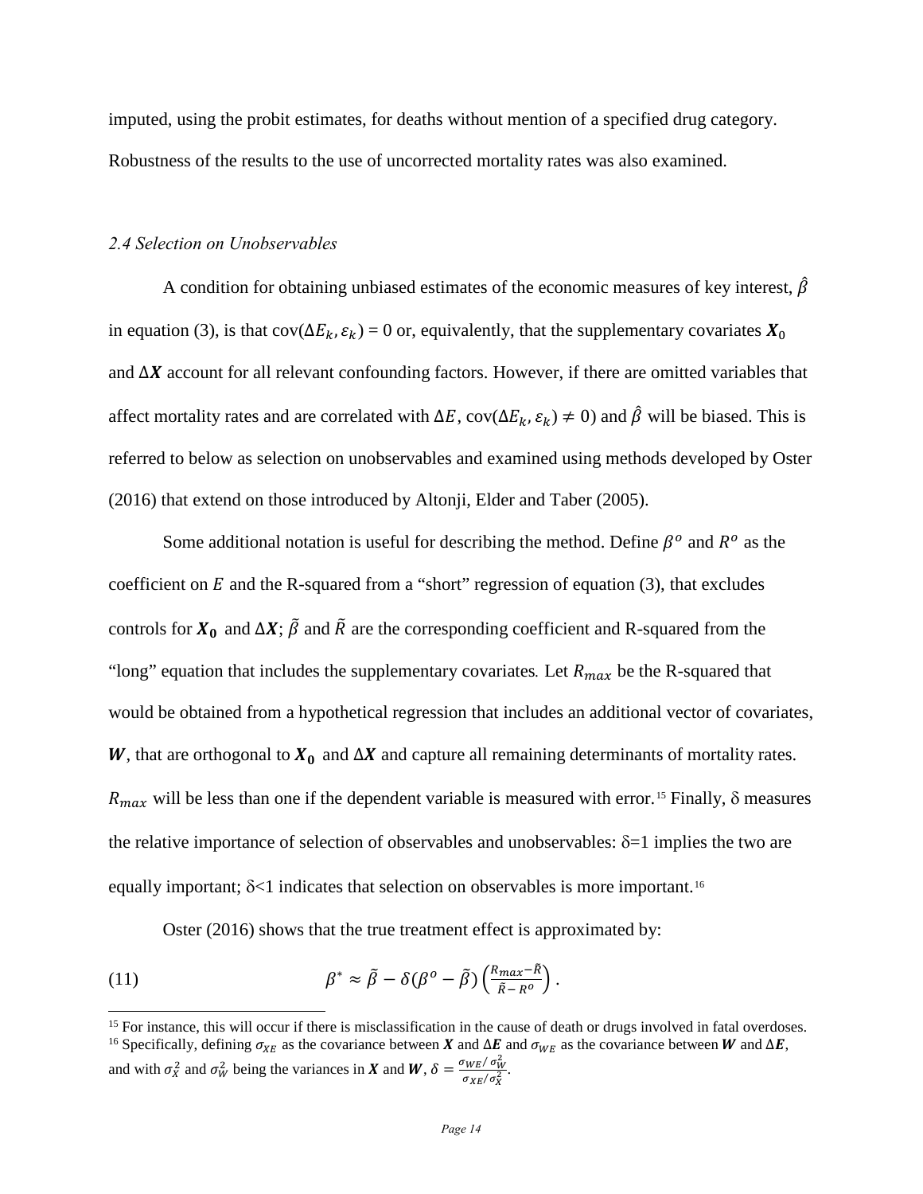imputed, using the probit estimates, for deaths without mention of a specified drug category. Robustness of the results to the use of uncorrected mortality rates was also examined.

### *2.4 Selection on Unobservables*

A condition for obtaining unbiased estimates of the economic measures of key interest, $\hat{\beta}$ in equation (3), is that cov($\Delta E_k, \varepsilon_k$) = 0 or, equivalently, that the supplementary covariates $\boldsymbol{X}_0$ and $\Delta\boldsymbol{X}$ account for all relevant confounding factors. However, if there are omitted variables that affect mortality rates and are correlated with $\Delta E$, cov($\Delta E_k, \varepsilon_k$) $\neq$ 0) and $\hat{\beta}$ will be biased. This is referred to below as selection on unobservables and examined using methods developed by Oster (2016) that extend on those introduced by Altonji, Elder and Taber (2005).

Some additional notation is useful for describing the method. Define $\beta^o$ and $R^o$ as the coefficient on $E$ and the R-squared from a "short" regression of equation (3), that excludes controls for $\boldsymbol{X_0}$ and $\Delta\boldsymbol{X}$; $\tilde{\beta}$ and $\tilde{R}$ are the corresponding coefficient and R-squared from the "long" equation that includes the supplementary covariates*.* Let $R_{max}$ be the R-squared that would be obtained from a hypothetical regression that includes an additional vector of covariates, $\boldsymbol{W}$, that are orthogonal to $\boldsymbol{X_0}$ and $\Delta\boldsymbol{X}$ and capture all remaining determinants of mortality rates. $R_{max}$ will be less than one if the dependent variable is measured with error.[15] Finally, δ measures the relative importance of selection of observables and unobservables: δ=1 implies the two are equally important; δ<1 indicates that selection on observables is more important.[16]

Oster (2016) shows that the true treatment effect is approximated by:

$$\beta^* \approx \tilde{\beta} - \delta(\beta^o - \tilde{\beta})\left(\frac{R_{max}-\tilde{R}}{\tilde{R}-R^o}\right). \tag{11}$$

[15] For instance, this will occur if there is misclassification in the cause of death or drugs involved in fatal overdoses.

[16] Specifically, defining $\sigma_{XE}$ as the covariance between $\boldsymbol{X}$ and $\Delta\boldsymbol{E}$ and $\sigma_{WE}$ as the covariance between $\boldsymbol{W}$ and $\Delta\boldsymbol{E}$, and with $\sigma_X^2$ and $\sigma_W^2$ being the variances in $\boldsymbol{X}$ and $\boldsymbol{W}$, $\delta = \frac{\sigma_{WE}/\sigma_W^2}{\sigma_{XE}/\sigma_X^2}$.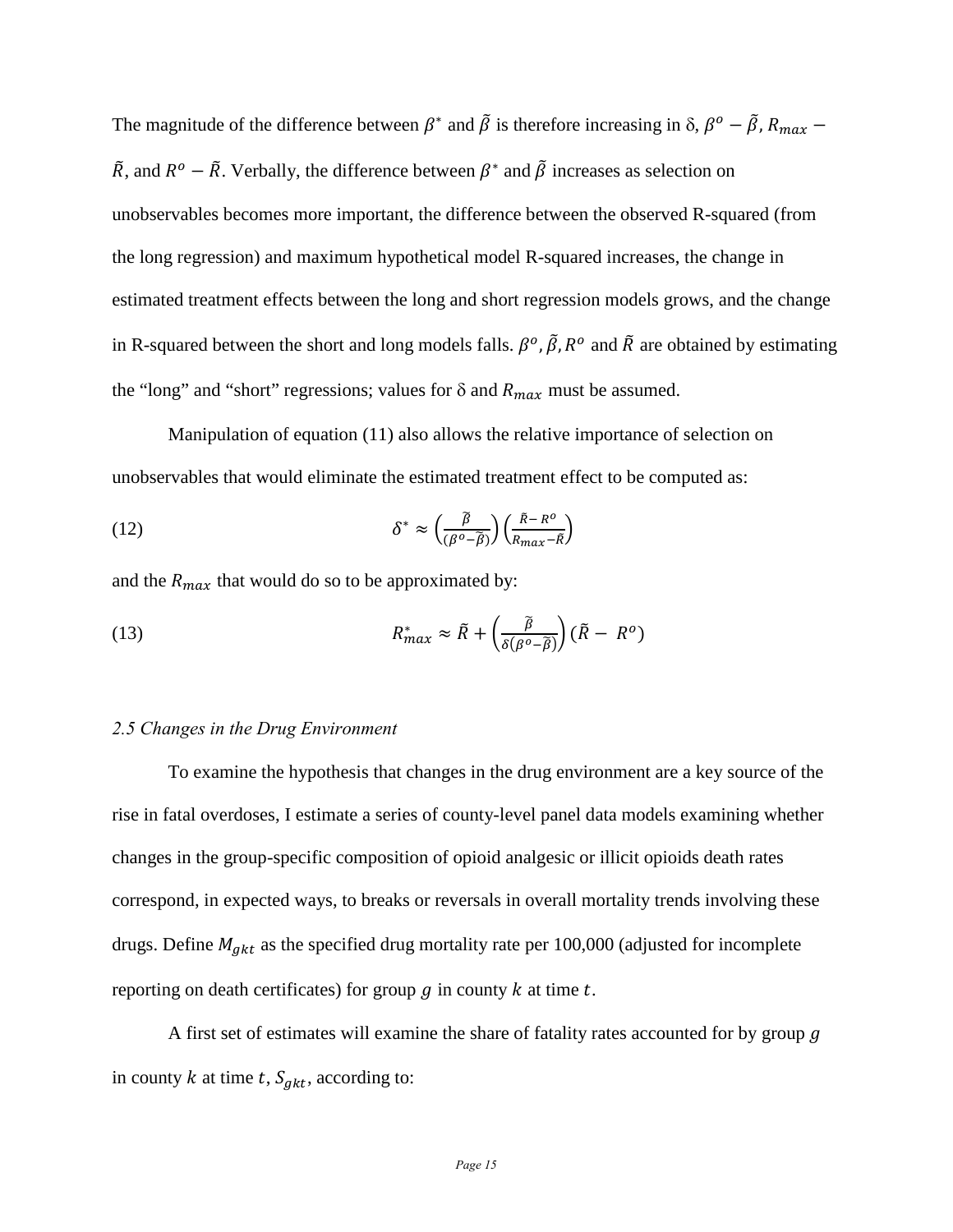The magnitude of the difference between $\beta^*$ and $\tilde{\beta}$ is therefore increasing in δ, $\beta^o - \tilde{\beta}$, $R_{max} - \tilde{R}$, and $R^o - \tilde{R}$. Verbally, the difference between $\beta^*$ and $\tilde{\beta}$ increases as selection on unobservables becomes more important, the difference between the observed R-squared (from the long regression) and maximum hypothetical model R-squared increases, the change in estimated treatment effects between the long and short regression models grows, and the change in R-squared between the short and long models falls. $\beta^o, \tilde{\beta}, R^o$ and $\tilde{R}$ are obtained by estimating the "long" and "short" regressions; values for δ and $R_{max}$ must be assumed.

Manipulation of equation (11) also allows the relative importance of selection on unobservables that would eliminate the estimated treatment effect to be computed as:

$$\delta^* \approx \left(\frac{\tilde{\beta}}{(\beta^o - \tilde{\beta})}\right)\left(\frac{\tilde{R} - R^o}{R_{max} - \tilde{R}}\right) \tag{12}$$

and the $R_{max}$ that would do so to be approximated by:

$$R^*_{max} \approx \tilde{R} + \left(\frac{\tilde{\beta}}{\delta(\beta^o - \tilde{\beta})}\right)(\tilde{R} - R^o) \tag{13}$$

*2.5 Changes in the Drug Environment*

To examine the hypothesis that changes in the drug environment are a key source of the rise in fatal overdoses, I estimate a series of county-level panel data models examining whether changes in the group-specific composition of opioid analgesic or illicit opioids death rates correspond, in expected ways, to breaks or reversals in overall mortality trends involving these drugs. Define $M_{gkt}$ as the specified drug mortality rate per 100,000 (adjusted for incomplete reporting on death certificates) for group $g$ in county $k$ at time $t$.

A first set of estimates will examine the share of fatality rates accounted for by group $g$ in county $k$ at time $t$, $S_{gkt}$, according to: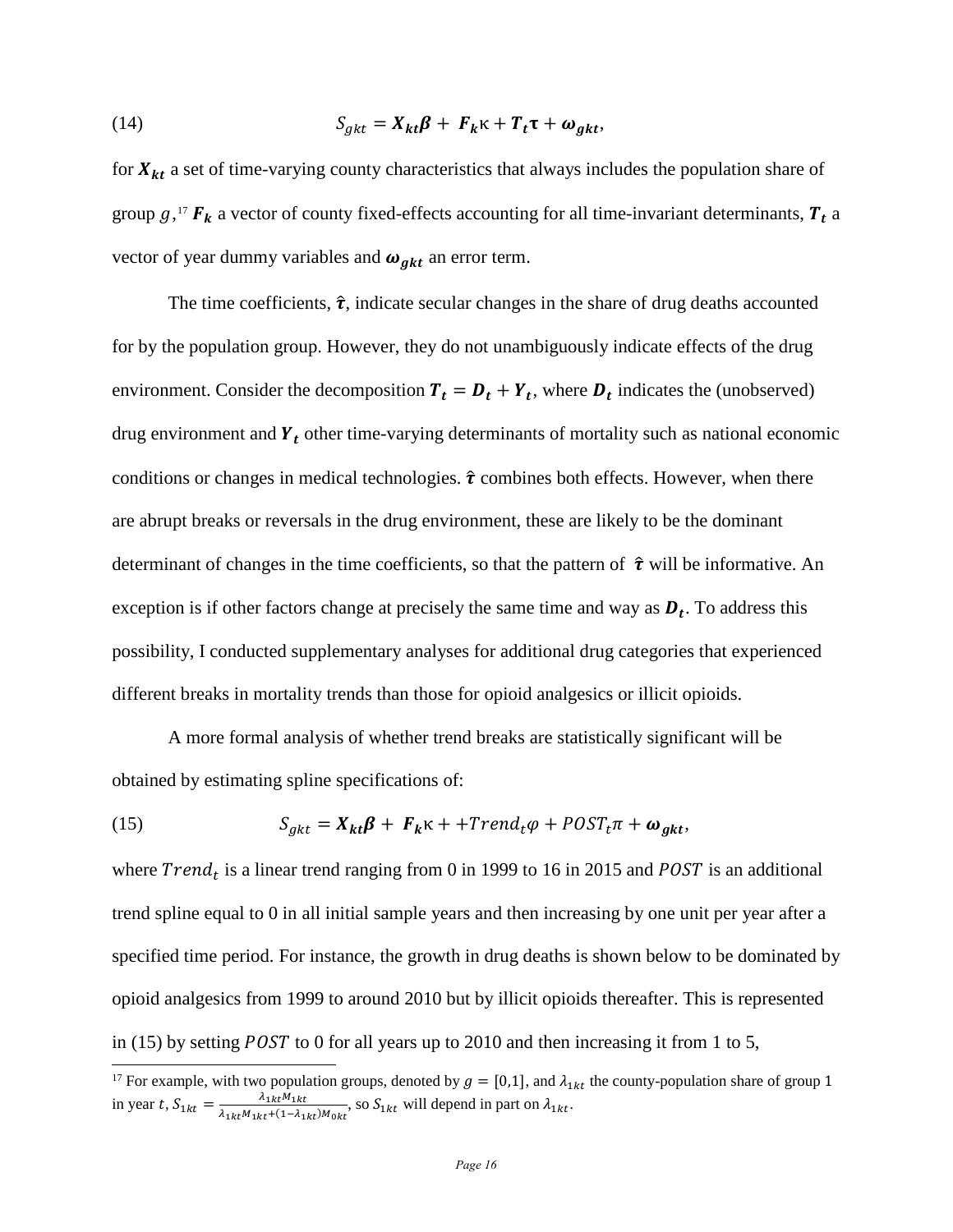$$S_{gkt} = \boldsymbol{X_{kt}\beta} + \boldsymbol{F_k}\kappa + \boldsymbol{T_t}\boldsymbol{\tau} + \boldsymbol{\omega_{gkt}}, \tag{14}$$

for $\boldsymbol{X_{kt}}$ a set of time-varying county characteristics that always includes the population share of group $g$,[17] $\boldsymbol{F_k}$ a vector of county fixed-effects accounting for all time-invariant determinants, $\boldsymbol{T_t}$ a vector of year dummy variables and $\boldsymbol{\omega_{gkt}}$ an error term.

The time coefficients, $\hat{\boldsymbol{\tau}}$, indicate secular changes in the share of drug deaths accounted for by the population group. However, they do not unambiguously indicate effects of the drug environment. Consider the decomposition $\boldsymbol{T_t} = \boldsymbol{D_t} + \boldsymbol{Y_t}$, where $\boldsymbol{D_t}$ indicates the (unobserved) drug environment and $\boldsymbol{Y_t}$ other time-varying determinants of mortality such as national economic conditions or changes in medical technologies. $\hat{\boldsymbol{\tau}}$ combines both effects. However, when there are abrupt breaks or reversals in the drug environment, these are likely to be the dominant determinant of changes in the time coefficients, so that the pattern of $\hat{\boldsymbol{\tau}}$ will be informative. An exception is if other factors change at precisely the same time and way as $\boldsymbol{D_t}$. To address this possibility, I conducted supplementary analyses for additional drug categories that experienced different breaks in mortality trends than those for opioid analgesics or illicit opioids.

A more formal analysis of whether trend breaks are statistically significant will be obtained by estimating spline specifications of:

$$S_{gkt} = \boldsymbol{X_{kt}\beta} + \boldsymbol{F_k}\kappa + +Trend_t\varphi + POST_t\pi + \boldsymbol{\omega_{gkt}}, \tag{15}$$

where $Trend_t$ is a linear trend ranging from 0 in 1999 to 16 in 2015 and $POST$ is an additional trend spline equal to 0 in all initial sample years and then increasing by one unit per year after a specified time period. For instance, the growth in drug deaths is shown below to be dominated by opioid analgesics from 1999 to around 2010 but by illicit opioids thereafter. This is represented in (15) by setting $POST$ to 0 for all years up to 2010 and then increasing it from 1 to 5,

[17] For example, with two population groups, denoted by $g = [0,1]$, and $\lambda_{1kt}$ the county-population share of group 1 in year $t$, $S_{1kt} = \frac{\lambda_{1kt}M_{1kt}}{\lambda_{1kt}M_{1kt}+(1-\lambda_{1kt})M_{0kt}}$, so $S_{1kt}$ will depend in part on $\lambda_{1kt}$.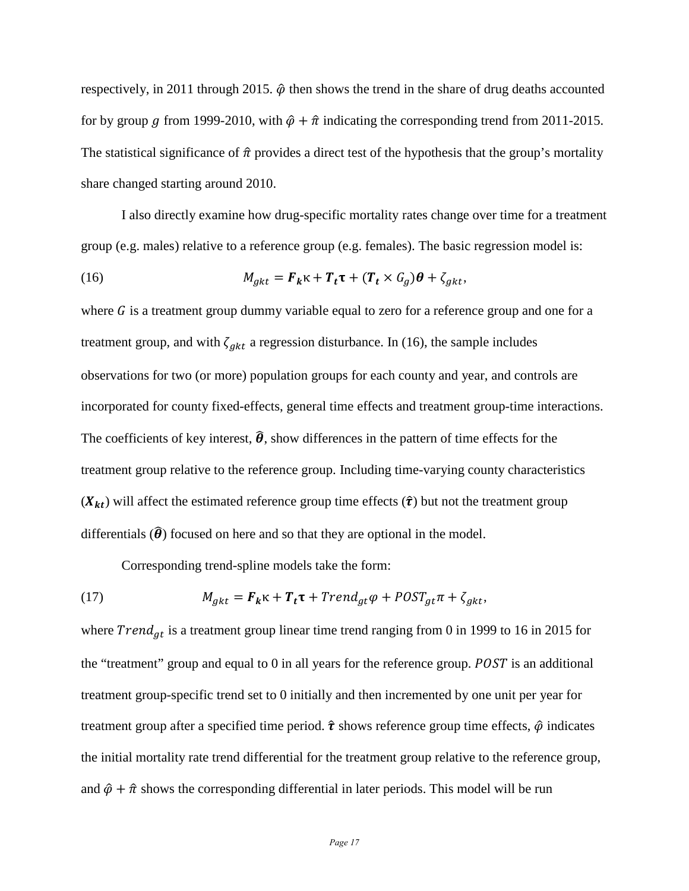respectively, in 2011 through 2015. $\hat{\varphi}$ then shows the trend in the share of drug deaths accounted for by group $g$ from 1999-2010, with $\hat{\varphi} + \hat{\pi}$ indicating the corresponding trend from 2011-2015. The statistical significance of $\hat{\pi}$ provides a direct test of the hypothesis that the group's mortality share changed starting around 2010.

I also directly examine how drug-specific mortality rates change over time for a treatment group (e.g. males) relative to a reference group (e.g. females). The basic regression model is:

$$M_{gkt} = \boldsymbol{F_k}\kappa + \boldsymbol{T_t}\boldsymbol{\tau} + (\boldsymbol{T_t} \times G_g)\boldsymbol{\theta} + \zeta_{gkt}, \tag{16}$$

where $G$ is a treatment group dummy variable equal to zero for a reference group and one for a treatment group, and with $\zeta_{gkt}$ a regression disturbance. In (16), the sample includes observations for two (or more) population groups for each county and year, and controls are incorporated for county fixed-effects, general time effects and treatment group-time interactions. The coefficients of key interest, $\hat{\boldsymbol{\theta}}$, show differences in the pattern of time effects for the treatment group relative to the reference group. Including time-varying county characteristics ($\boldsymbol{X_{kt}}$) will affect the estimated reference group time effects ($\hat{\boldsymbol{\tau}}$) but not the treatment group differentials ($\hat{\boldsymbol{\theta}}$) focused on here and so that they are optional in the model.

Corresponding trend-spline models take the form:

$$M_{gkt} = \boldsymbol{F_k}\kappa + \boldsymbol{T_t}\boldsymbol{\tau} + Trend_{gt}\varphi + POST_{gt}\pi + \zeta_{gkt}, \tag{17}$$

where $Trend_{gt}$ is a treatment group linear time trend ranging from 0 in 1999 to 16 in 2015 for the "treatment" group and equal to 0 in all years for the reference group. $POST$ is an additional treatment group-specific trend set to 0 initially and then incremented by one unit per year for treatment group after a specified time period. $\hat{\boldsymbol{\tau}}$ shows reference group time effects, $\hat{\varphi}$ indicates the initial mortality rate trend differential for the treatment group relative to the reference group, and $\hat{\varphi} + \hat{\pi}$ shows the corresponding differential in later periods. This model will be run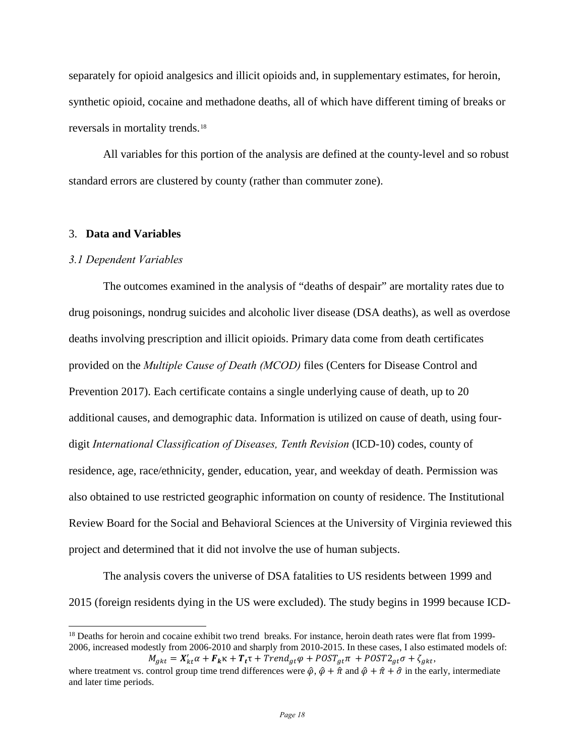separately for opioid analgesics and illicit opioids and, in supplementary estimates, for heroin, synthetic opioid, cocaine and methadone deaths, all of which have different timing of breaks or reversals in mortality trends.[18]

All variables for this portion of the analysis are defined at the county-level and so robust standard errors are clustered by county (rather than commuter zone).

## 3. **Data and Variables**

### *3.1 Dependent Variables*

The outcomes examined in the analysis of "deaths of despair" are mortality rates due to drug poisonings, nondrug suicides and alcoholic liver disease (DSA deaths), as well as overdose deaths involving prescription and illicit opioids. Primary data come from death certificates provided on the *Multiple Cause of Death (MCOD)* files (Centers for Disease Control and Prevention 2017). Each certificate contains a single underlying cause of death, up to 20 additional causes, and demographic data. Information is utilized on cause of death, using four-digit *International Classification of Diseases, Tenth Revision* (ICD-10) codes, county of residence, age, race/ethnicity, gender, education, year, and weekday of death. Permission was also obtained to use restricted geographic information on county of residence. The Institutional Review Board for the Social and Behavioral Sciences at the University of Virginia reviewed this project and determined that it did not involve the use of human subjects.

The analysis covers the universe of DSA fatalities to US residents between 1999 and 2015 (foreign residents dying in the US were excluded). The study begins in 1999 because ICD-

[18] Deaths for heroin and cocaine exhibit two trend breaks. For instance, heroin death rates were flat from 1999-2006, increased modestly from 2006-2010 and sharply from 2010-2015. In these cases, I also estimated models of:

$$M_{gkt} = \boldsymbol{X}'_{kt}\alpha + \boldsymbol{F}_{\boldsymbol{k}}\kappa + \boldsymbol{T}_{\boldsymbol{t}}\tau + Trend_{gt}\varphi + POST_{gt}\pi + POST2_{gt}\sigma + \zeta_{gkt},$$

where treatment vs. control group time trend differences were $\hat{\varphi}$, $\hat{\varphi} + \hat{\pi}$ and $\hat{\varphi} + \hat{\pi} + \hat{\sigma}$ in the early, intermediate and later time periods.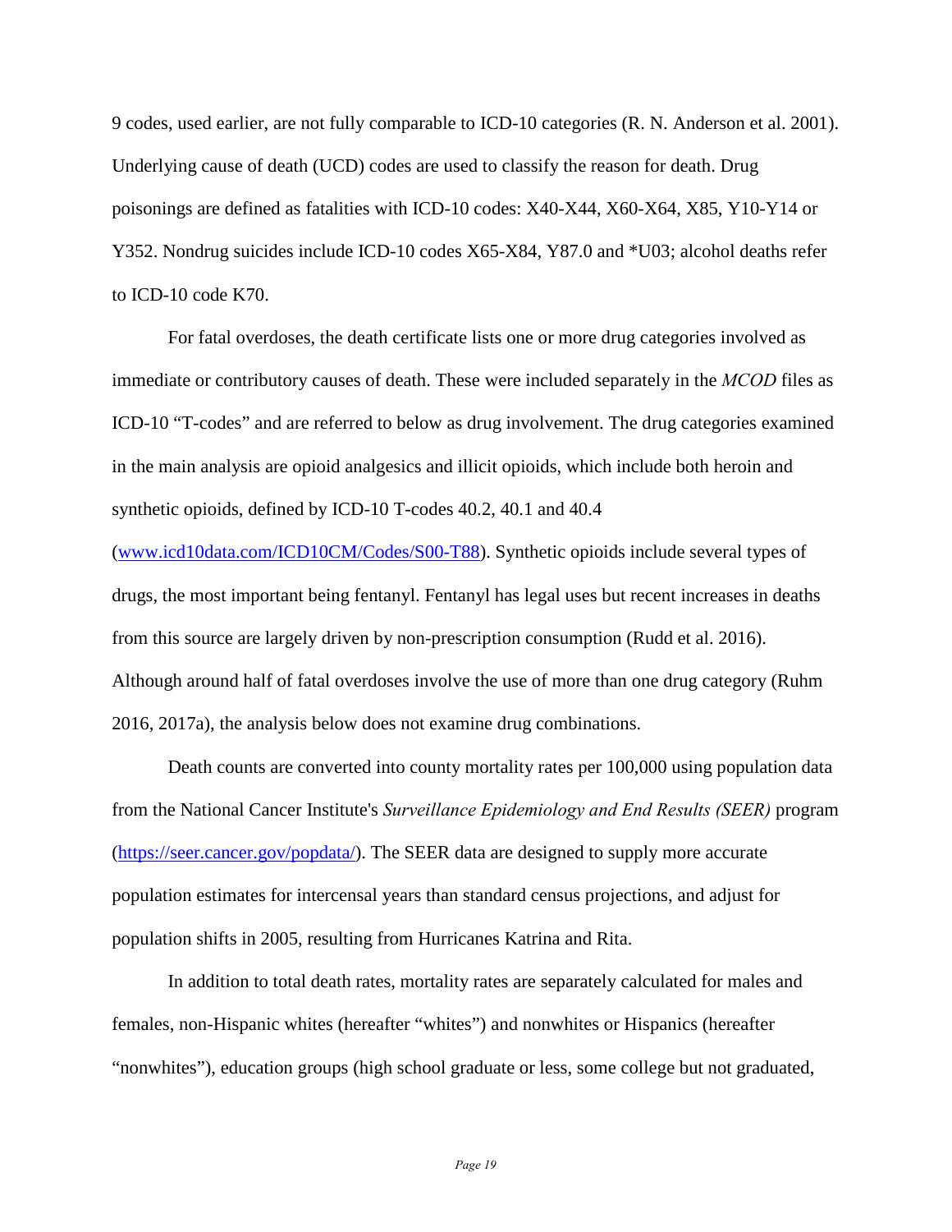9 codes, used earlier, are not fully comparable to ICD-10 categories (R. N. Anderson et al. 2001). Underlying cause of death (UCD) codes are used to classify the reason for death. Drug poisonings are defined as fatalities with ICD-10 codes: X40-X44, X60-X64, X85, Y10-Y14 or Y352. Nondrug suicides include ICD-10 codes X65-X84, Y87.0 and *U03; alcohol deaths refer to ICD-10 code K70.

For fatal overdoses, the death certificate lists one or more drug categories involved as immediate or contributory causes of death. These were included separately in the *MCOD* files as ICD-10 "T-codes" and are referred to below as drug involvement. The drug categories examined in the main analysis are opioid analgesics and illicit opioids, which include both heroin and synthetic opioids, defined by ICD-10 T-codes 40.2, 40.1 and 40.4 (www.icd10data.com/ICD10CM/Codes/S00-T88). Synthetic opioids include several types of drugs, the most important being fentanyl. Fentanyl has legal uses but recent increases in deaths from this source are largely driven by non-prescription consumption (Rudd et al. 2016). Although around half of fatal overdoses involve the use of more than one drug category (Ruhm 2016, 2017a), the analysis below does not examine drug combinations.

Death counts are converted into county mortality rates per 100,000 using population data from the National Cancer Institute's *Surveillance Epidemiology and End Results (SEER)* program (https://seer.cancer.gov/popdata/). The SEER data are designed to supply more accurate population estimates for intercensal years than standard census projections, and adjust for population shifts in 2005, resulting from Hurricanes Katrina and Rita.

In addition to total death rates, mortality rates are separately calculated for males and females, non-Hispanic whites (hereafter "whites") and nonwhites or Hispanics (hereafter "nonwhites"), education groups (high school graduate or less, some college but not graduated,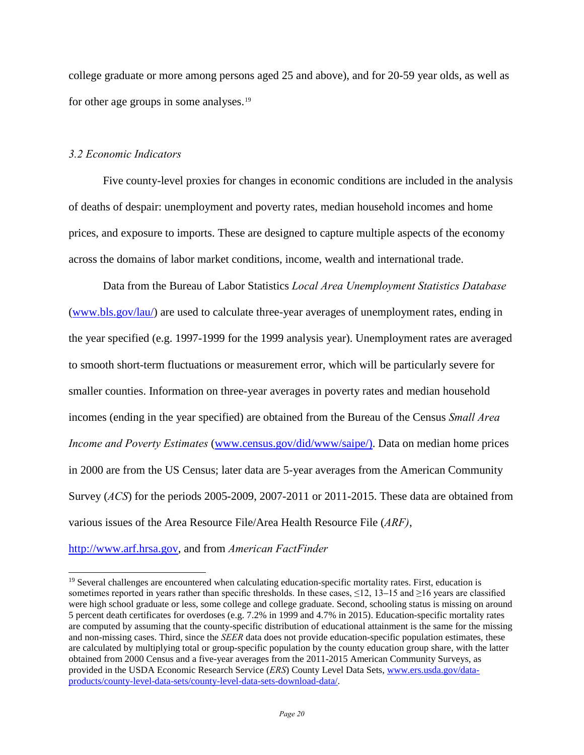college graduate or more among persons aged 25 and above), and for 20-59 year olds, as well as for other age groups in some analyses.[19]

*3.2 Economic Indicators*

Five county-level proxies for changes in economic conditions are included in the analysis of deaths of despair: unemployment and poverty rates, median household incomes and home prices, and exposure to imports. These are designed to capture multiple aspects of the economy across the domains of labor market conditions, income, wealth and international trade.

Data from the Bureau of Labor Statistics *Local Area Unemployment Statistics Database* (www.bls.gov/lau/) are used to calculate three-year averages of unemployment rates, ending in the year specified (e.g. 1997-1999 for the 1999 analysis year). Unemployment rates are averaged to smooth short-term fluctuations or measurement error, which will be particularly severe for smaller counties. Information on three-year averages in poverty rates and median household incomes (ending in the year specified) are obtained from the Bureau of the Census *Small Area Income and Poverty Estimates* (www.census.gov/did/www/saipe/). Data on median home prices in 2000 are from the US Census; later data are 5-year averages from the American Community Survey (*ACS*) for the periods 2005-2009, 2007-2011 or 2011-2015. These data are obtained from various issues of the Area Resource File/Area Health Resource File (*ARF)*, http://www.arf.hrsa.gov, and from *American FactFinder*

[19] Several challenges are encountered when calculating education-specific mortality rates. First, education is sometimes reported in years rather than specific thresholds. In these cases, ≤12, 13–15 and ≥16 years are classified were high school graduate or less, some college and college graduate. Second, schooling status is missing on around 5 percent death certificates for overdoses (e.g. 7.2% in 1999 and 4.7% in 2015). Education-specific mortality rates are computed by assuming that the county-specific distribution of educational attainment is the same for the missing and non-missing cases. Third, since the *SEER* data does not provide education-specific population estimates, these are calculated by multiplying total or group-specific population by the county education group share, with the latter obtained from 2000 Census and a five-year averages from the 2011-2015 American Community Surveys, as provided in the USDA Economic Research Service (*ERS*) County Level Data Sets, www.ers.usda.gov/data-products/county-level-data-sets/county-level-data-sets-download-data/.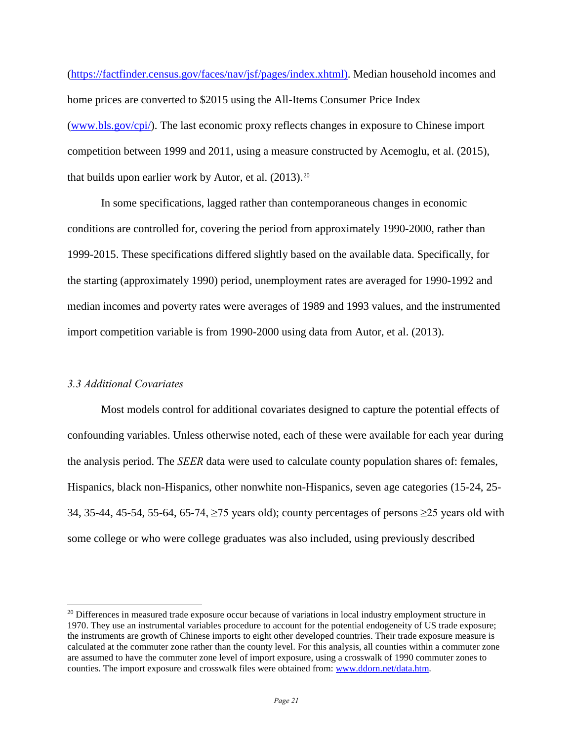(https://factfinder.census.gov/faces/nav/jsf/pages/index.xhtml). Median household incomes and home prices are converted to $2015 using the All-Items Consumer Price Index (www.bls.gov/cpi/). The last economic proxy reflects changes in exposure to Chinese import competition between 1999 and 2011, using a measure constructed by Acemoglu, et al. (2015), that builds upon earlier work by Autor, et al. (2013).[20]

In some specifications, lagged rather than contemporaneous changes in economic conditions are controlled for, covering the period from approximately 1990-2000, rather than 1999-2015. These specifications differed slightly based on the available data. Specifically, for the starting (approximately 1990) period, unemployment rates are averaged for 1990-1992 and median incomes and poverty rates were averages of 1989 and 1993 values, and the instrumented import competition variable is from 1990-2000 using data from Autor, et al. (2013).

### *3.3 Additional Covariates*

Most models control for additional covariates designed to capture the potential effects of confounding variables. Unless otherwise noted, each of these were available for each year during the analysis period. The *SEER* data were used to calculate county population shares of: females, Hispanics, black non-Hispanics, other nonwhite non-Hispanics, seven age categories (15-24, 25-34, 35-44, 45-54, 55-64, 65-74, ≥75 years old); county percentages of persons ≥25 years old with some college or who were college graduates was also included, using previously described

[20] Differences in measured trade exposure occur because of variations in local industry employment structure in 1970. They use an instrumental variables procedure to account for the potential endogeneity of US trade exposure; the instruments are growth of Chinese imports to eight other developed countries. Their trade exposure measure is calculated at the commuter zone rather than the county level. For this analysis, all counties within a commuter zone are assumed to have the commuter zone level of import exposure, using a crosswalk of 1990 commuter zones to counties. The import exposure and crosswalk files were obtained from: www.ddorn.net/data.htm.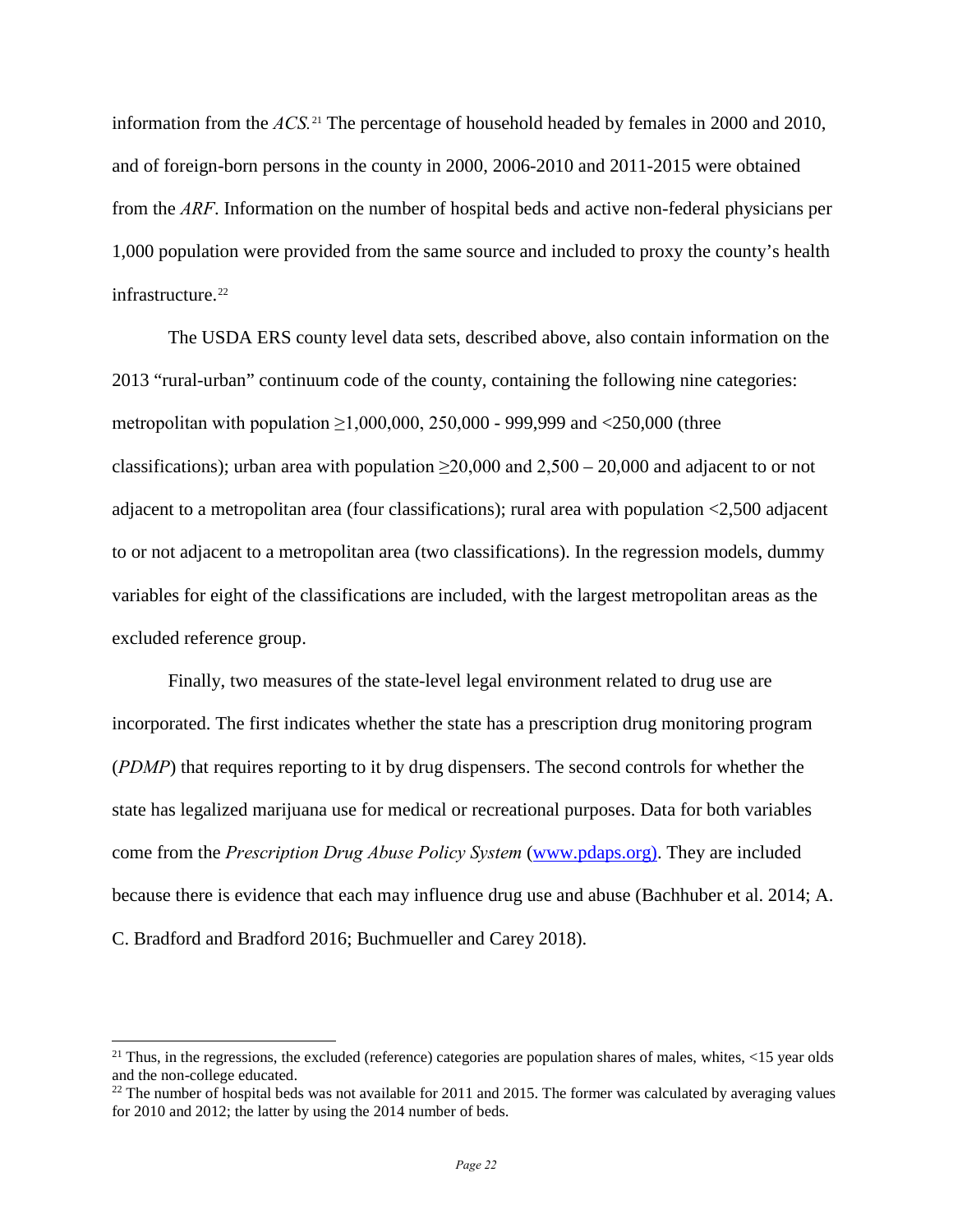information from the *ACS*.[21] The percentage of household headed by females in 2000 and 2010, and of foreign-born persons in the county in 2000, 2006-2010 and 2011-2015 were obtained from the *ARF*. Information on the number of hospital beds and active non-federal physicians per 1,000 population were provided from the same source and included to proxy the county's health infrastructure.[22]

The USDA ERS county level data sets, described above, also contain information on the 2013 "rural-urban" continuum code of the county, containing the following nine categories: metropolitan with population ≥1,000,000, 250,000 - 999,999 and <250,000 (three classifications); urban area with population ≥20,000 and 2,500 – 20,000 and adjacent to or not adjacent to a metropolitan area (four classifications); rural area with population <2,500 adjacent to or not adjacent to a metropolitan area (two classifications). In the regression models, dummy variables for eight of the classifications are included, with the largest metropolitan areas as the excluded reference group.

Finally, two measures of the state-level legal environment related to drug use are incorporated. The first indicates whether the state has a prescription drug monitoring program (*PDMP*) that requires reporting to it by drug dispensers. The second controls for whether the state has legalized marijuana use for medical or recreational purposes. Data for both variables come from the *Prescription Drug Abuse Policy System* (www.pdaps.org). They are included because there is evidence that each may influence drug use and abuse (Bachhuber et al. 2014; A. C. Bradford and Bradford 2016; Buchmueller and Carey 2018).

---

[21] Thus, in the regressions, the excluded (reference) categories are population shares of males, whites, <15 year olds and the non-college educated.

[22] The number of hospital beds was not available for 2011 and 2015. The former was calculated by averaging values for 2010 and 2012; the latter by using the 2014 number of beds.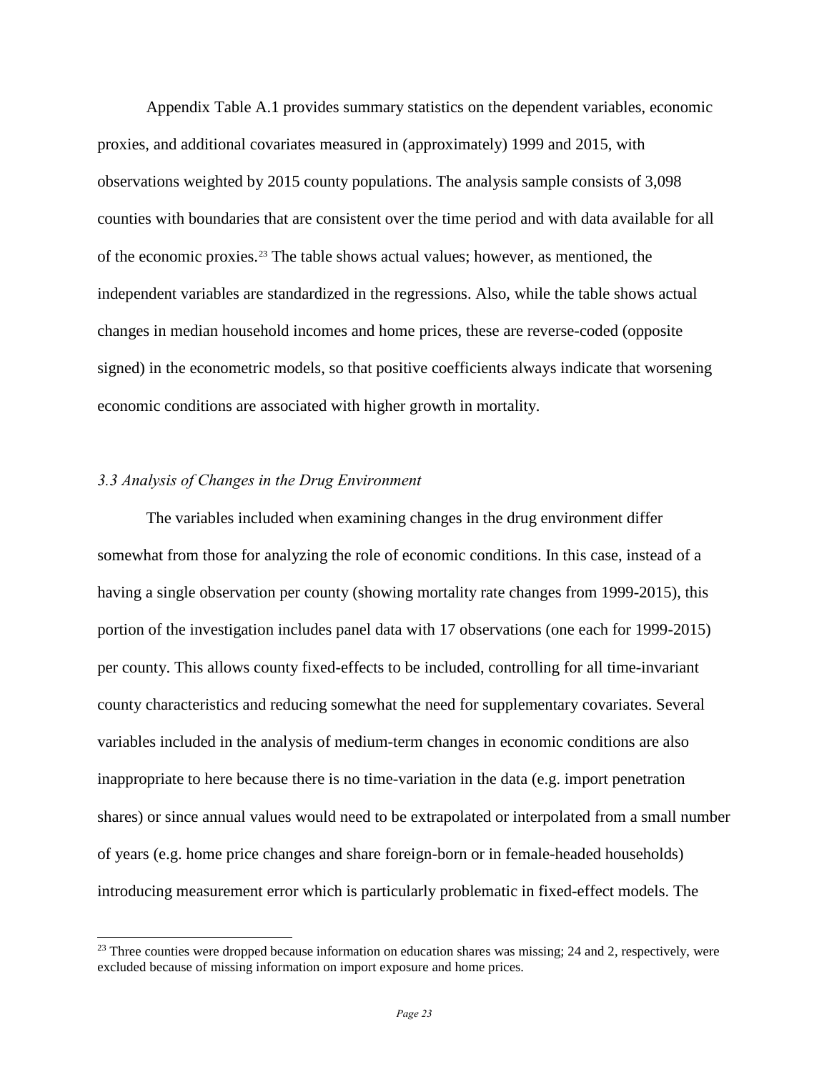Appendix Table A.1 provides summary statistics on the dependent variables, economic proxies, and additional covariates measured in (approximately) 1999 and 2015, with observations weighted by 2015 county populations. The analysis sample consists of 3,098 counties with boundaries that are consistent over the time period and with data available for all of the economic proxies.[23] The table shows actual values; however, as mentioned, the independent variables are standardized in the regressions. Also, while the table shows actual changes in median household incomes and home prices, these are reverse-coded (opposite signed) in the econometric models, so that positive coefficients always indicate that worsening economic conditions are associated with higher growth in mortality.

### *3.3 Analysis of Changes in the Drug Environment*

The variables included when examining changes in the drug environment differ somewhat from those for analyzing the role of economic conditions. In this case, instead of a having a single observation per county (showing mortality rate changes from 1999-2015), this portion of the investigation includes panel data with 17 observations (one each for 1999-2015) per county. This allows county fixed-effects to be included, controlling for all time-invariant county characteristics and reducing somewhat the need for supplementary covariates. Several variables included in the analysis of medium-term changes in economic conditions are also inappropriate to here because there is no time-variation in the data (e.g. import penetration shares) or since annual values would need to be extrapolated or interpolated from a small number of years (e.g. home price changes and share foreign-born or in female-headed households) introducing measurement error which is particularly problematic in fixed-effect models. The

[23] Three counties were dropped because information on education shares was missing; 24 and 2, respectively, were excluded because of missing information on import exposure and home prices.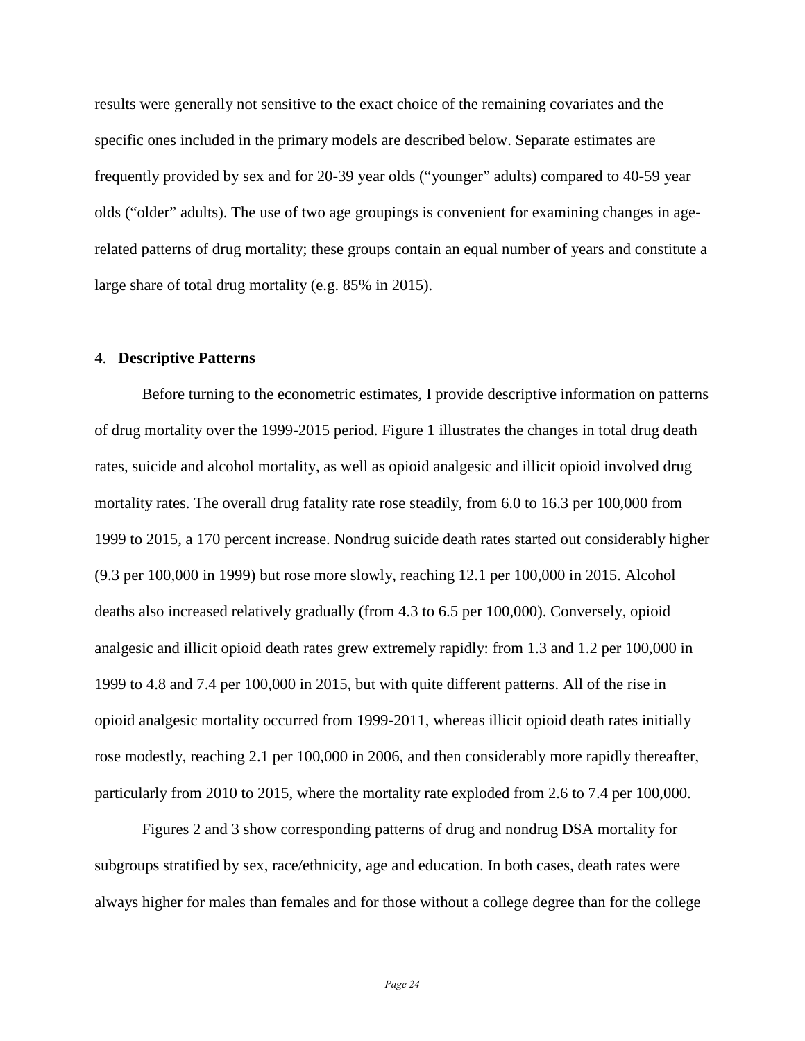results were generally not sensitive to the exact choice of the remaining covariates and the specific ones included in the primary models are described below. Separate estimates are frequently provided by sex and for 20-39 year olds ("younger" adults) compared to 40-59 year olds ("older" adults). The use of two age groupings is convenient for examining changes in age-related patterns of drug mortality; these groups contain an equal number of years and constitute a large share of total drug mortality (e.g. 85% in 2015).

## 4. **Descriptive Patterns**

Before turning to the econometric estimates, I provide descriptive information on patterns of drug mortality over the 1999-2015 period. Figure 1 illustrates the changes in total drug death rates, suicide and alcohol mortality, as well as opioid analgesic and illicit opioid involved drug mortality rates. The overall drug fatality rate rose steadily, from 6.0 to 16.3 per 100,000 from 1999 to 2015, a 170 percent increase. Nondrug suicide death rates started out considerably higher (9.3 per 100,000 in 1999) but rose more slowly, reaching 12.1 per 100,000 in 2015. Alcohol deaths also increased relatively gradually (from 4.3 to 6.5 per 100,000). Conversely, opioid analgesic and illicit opioid death rates grew extremely rapidly: from 1.3 and 1.2 per 100,000 in 1999 to 4.8 and 7.4 per 100,000 in 2015, but with quite different patterns. All of the rise in opioid analgesic mortality occurred from 1999-2011, whereas illicit opioid death rates initially rose modestly, reaching 2.1 per 100,000 in 2006, and then considerably more rapidly thereafter, particularly from 2010 to 2015, where the mortality rate exploded from 2.6 to 7.4 per 100,000.

Figures 2 and 3 show corresponding patterns of drug and nondrug DSA mortality for subgroups stratified by sex, race/ethnicity, age and education. In both cases, death rates were always higher for males than females and for those without a college degree than for the college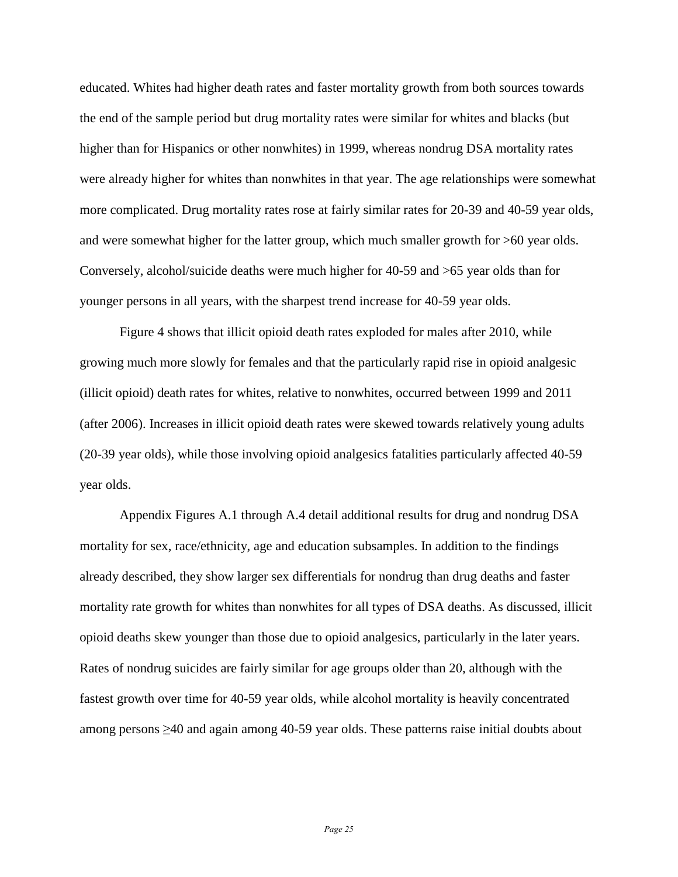educated. Whites had higher death rates and faster mortality growth from both sources towards the end of the sample period but drug mortality rates were similar for whites and blacks (but higher than for Hispanics or other nonwhites) in 1999, whereas nondrug DSA mortality rates were already higher for whites than nonwhites in that year. The age relationships were somewhat more complicated. Drug mortality rates rose at fairly similar rates for 20-39 and 40-59 year olds, and were somewhat higher for the latter group, which much smaller growth for >60 year olds. Conversely, alcohol/suicide deaths were much higher for 40-59 and >65 year olds than for younger persons in all years, with the sharpest trend increase for 40-59 year olds.

Figure 4 shows that illicit opioid death rates exploded for males after 2010, while growing much more slowly for females and that the particularly rapid rise in opioid analgesic (illicit opioid) death rates for whites, relative to nonwhites, occurred between 1999 and 2011 (after 2006). Increases in illicit opioid death rates were skewed towards relatively young adults (20-39 year olds), while those involving opioid analgesics fatalities particularly affected 40-59 year olds.

Appendix Figures A.1 through A.4 detail additional results for drug and nondrug DSA mortality for sex, race/ethnicity, age and education subsamples. In addition to the findings already described, they show larger sex differentials for nondrug than drug deaths and faster mortality rate growth for whites than nonwhites for all types of DSA deaths. As discussed, illicit opioid deaths skew younger than those due to opioid analgesics, particularly in the later years. Rates of nondrug suicides are fairly similar for age groups older than 20, although with the fastest growth over time for 40-59 year olds, while alcohol mortality is heavily concentrated among persons ≥40 and again among 40-59 year olds. These patterns raise initial doubts about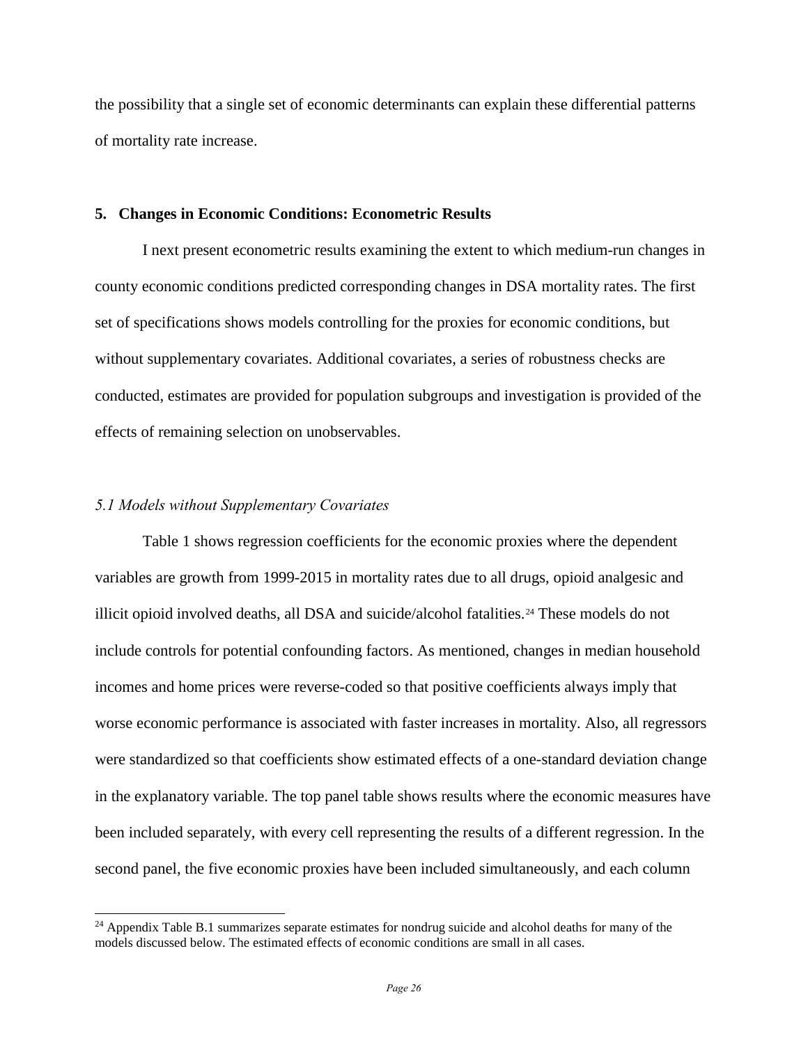the possibility that a single set of economic determinants can explain these differential patterns of mortality rate increase.

## 5. Changes in Economic Conditions: Econometric Results

I next present econometric results examining the extent to which medium-run changes in county economic conditions predicted corresponding changes in DSA mortality rates. The first set of specifications shows models controlling for the proxies for economic conditions, but without supplementary covariates. Additional covariates, a series of robustness checks are conducted, estimates are provided for population subgroups and investigation is provided of the effects of remaining selection on unobservables.

### *5.1 Models without Supplementary Covariates*

Table 1 shows regression coefficients for the economic proxies where the dependent variables are growth from 1999-2015 in mortality rates due to all drugs, opioid analgesic and illicit opioid involved deaths, all DSA and suicide/alcohol fatalities.[24] These models do not include controls for potential confounding factors. As mentioned, changes in median household incomes and home prices were reverse-coded so that positive coefficients always imply that worse economic performance is associated with faster increases in mortality. Also, all regressors were standardized so that coefficients show estimated effects of a one-standard deviation change in the explanatory variable. The top panel table shows results where the economic measures have been included separately, with every cell representing the results of a different regression. In the second panel, the five economic proxies have been included simultaneously, and each column

[24] Appendix Table B.1 summarizes separate estimates for nondrug suicide and alcohol deaths for many of the models discussed below. The estimated effects of economic conditions are small in all cases.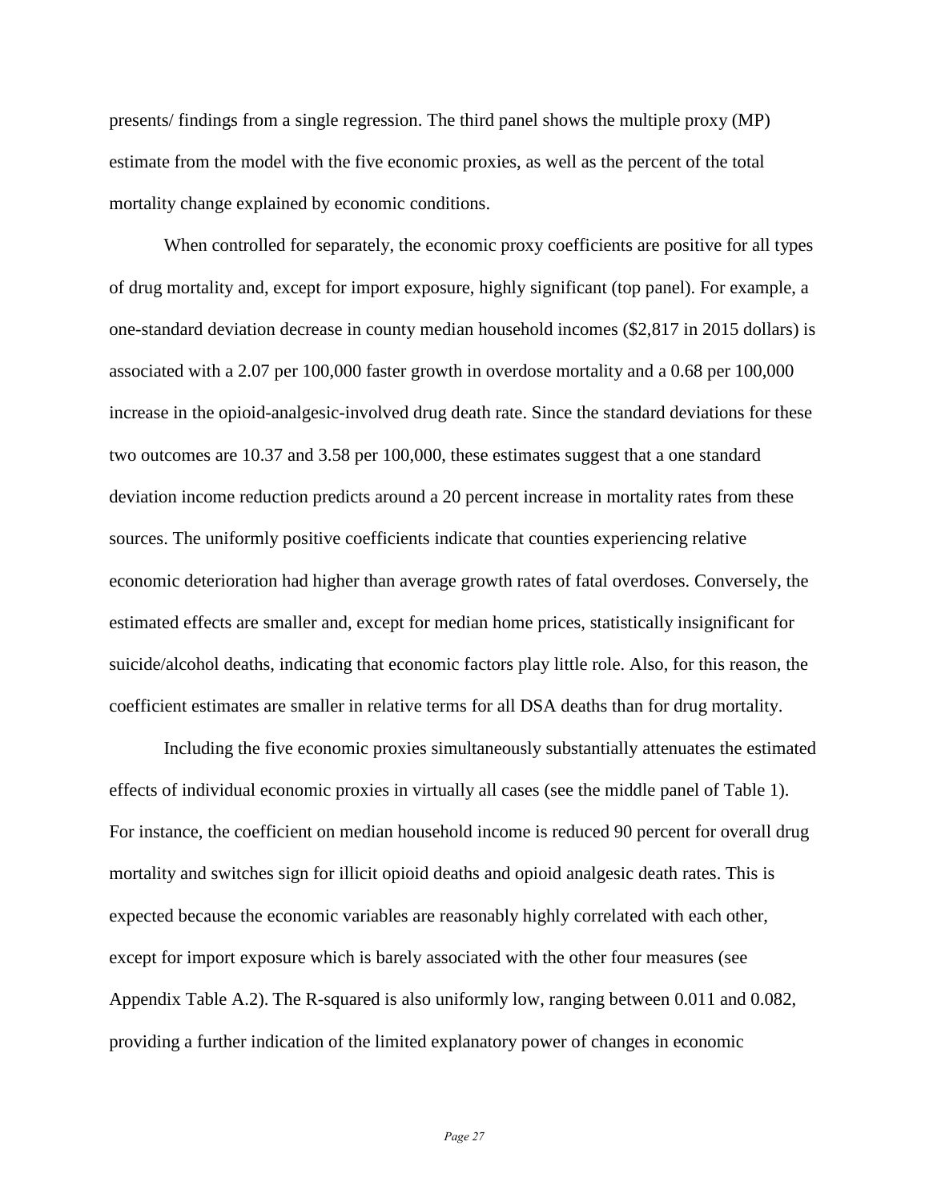presents/ findings from a single regression. The third panel shows the multiple proxy (MP) estimate from the model with the five economic proxies, as well as the percent of the total mortality change explained by economic conditions.

When controlled for separately, the economic proxy coefficients are positive for all types of drug mortality and, except for import exposure, highly significant (top panel). For example, a one-standard deviation decrease in county median household incomes ($2,817 in 2015 dollars) is associated with a 2.07 per 100,000 faster growth in overdose mortality and a 0.68 per 100,000 increase in the opioid-analgesic-involved drug death rate. Since the standard deviations for these two outcomes are 10.37 and 3.58 per 100,000, these estimates suggest that a one standard deviation income reduction predicts around a 20 percent increase in mortality rates from these sources. The uniformly positive coefficients indicate that counties experiencing relative economic deterioration had higher than average growth rates of fatal overdoses. Conversely, the estimated effects are smaller and, except for median home prices, statistically insignificant for suicide/alcohol deaths, indicating that economic factors play little role. Also, for this reason, the coefficient estimates are smaller in relative terms for all DSA deaths than for drug mortality.

Including the five economic proxies simultaneously substantially attenuates the estimated effects of individual economic proxies in virtually all cases (see the middle panel of Table 1). For instance, the coefficient on median household income is reduced 90 percent for overall drug mortality and switches sign for illicit opioid deaths and opioid analgesic death rates. This is expected because the economic variables are reasonably highly correlated with each other, except for import exposure which is barely associated with the other four measures (see Appendix Table A.2). The R-squared is also uniformly low, ranging between 0.011 and 0.082, providing a further indication of the limited explanatory power of changes in economic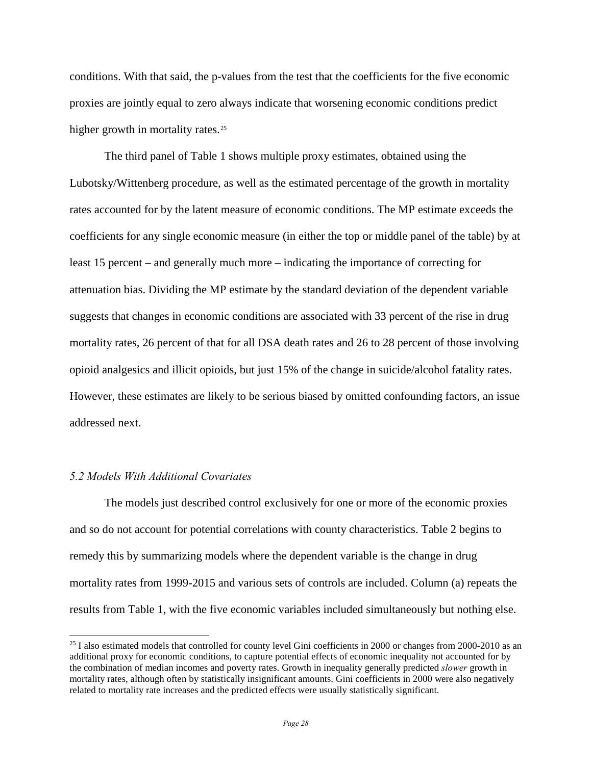conditions. With that said, the p-values from the test that the coefficients for the five economic proxies are jointly equal to zero always indicate that worsening economic conditions predict higher growth in mortality rates.[25]

The third panel of Table 1 shows multiple proxy estimates, obtained using the Lubotsky/Wittenberg procedure, as well as the estimated percentage of the growth in mortality rates accounted for by the latent measure of economic conditions. The MP estimate exceeds the coefficients for any single economic measure (in either the top or middle panel of the table) by at least 15 percent – and generally much more – indicating the importance of correcting for attenuation bias. Dividing the MP estimate by the standard deviation of the dependent variable suggests that changes in economic conditions are associated with 33 percent of the rise in drug mortality rates, 26 percent of that for all DSA death rates and 26 to 28 percent of those involving opioid analgesics and illicit opioids, but just 15% of the change in suicide/alcohol fatality rates. However, these estimates are likely to be serious biased by omitted confounding factors, an issue addressed next.

### *5.2 Models With Additional Covariates*

The models just described control exclusively for one or more of the economic proxies and so do not account for potential correlations with county characteristics. Table 2 begins to remedy this by summarizing models where the dependent variable is the change in drug mortality rates from 1999-2015 and various sets of controls are included. Column (a) repeats the results from Table 1, with the five economic variables included simultaneously but nothing else.

[25] I also estimated models that controlled for county level Gini coefficients in 2000 or changes from 2000-2010 as an additional proxy for economic conditions, to capture potential effects of economic inequality not accounted for by the combination of median incomes and poverty rates. Growth in inequality generally predicted *slower* growth in mortality rates, although often by statistically insignificant amounts. Gini coefficients in 2000 were also negatively related to mortality rate increases and the predicted effects were usually statistically significant.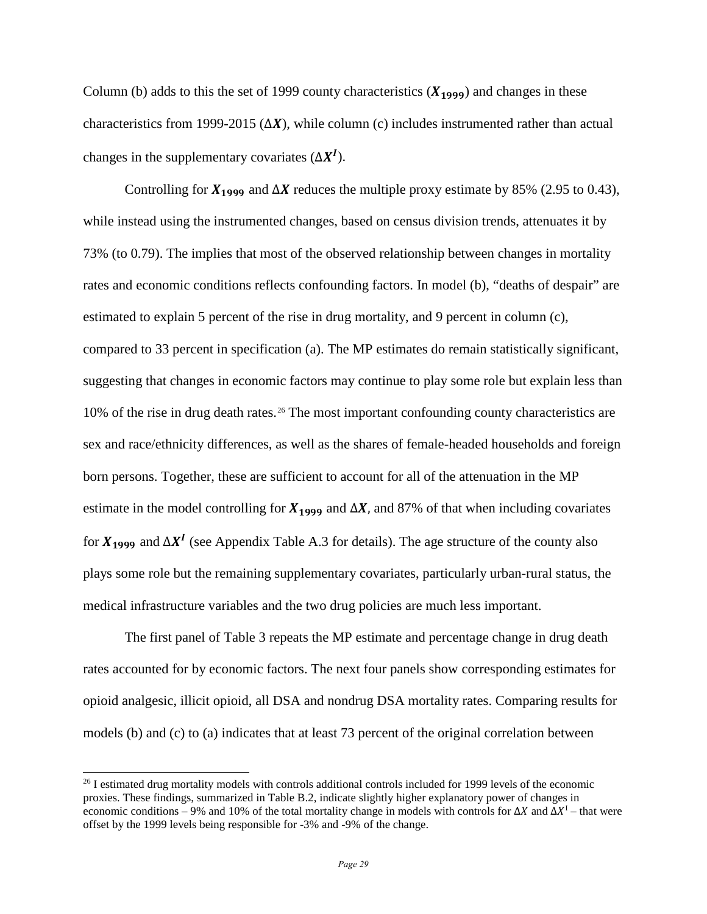Column (b) adds to this the set of 1999 county characteristics ($\boldsymbol{X_{1999}}$) and changes in these characteristics from 1999-2015 ($\Delta\boldsymbol{X}$), while column (c) includes instrumented rather than actual changes in the supplementary covariates ($\Delta\boldsymbol{X^I}$).

Controlling for $\boldsymbol{X_{1999}}$ and $\Delta\boldsymbol{X}$ reduces the multiple proxy estimate by 85% (2.95 to 0.43), while instead using the instrumented changes, based on census division trends, attenuates it by 73% (to 0.79). The implies that most of the observed relationship between changes in mortality rates and economic conditions reflects confounding factors. In model (b), "deaths of despair" are estimated to explain 5 percent of the rise in drug mortality, and 9 percent in column (c), compared to 33 percent in specification (a). The MP estimates do remain statistically significant, suggesting that changes in economic factors may continue to play some role but explain less than 10% of the rise in drug death rates.[26] The most important confounding county characteristics are sex and race/ethnicity differences, as well as the shares of female-headed households and foreign born persons. Together, these are sufficient to account for all of the attenuation in the MP estimate in the model controlling for $\boldsymbol{X_{1999}}$ and $\Delta\boldsymbol{X}$, and 87% of that when including covariates for $\boldsymbol{X_{1999}}$ and $\Delta\boldsymbol{X^I}$ (see Appendix Table A.3 for details). The age structure of the county also plays some role but the remaining supplementary covariates, particularly urban-rural status, the medical infrastructure variables and the two drug policies are much less important.

The first panel of Table 3 repeats the MP estimate and percentage change in drug death rates accounted for by economic factors. The next four panels show corresponding estimates for opioid analgesic, illicit opioid, all DSA and nondrug DSA mortality rates. Comparing results for models (b) and (c) to (a) indicates that at least 73 percent of the original correlation between

[26] I estimated drug mortality models with controls additional controls included for 1999 levels of the economic proxies. These findings, summarized in Table B.2, indicate slightly higher explanatory power of changes in economic conditions – 9% and 10% of the total mortality change in models with controls for $\Delta X$ and $\Delta X^I$ – that were offset by the 1999 levels being responsible for -3% and -9% of the change.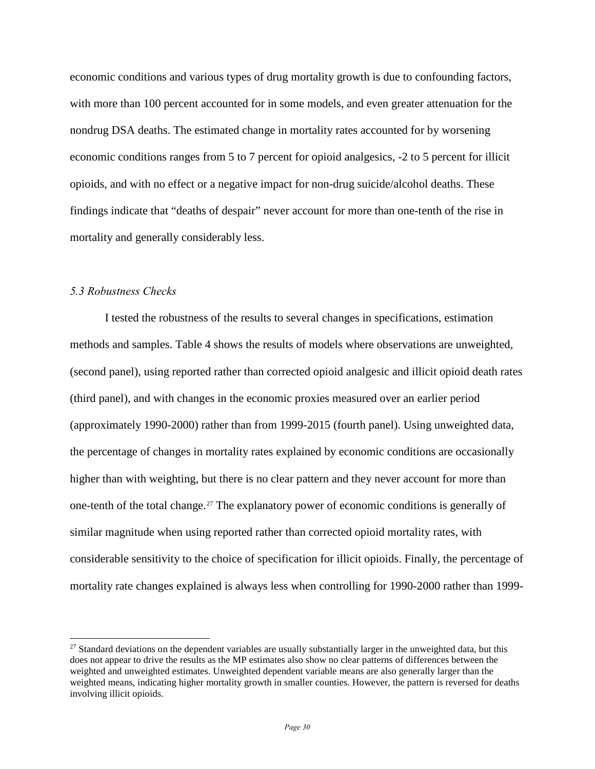economic conditions and various types of drug mortality growth is due to confounding factors, with more than 100 percent accounted for in some models, and even greater attenuation for the nondrug DSA deaths. The estimated change in mortality rates accounted for by worsening economic conditions ranges from 5 to 7 percent for opioid analgesics, -2 to 5 percent for illicit opioids, and with no effect or a negative impact for non-drug suicide/alcohol deaths. These findings indicate that "deaths of despair" never account for more than one-tenth of the rise in mortality and generally considerably less.

### *5.3 Robustness Checks*

I tested the robustness of the results to several changes in specifications, estimation methods and samples. Table 4 shows the results of models where observations are unweighted, (second panel), using reported rather than corrected opioid analgesic and illicit opioid death rates (third panel), and with changes in the economic proxies measured over an earlier period (approximately 1990-2000) rather than from 1999-2015 (fourth panel). Using unweighted data, the percentage of changes in mortality rates explained by economic conditions are occasionally higher than with weighting, but there is no clear pattern and they never account for more than one-tenth of the total change.[27] The explanatory power of economic conditions is generally of similar magnitude when using reported rather than corrected opioid mortality rates, with considerable sensitivity to the choice of specification for illicit opioids. Finally, the percentage of mortality rate changes explained is always less when controlling for 1990-2000 rather than 1999-

[27] Standard deviations on the dependent variables are usually substantially larger in the unweighted data, but this does not appear to drive the results as the MP estimates also show no clear patterns of differences between the weighted and unweighted estimates. Unweighted dependent variable means are also generally larger than the weighted means, indicating higher mortality growth in smaller counties. However, the pattern is reversed for deaths involving illicit opioids.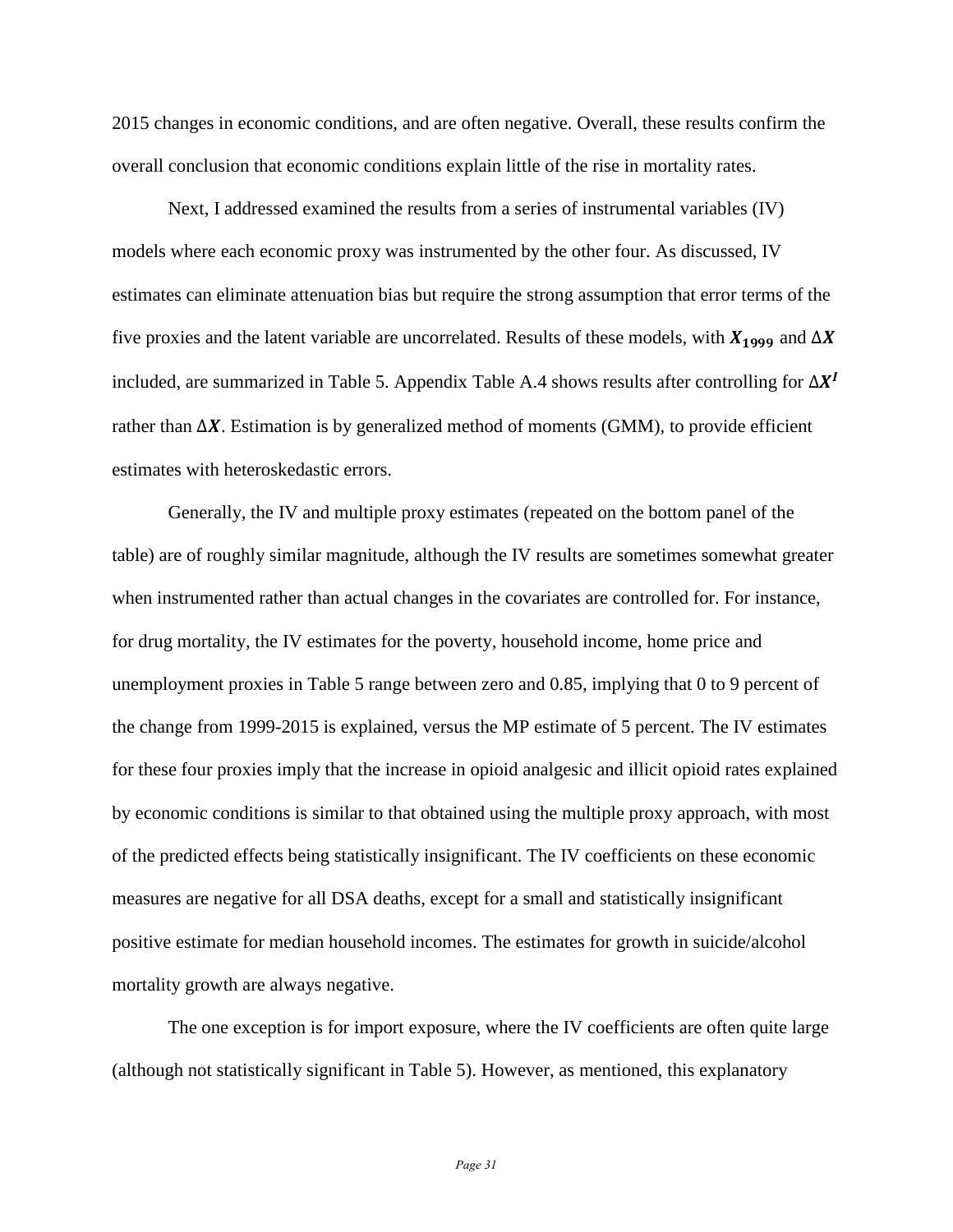2015 changes in economic conditions, and are often negative. Overall, these results confirm the overall conclusion that economic conditions explain little of the rise in mortality rates.

Next, I addressed examined the results from a series of instrumental variables (IV) models where each economic proxy was instrumented by the other four. As discussed, IV estimates can eliminate attenuation bias but require the strong assumption that error terms of the five proxies and the latent variable are uncorrelated. Results of these models, with $\boldsymbol{X_{1999}}$ and $\Delta\boldsymbol{X}$ included, are summarized in Table 5. Appendix Table A.4 shows results after controlling for $\Delta\boldsymbol{X^{I}}$ rather than $\Delta\boldsymbol{X}$. Estimation is by generalized method of moments (GMM), to provide efficient estimates with heteroskedastic errors.

Generally, the IV and multiple proxy estimates (repeated on the bottom panel of the table) are of roughly similar magnitude, although the IV results are sometimes somewhat greater when instrumented rather than actual changes in the covariates are controlled for. For instance, for drug mortality, the IV estimates for the poverty, household income, home price and unemployment proxies in Table 5 range between zero and 0.85, implying that 0 to 9 percent of the change from 1999-2015 is explained, versus the MP estimate of 5 percent. The IV estimates for these four proxies imply that the increase in opioid analgesic and illicit opioid rates explained by economic conditions is similar to that obtained using the multiple proxy approach, with most of the predicted effects being statistically insignificant. The IV coefficients on these economic measures are negative for all DSA deaths, except for a small and statistically insignificant positive estimate for median household incomes. The estimates for growth in suicide/alcohol mortality growth are always negative.

The one exception is for import exposure, where the IV coefficients are often quite large (although not statistically significant in Table 5). However, as mentioned, this explanatory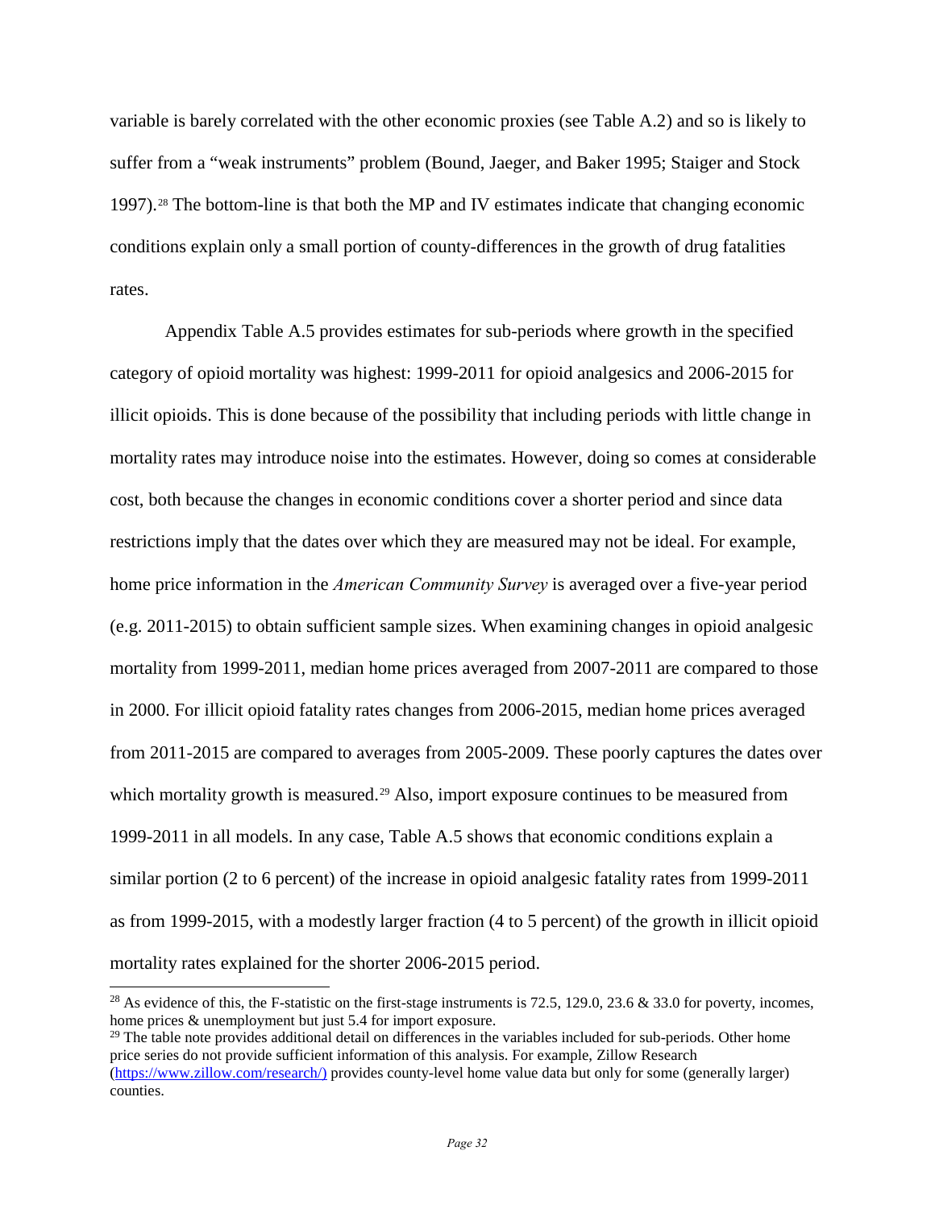variable is barely correlated with the other economic proxies (see Table A.2) and so is likely to suffer from a "weak instruments" problem (Bound, Jaeger, and Baker 1995; Staiger and Stock 1997).[28] The bottom-line is that both the MP and IV estimates indicate that changing economic conditions explain only a small portion of county-differences in the growth of drug fatalities rates.

Appendix Table A.5 provides estimates for sub-periods where growth in the specified category of opioid mortality was highest: 1999-2011 for opioid analgesics and 2006-2015 for illicit opioids. This is done because of the possibility that including periods with little change in mortality rates may introduce noise into the estimates. However, doing so comes at considerable cost, both because the changes in economic conditions cover a shorter period and since data restrictions imply that the dates over which they are measured may not be ideal. For example, home price information in the *American Community Survey* is averaged over a five-year period (e.g. 2011-2015) to obtain sufficient sample sizes. When examining changes in opioid analgesic mortality from 1999-2011, median home prices averaged from 2007-2011 are compared to those in 2000. For illicit opioid fatality rates changes from 2006-2015, median home prices averaged from 2011-2015 are compared to averages from 2005-2009. These poorly captures the dates over which mortality growth is measured.[29] Also, import exposure continues to be measured from 1999-2011 in all models. In any case, Table A.5 shows that economic conditions explain a similar portion (2 to 6 percent) of the increase in opioid analgesic fatality rates from 1999-2011 as from 1999-2015, with a modestly larger fraction (4 to 5 percent) of the growth in illicit opioid mortality rates explained for the shorter 2006-2015 period.

---

[28] As evidence of this, the F-statistic on the first-stage instruments is 72.5, 129.0, 23.6 & 33.0 for poverty, incomes, home prices & unemployment but just 5.4 for import exposure.

[29] The table note provides additional detail on differences in the variables included for sub-periods. Other home price series do not provide sufficient information of this analysis. For example, Zillow Research (https://www.zillow.com/research/) provides county-level home value data but only for some (generally larger) counties.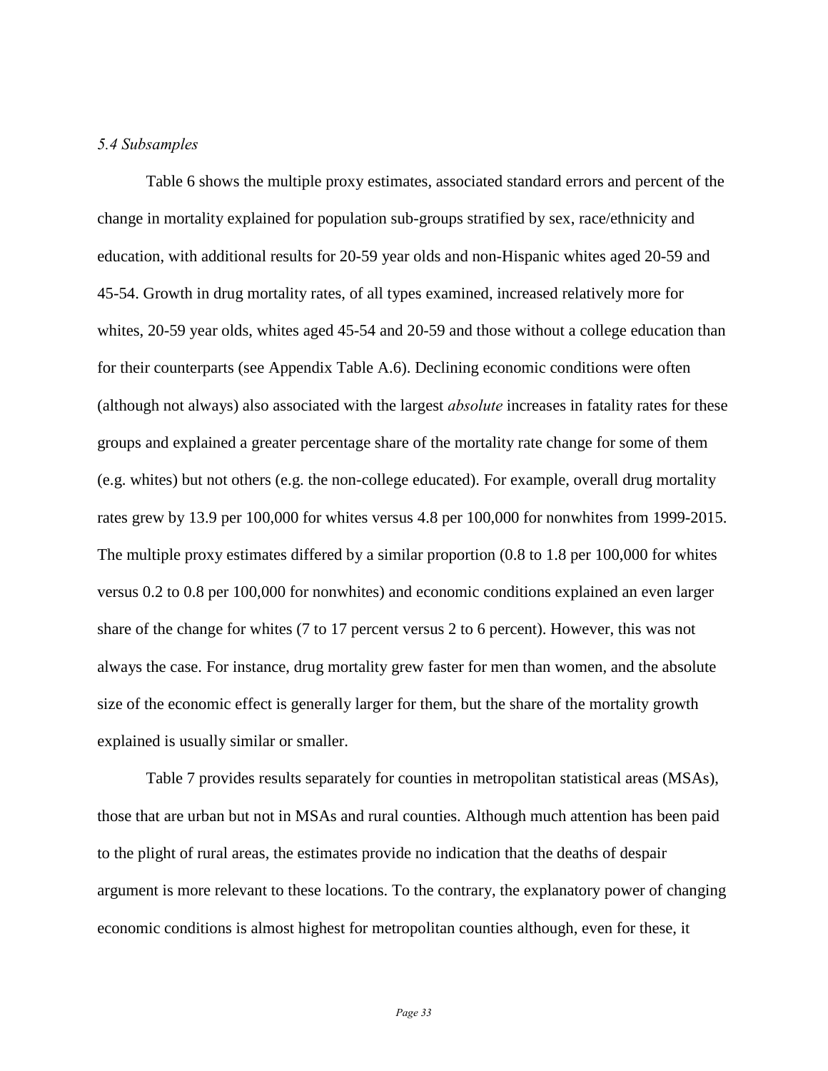*5.4 Subsamples*

Table 6 shows the multiple proxy estimates, associated standard errors and percent of the change in mortality explained for population sub-groups stratified by sex, race/ethnicity and education, with additional results for 20-59 year olds and non-Hispanic whites aged 20-59 and 45-54. Growth in drug mortality rates, of all types examined, increased relatively more for whites, 20-59 year olds, whites aged 45-54 and 20-59 and those without a college education than for their counterparts (see Appendix Table A.6). Declining economic conditions were often (although not always) also associated with the largest *absolute* increases in fatality rates for these groups and explained a greater percentage share of the mortality rate change for some of them (e.g. whites) but not others (e.g. the non-college educated). For example, overall drug mortality rates grew by 13.9 per 100,000 for whites versus 4.8 per 100,000 for nonwhites from 1999-2015. The multiple proxy estimates differed by a similar proportion (0.8 to 1.8 per 100,000 for whites versus 0.2 to 0.8 per 100,000 for nonwhites) and economic conditions explained an even larger share of the change for whites (7 to 17 percent versus 2 to 6 percent). However, this was not always the case. For instance, drug mortality grew faster for men than women, and the absolute size of the economic effect is generally larger for them, but the share of the mortality growth explained is usually similar or smaller.

Table 7 provides results separately for counties in metropolitan statistical areas (MSAs), those that are urban but not in MSAs and rural counties. Although much attention has been paid to the plight of rural areas, the estimates provide no indication that the deaths of despair argument is more relevant to these locations. To the contrary, the explanatory power of changing economic conditions is almost highest for metropolitan counties although, even for these, it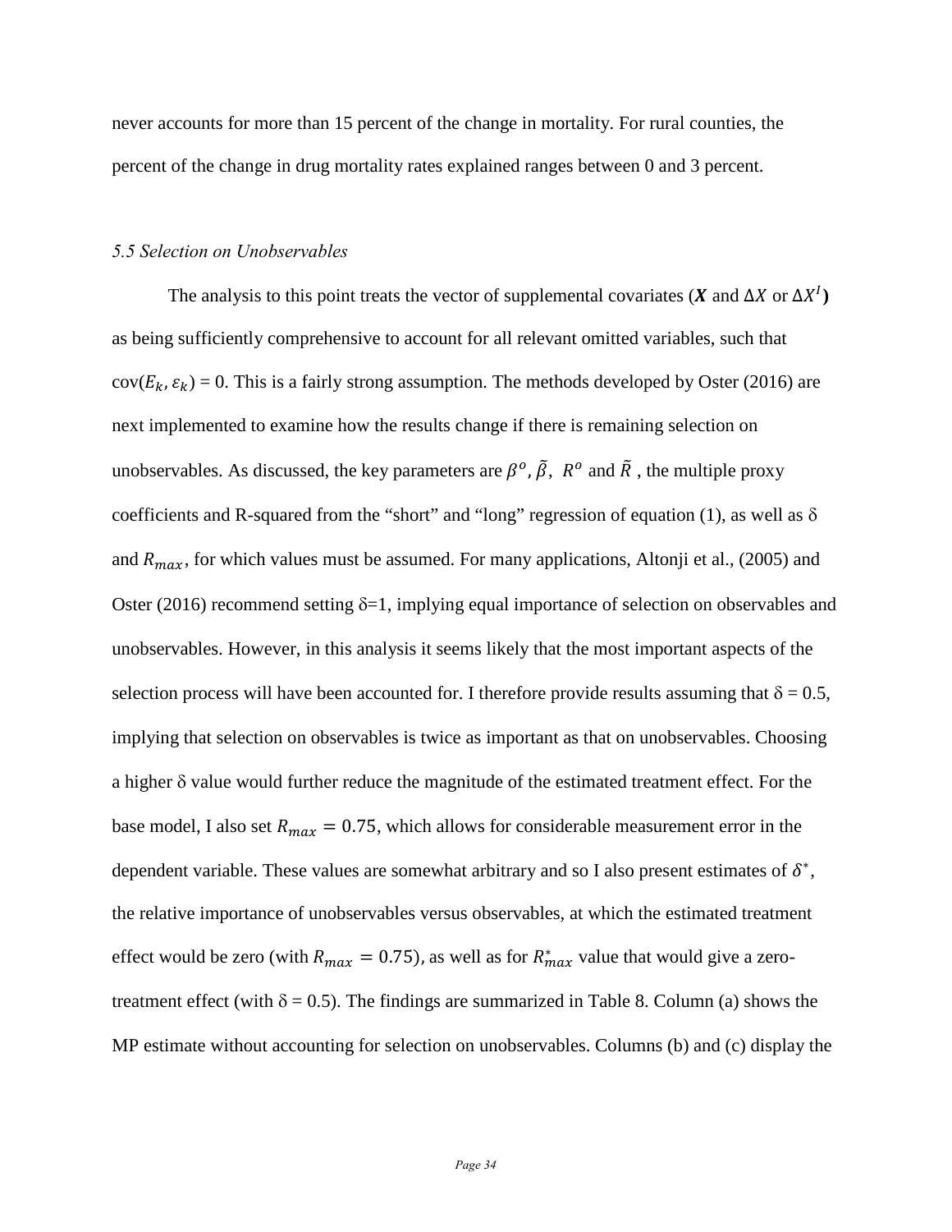never accounts for more than 15 percent of the change in mortality. For rural counties, the percent of the change in drug mortality rates explained ranges between 0 and 3 percent.

### *5.5 Selection on Unobservables*

The analysis to this point treats the vector of supplemental covariates ($\boldsymbol{X}$ and $\Delta X$ or $\Delta X^{I}$) as being sufficiently comprehensive to account for all relevant omitted variables, such that $\text{cov}(E_k, \varepsilon_k) = 0$. This is a fairly strong assumption. The methods developed by Oster (2016) are next implemented to examine how the results change if there is remaining selection on unobservables. As discussed, the key parameters are $\beta^o, \tilde{\beta}, R^o$ and $\tilde{R}$ , the multiple proxy coefficients and R-squared from the "short" and "long" regression of equation (1), as well as $\delta$ and $R_{max}$, for which values must be assumed. For many applications, Altonji et al., (2005) and Oster (2016) recommend setting $\delta$=1, implying equal importance of selection on observables and unobservables. However, in this analysis it seems likely that the most important aspects of the selection process will have been accounted for. I therefore provide results assuming that $\delta = 0.5$, implying that selection on observables is twice as important as that on unobservables. Choosing a higher $\delta$ value would further reduce the magnitude of the estimated treatment effect. For the base model, I also set $R_{max} = 0.75$, which allows for considerable measurement error in the dependent variable. These values are somewhat arbitrary and so I also present estimates of $\delta^*$, the relative importance of unobservables versus observables, at which the estimated treatment effect would be zero (with $R_{max} = 0.75$), as well as for $R^*_{max}$ value that would give a zero-treatment effect (with $\delta = 0.5$). The findings are summarized in Table 8. Column (a) shows the MP estimate without accounting for selection on unobservables. Columns (b) and (c) display the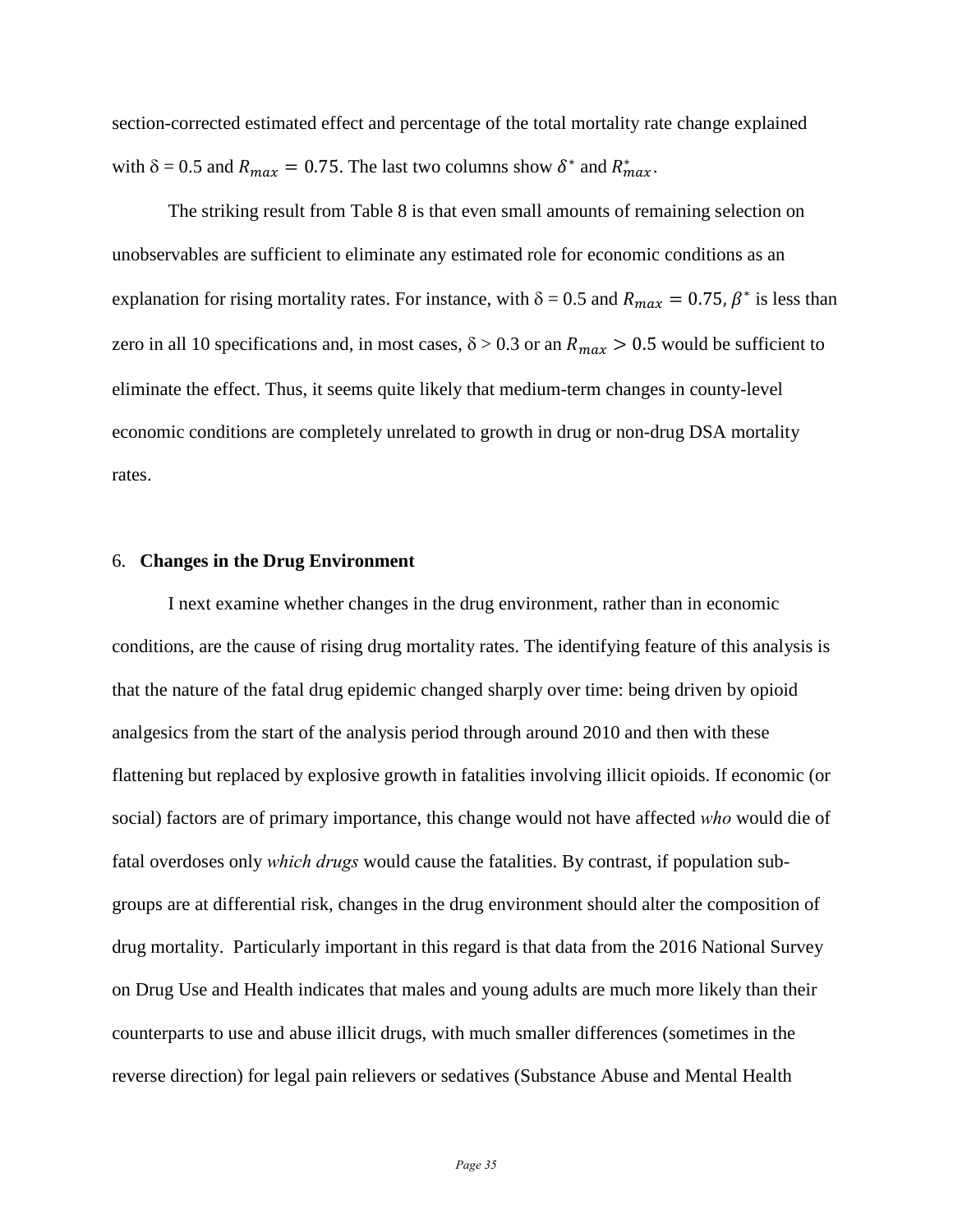section-corrected estimated effect and percentage of the total mortality rate change explained with $\delta = 0.5$ and $R_{max} = 0.75$. The last two columns show $\delta^*$ and $R^*_{max}$.

The striking result from Table 8 is that even small amounts of remaining selection on unobservables are sufficient to eliminate any estimated role for economic conditions as an explanation for rising mortality rates. For instance, with $\delta = 0.5$ and $R_{max} = 0.75$, $\beta^*$ is less than zero in all 10 specifications and, in most cases, $\delta > 0.3$ or an $R_{max} > 0.5$ would be sufficient to eliminate the effect. Thus, it seems quite likely that medium-term changes in county-level economic conditions are completely unrelated to growth in drug or non-drug DSA mortality rates.

## 6. **Changes in the Drug Environment**

I next examine whether changes in the drug environment, rather than in economic conditions, are the cause of rising drug mortality rates. The identifying feature of this analysis is that the nature of the fatal drug epidemic changed sharply over time: being driven by opioid analgesics from the start of the analysis period through around 2010 and then with these flattening but replaced by explosive growth in fatalities involving illicit opioids. If economic (or social) factors are of primary importance, this change would not have affected *who* would die of fatal overdoses only *which drugs* would cause the fatalities. By contrast, if population sub-groups are at differential risk, changes in the drug environment should alter the composition of drug mortality. Particularly important in this regard is that data from the 2016 National Survey on Drug Use and Health indicates that males and young adults are much more likely than their counterparts to use and abuse illicit drugs, with much smaller differences (sometimes in the reverse direction) for legal pain relievers or sedatives (Substance Abuse and Mental Health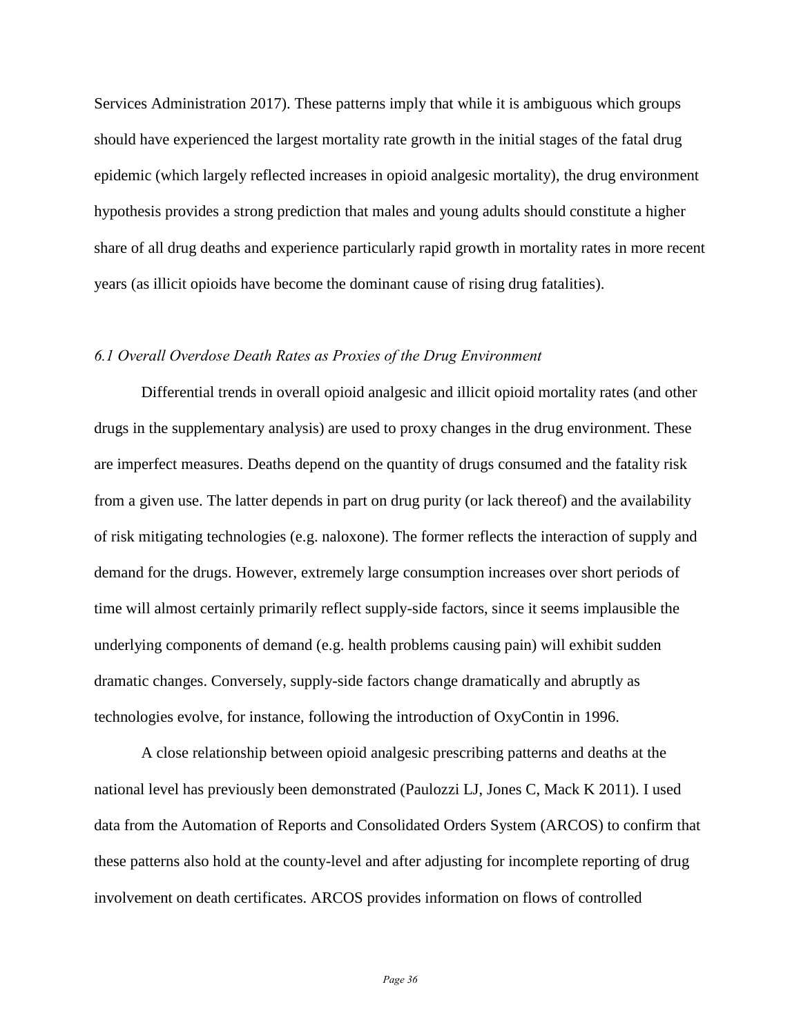Services Administration 2017). These patterns imply that while it is ambiguous which groups should have experienced the largest mortality rate growth in the initial stages of the fatal drug epidemic (which largely reflected increases in opioid analgesic mortality), the drug environment hypothesis provides a strong prediction that males and young adults should constitute a higher share of all drug deaths and experience particularly rapid growth in mortality rates in more recent years (as illicit opioids have become the dominant cause of rising drug fatalities).

### *6.1 Overall Overdose Death Rates as Proxies of the Drug Environment*

Differential trends in overall opioid analgesic and illicit opioid mortality rates (and other drugs in the supplementary analysis) are used to proxy changes in the drug environment. These are imperfect measures. Deaths depend on the quantity of drugs consumed and the fatality risk from a given use. The latter depends in part on drug purity (or lack thereof) and the availability of risk mitigating technologies (e.g. naloxone). The former reflects the interaction of supply and demand for the drugs. However, extremely large consumption increases over short periods of time will almost certainly primarily reflect supply-side factors, since it seems implausible the underlying components of demand (e.g. health problems causing pain) will exhibit sudden dramatic changes. Conversely, supply-side factors change dramatically and abruptly as technologies evolve, for instance, following the introduction of OxyContin in 1996.

A close relationship between opioid analgesic prescribing patterns and deaths at the national level has previously been demonstrated (Paulozzi LJ, Jones C, Mack K 2011). I used data from the Automation of Reports and Consolidated Orders System (ARCOS) to confirm that these patterns also hold at the county-level and after adjusting for incomplete reporting of drug involvement on death certificates. ARCOS provides information on flows of controlled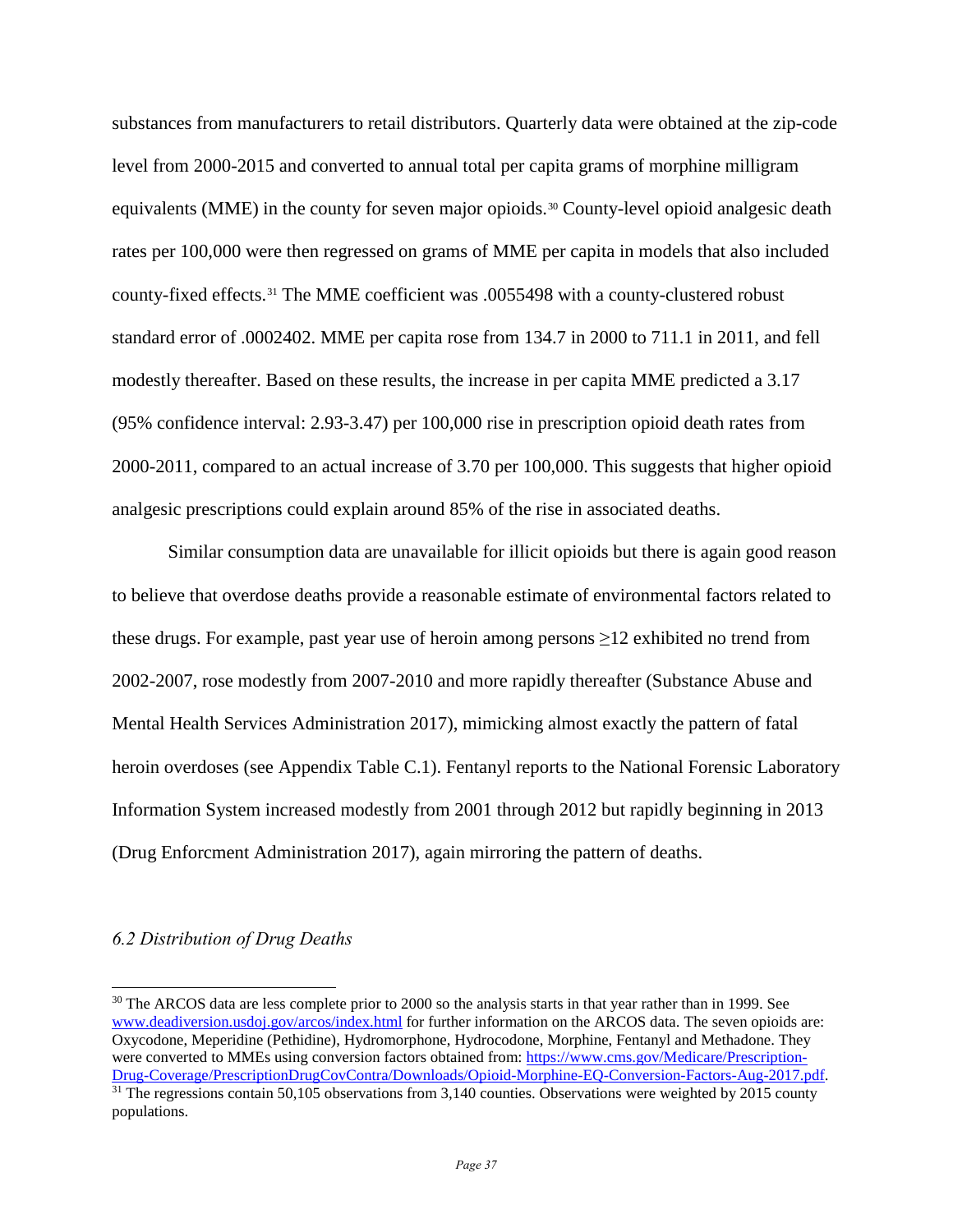substances from manufacturers to retail distributors. Quarterly data were obtained at the zip-code level from 2000-2015 and converted to annual total per capita grams of morphine milligram equivalents (MME) in the county for seven major opioids.[30] County-level opioid analgesic death rates per 100,000 were then regressed on grams of MME per capita in models that also included county-fixed effects.[31] The MME coefficient was .0055498 with a county-clustered robust standard error of .0002402. MME per capita rose from 134.7 in 2000 to 711.1 in 2011, and fell modestly thereafter. Based on these results, the increase in per capita MME predicted a 3.17 (95% confidence interval: 2.93-3.47) per 100,000 rise in prescription opioid death rates from 2000-2011, compared to an actual increase of 3.70 per 100,000. This suggests that higher opioid analgesic prescriptions could explain around 85% of the rise in associated deaths.

Similar consumption data are unavailable for illicit opioids but there is again good reason to believe that overdose deaths provide a reasonable estimate of environmental factors related to these drugs. For example, past year use of heroin among persons ≥12 exhibited no trend from 2002-2007, rose modestly from 2007-2010 and more rapidly thereafter (Substance Abuse and Mental Health Services Administration 2017), mimicking almost exactly the pattern of fatal heroin overdoses (see Appendix Table C.1). Fentanyl reports to the National Forensic Laboratory Information System increased modestly from 2001 through 2012 but rapidly beginning in 2013 (Drug Enforcment Administration 2017), again mirroring the pattern of deaths.

### *6.2 Distribution of Drug Deaths*

---

[30] The ARCOS data are less complete prior to 2000 so the analysis starts in that year rather than in 1999. See www.deadiversion.usdoj.gov/arcos/index.html for further information on the ARCOS data. The seven opioids are: Oxycodone, Meperidine (Pethidine), Hydromorphone, Hydrocodone, Morphine, Fentanyl and Methadone. They were converted to MMEs using conversion factors obtained from: https://www.cms.gov/Medicare/Prescription-Drug-Coverage/PrescriptionDrugCovContra/Downloads/Opioid-Morphine-EQ-Conversion-Factors-Aug-2017.pdf.

[31] The regressions contain 50,105 observations from 3,140 counties. Observations were weighted by 2015 county populations.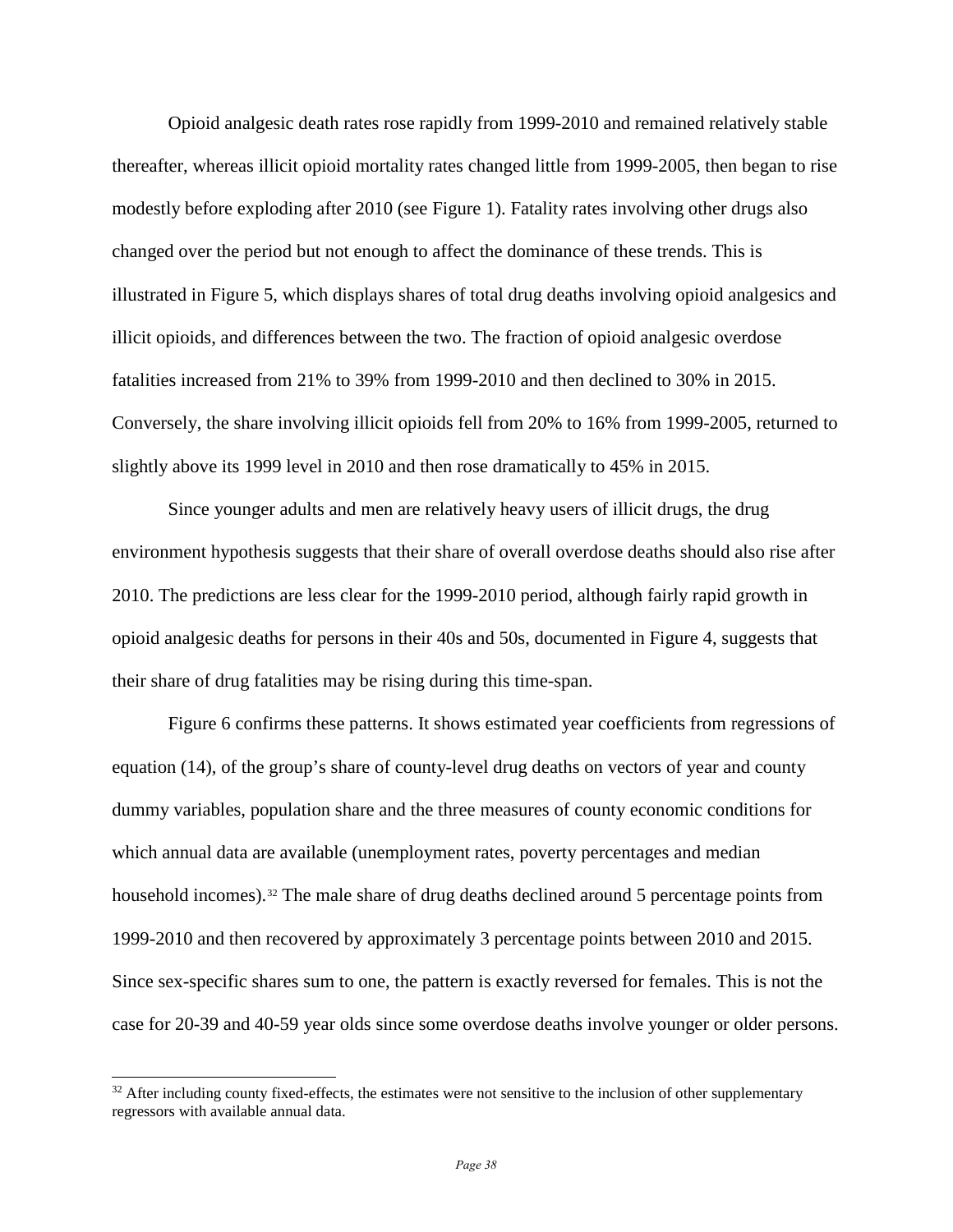Opioid analgesic death rates rose rapidly from 1999-2010 and remained relatively stable thereafter, whereas illicit opioid mortality rates changed little from 1999-2005, then began to rise modestly before exploding after 2010 (see Figure 1). Fatality rates involving other drugs also changed over the period but not enough to affect the dominance of these trends. This is illustrated in Figure 5, which displays shares of total drug deaths involving opioid analgesics and illicit opioids, and differences between the two. The fraction of opioid analgesic overdose fatalities increased from 21% to 39% from 1999-2010 and then declined to 30% in 2015. Conversely, the share involving illicit opioids fell from 20% to 16% from 1999-2005, returned to slightly above its 1999 level in 2010 and then rose dramatically to 45% in 2015.

Since younger adults and men are relatively heavy users of illicit drugs, the drug environment hypothesis suggests that their share of overall overdose deaths should also rise after 2010. The predictions are less clear for the 1999-2010 period, although fairly rapid growth in opioid analgesic deaths for persons in their 40s and 50s, documented in Figure 4, suggests that their share of drug fatalities may be rising during this time-span.

Figure 6 confirms these patterns. It shows estimated year coefficients from regressions of equation (14), of the group's share of county-level drug deaths on vectors of year and county dummy variables, population share and the three measures of county economic conditions for which annual data are available (unemployment rates, poverty percentages and median household incomes).[32] The male share of drug deaths declined around 5 percentage points from 1999-2010 and then recovered by approximately 3 percentage points between 2010 and 2015. Since sex-specific shares sum to one, the pattern is exactly reversed for females. This is not the case for 20-39 and 40-59 year olds since some overdose deaths involve younger or older persons.

[32] After including county fixed-effects, the estimates were not sensitive to the inclusion of other supplementary regressors with available annual data.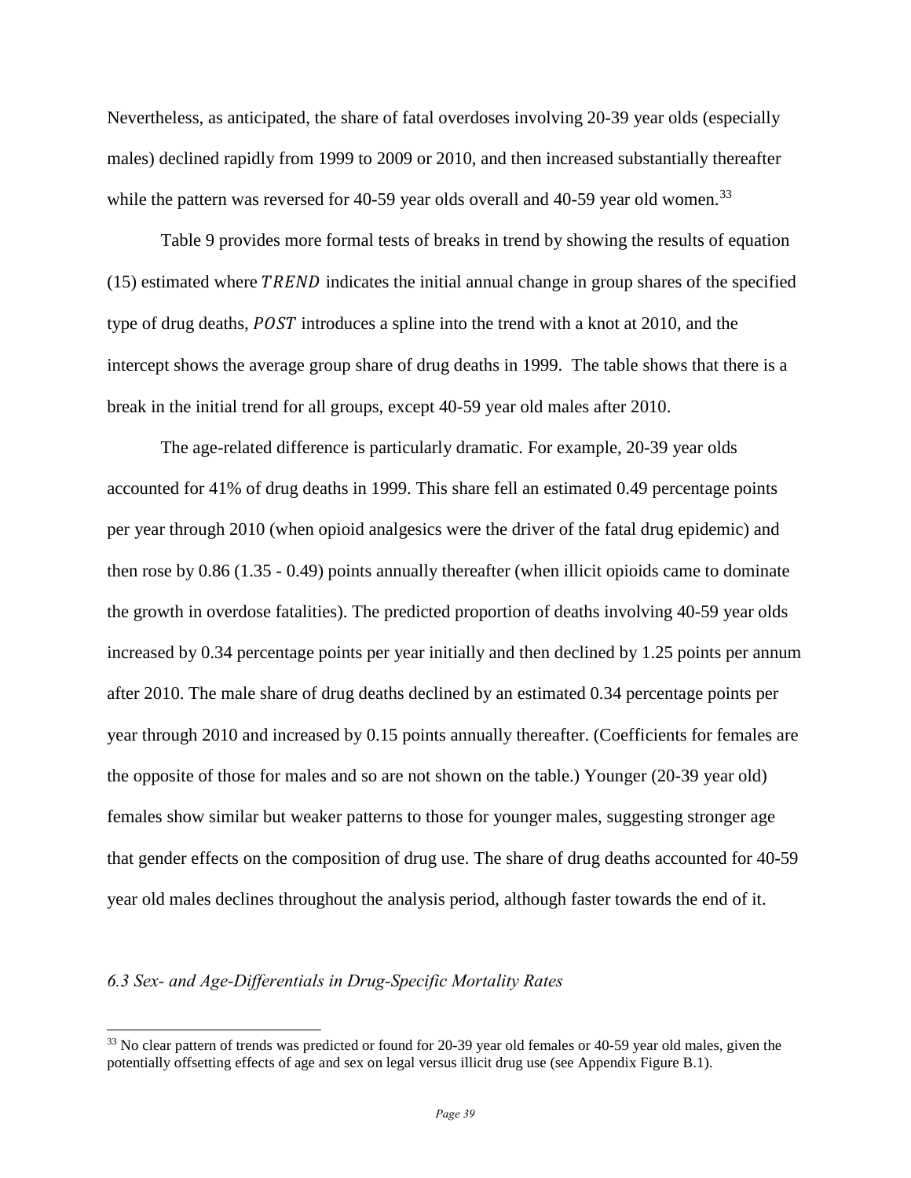Nevertheless, as anticipated, the share of fatal overdoses involving 20-39 year olds (especially males) declined rapidly from 1999 to 2009 or 2010, and then increased substantially thereafter while the pattern was reversed for 40-59 year olds overall and 40-59 year old women.[33]

Table 9 provides more formal tests of breaks in trend by showing the results of equation (15) estimated where $TREND$ indicates the initial annual change in group shares of the specified type of drug deaths, $POST$ introduces a spline into the trend with a knot at 2010, and the intercept shows the average group share of drug deaths in 1999. The table shows that there is a break in the initial trend for all groups, except 40-59 year old males after 2010.

The age-related difference is particularly dramatic. For example, 20-39 year olds accounted for 41% of drug deaths in 1999. This share fell an estimated 0.49 percentage points per year through 2010 (when opioid analgesics were the driver of the fatal drug epidemic) and then rose by 0.86 (1.35 - 0.49) points annually thereafter (when illicit opioids came to dominate the growth in overdose fatalities). The predicted proportion of deaths involving 40-59 year olds increased by 0.34 percentage points per year initially and then declined by 1.25 points per annum after 2010. The male share of drug deaths declined by an estimated 0.34 percentage points per year through 2010 and increased by 0.15 points annually thereafter. (Coefficients for females are the opposite of those for males and so are not shown on the table.) Younger (20-39 year old) females show similar but weaker patterns to those for younger males, suggesting stronger age that gender effects on the composition of drug use. The share of drug deaths accounted for 40-59 year old males declines throughout the analysis period, although faster towards the end of it.

### *6.3 Sex- and Age-Differentials in Drug-Specific Mortality Rates*

[33] No clear pattern of trends was predicted or found for 20-39 year old females or 40-59 year old males, given the potentially offsetting effects of age and sex on legal versus illicit drug use (see Appendix Figure B.1).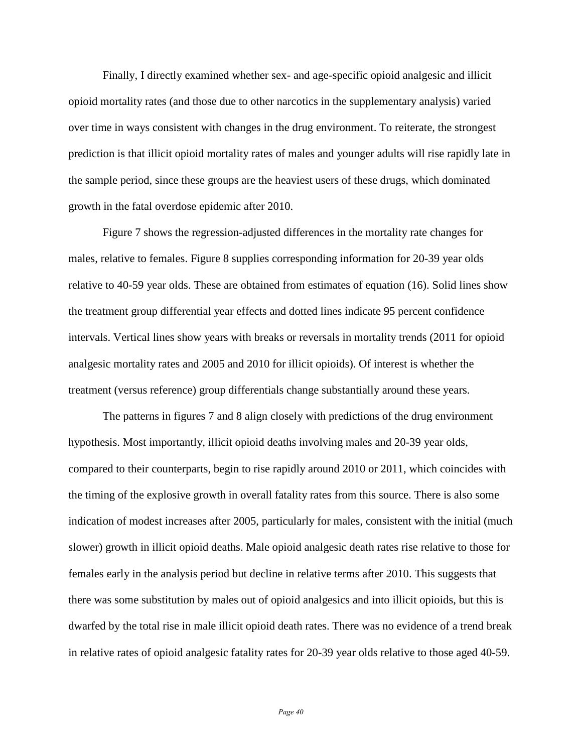Finally, I directly examined whether sex- and age-specific opioid analgesic and illicit opioid mortality rates (and those due to other narcotics in the supplementary analysis) varied over time in ways consistent with changes in the drug environment. To reiterate, the strongest prediction is that illicit opioid mortality rates of males and younger adults will rise rapidly late in the sample period, since these groups are the heaviest users of these drugs, which dominated growth in the fatal overdose epidemic after 2010.

Figure 7 shows the regression-adjusted differences in the mortality rate changes for males, relative to females. Figure 8 supplies corresponding information for 20-39 year olds relative to 40-59 year olds. These are obtained from estimates of equation (16). Solid lines show the treatment group differential year effects and dotted lines indicate 95 percent confidence intervals. Vertical lines show years with breaks or reversals in mortality trends (2011 for opioid analgesic mortality rates and 2005 and 2010 for illicit opioids). Of interest is whether the treatment (versus reference) group differentials change substantially around these years.

The patterns in figures 7 and 8 align closely with predictions of the drug environment hypothesis. Most importantly, illicit opioid deaths involving males and 20-39 year olds, compared to their counterparts, begin to rise rapidly around 2010 or 2011, which coincides with the timing of the explosive growth in overall fatality rates from this source. There is also some indication of modest increases after 2005, particularly for males, consistent with the initial (much slower) growth in illicit opioid deaths. Male opioid analgesic death rates rise relative to those for females early in the analysis period but decline in relative terms after 2010. This suggests that there was some substitution by males out of opioid analgesics and into illicit opioids, but this is dwarfed by the total rise in male illicit opioid death rates. There was no evidence of a trend break in relative rates of opioid analgesic fatality rates for 20-39 year olds relative to those aged 40-59.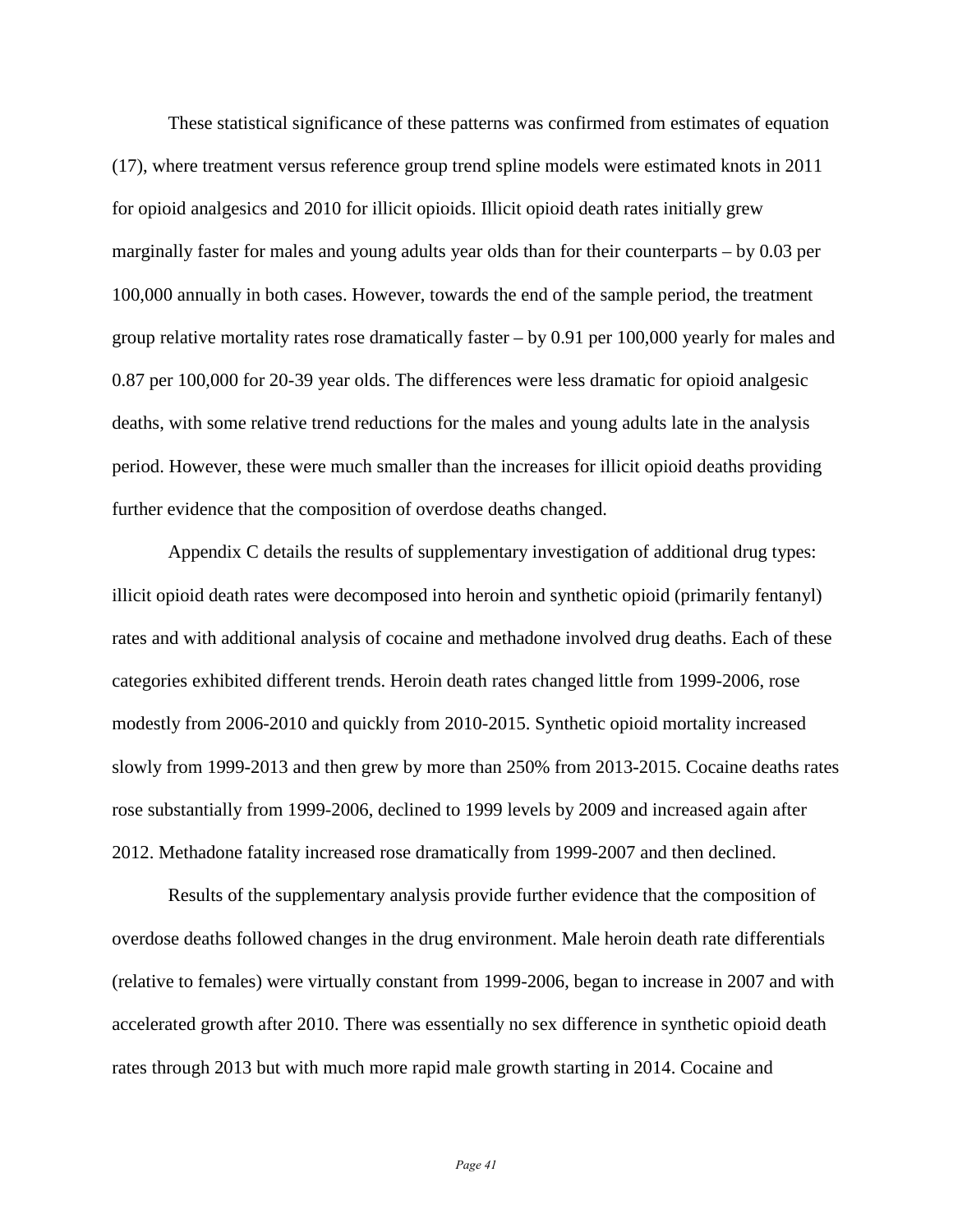These statistical significance of these patterns was confirmed from estimates of equation (17), where treatment versus reference group trend spline models were estimated knots in 2011 for opioid analgesics and 2010 for illicit opioids. Illicit opioid death rates initially grew marginally faster for males and young adults year olds than for their counterparts – by 0.03 per 100,000 annually in both cases. However, towards the end of the sample period, the treatment group relative mortality rates rose dramatically faster – by 0.91 per 100,000 yearly for males and 0.87 per 100,000 for 20-39 year olds. The differences were less dramatic for opioid analgesic deaths, with some relative trend reductions for the males and young adults late in the analysis period. However, these were much smaller than the increases for illicit opioid deaths providing further evidence that the composition of overdose deaths changed.

Appendix C details the results of supplementary investigation of additional drug types: illicit opioid death rates were decomposed into heroin and synthetic opioid (primarily fentanyl) rates and with additional analysis of cocaine and methadone involved drug deaths. Each of these categories exhibited different trends. Heroin death rates changed little from 1999-2006, rose modestly from 2006-2010 and quickly from 2010-2015. Synthetic opioid mortality increased slowly from 1999-2013 and then grew by more than 250% from 2013-2015. Cocaine deaths rates rose substantially from 1999-2006, declined to 1999 levels by 2009 and increased again after 2012. Methadone fatality increased rose dramatically from 1999-2007 and then declined.

Results of the supplementary analysis provide further evidence that the composition of overdose deaths followed changes in the drug environment. Male heroin death rate differentials (relative to females) were virtually constant from 1999-2006, began to increase in 2007 and with accelerated growth after 2010. There was essentially no sex difference in synthetic opioid death rates through 2013 but with much more rapid male growth starting in 2014. Cocaine and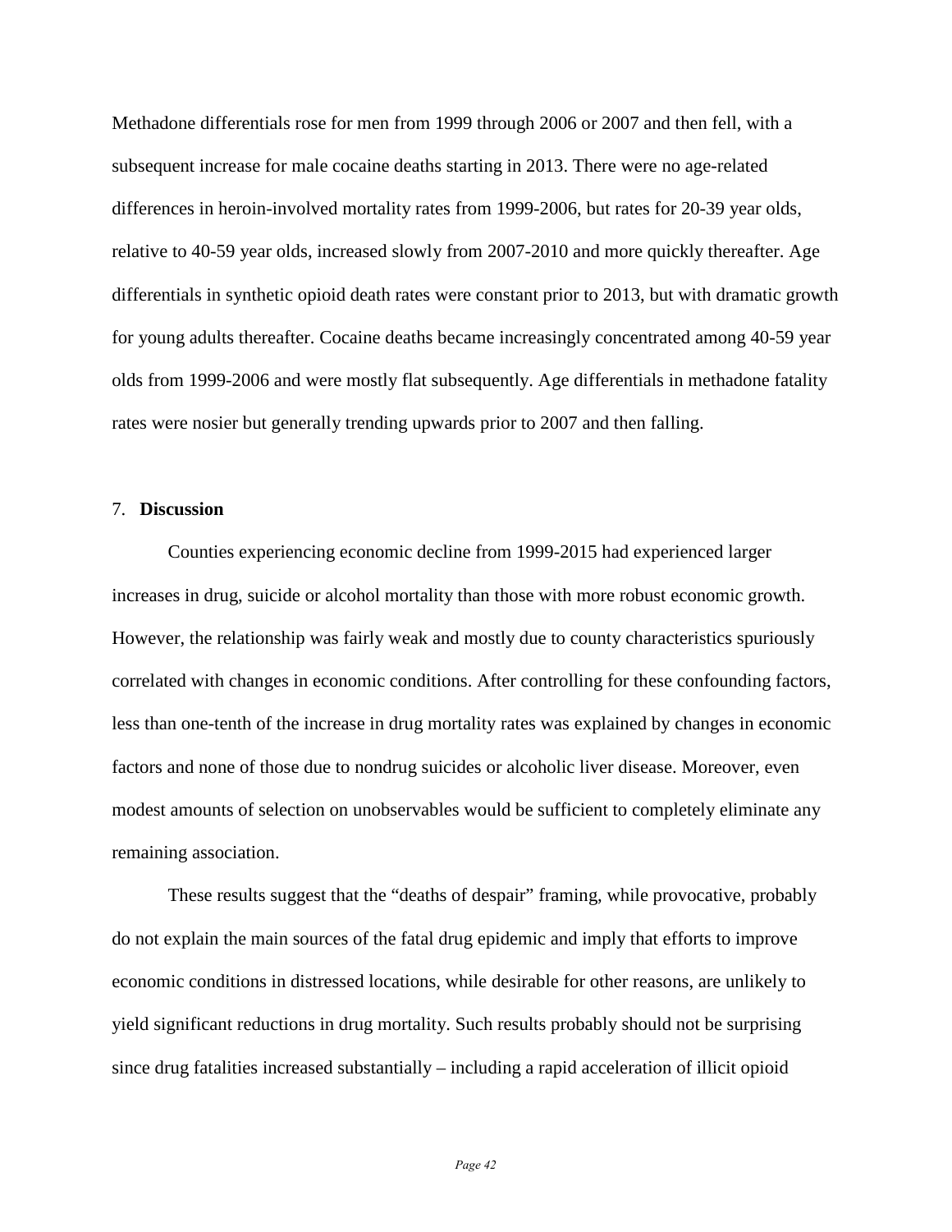Methadone differentials rose for men from 1999 through 2006 or 2007 and then fell, with a subsequent increase for male cocaine deaths starting in 2013. There were no age-related differences in heroin-involved mortality rates from 1999-2006, but rates for 20-39 year olds, relative to 40-59 year olds, increased slowly from 2007-2010 and more quickly thereafter. Age differentials in synthetic opioid death rates were constant prior to 2013, but with dramatic growth for young adults thereafter. Cocaine deaths became increasingly concentrated among 40-59 year olds from 1999-2006 and were mostly flat subsequently. Age differentials in methadone fatality rates were nosier but generally trending upwards prior to 2007 and then falling.

## 7. **Discussion**

Counties experiencing economic decline from 1999-2015 had experienced larger increases in drug, suicide or alcohol mortality than those with more robust economic growth. However, the relationship was fairly weak and mostly due to county characteristics spuriously correlated with changes in economic conditions. After controlling for these confounding factors, less than one-tenth of the increase in drug mortality rates was explained by changes in economic factors and none of those due to nondrug suicides or alcoholic liver disease. Moreover, even modest amounts of selection on unobservables would be sufficient to completely eliminate any remaining association.

These results suggest that the "deaths of despair" framing, while provocative, probably do not explain the main sources of the fatal drug epidemic and imply that efforts to improve economic conditions in distressed locations, while desirable for other reasons, are unlikely to yield significant reductions in drug mortality. Such results probably should not be surprising since drug fatalities increased substantially – including a rapid acceleration of illicit opioid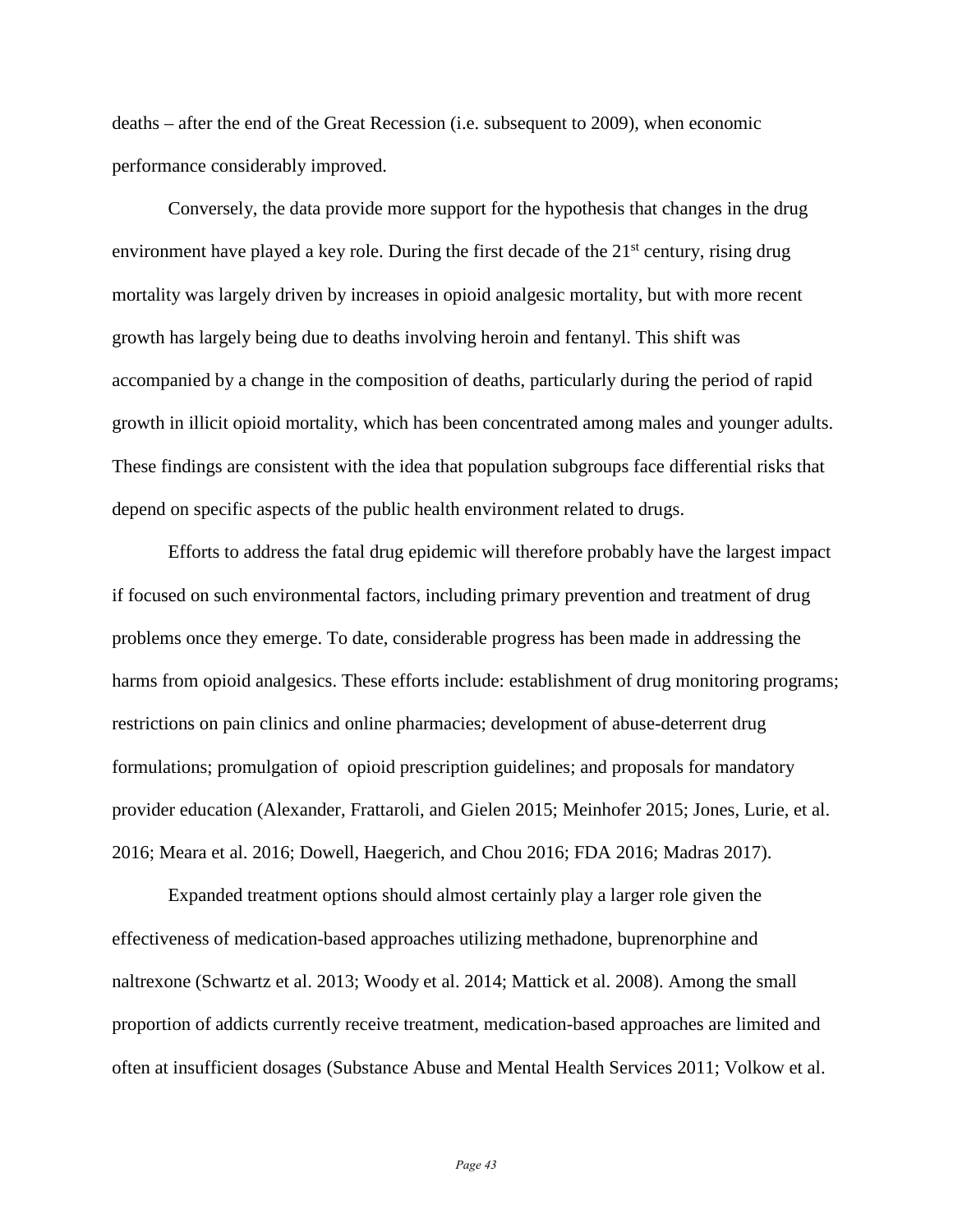deaths – after the end of the Great Recession (i.e. subsequent to 2009), when economic performance considerably improved.

Conversely, the data provide more support for the hypothesis that changes in the drug environment have played a key role. During the first decade of the 21st century, rising drug mortality was largely driven by increases in opioid analgesic mortality, but with more recent growth has largely being due to deaths involving heroin and fentanyl. This shift was accompanied by a change in the composition of deaths, particularly during the period of rapid growth in illicit opioid mortality, which has been concentrated among males and younger adults. These findings are consistent with the idea that population subgroups face differential risks that depend on specific aspects of the public health environment related to drugs.

Efforts to address the fatal drug epidemic will therefore probably have the largest impact if focused on such environmental factors, including primary prevention and treatment of drug problems once they emerge. To date, considerable progress has been made in addressing the harms from opioid analgesics. These efforts include: establishment of drug monitoring programs; restrictions on pain clinics and online pharmacies; development of abuse-deterrent drug formulations; promulgation of opioid prescription guidelines; and proposals for mandatory provider education (Alexander, Frattaroli, and Gielen 2015; Meinhofer 2015; Jones, Lurie, et al. 2016; Meara et al. 2016; Dowell, Haegerich, and Chou 2016; FDA 2016; Madras 2017).

Expanded treatment options should almost certainly play a larger role given the effectiveness of medication-based approaches utilizing methadone, buprenorphine and naltrexone (Schwartz et al. 2013; Woody et al. 2014; Mattick et al. 2008). Among the small proportion of addicts currently receive treatment, medication-based approaches are limited and often at insufficient dosages (Substance Abuse and Mental Health Services 2011; Volkow et al.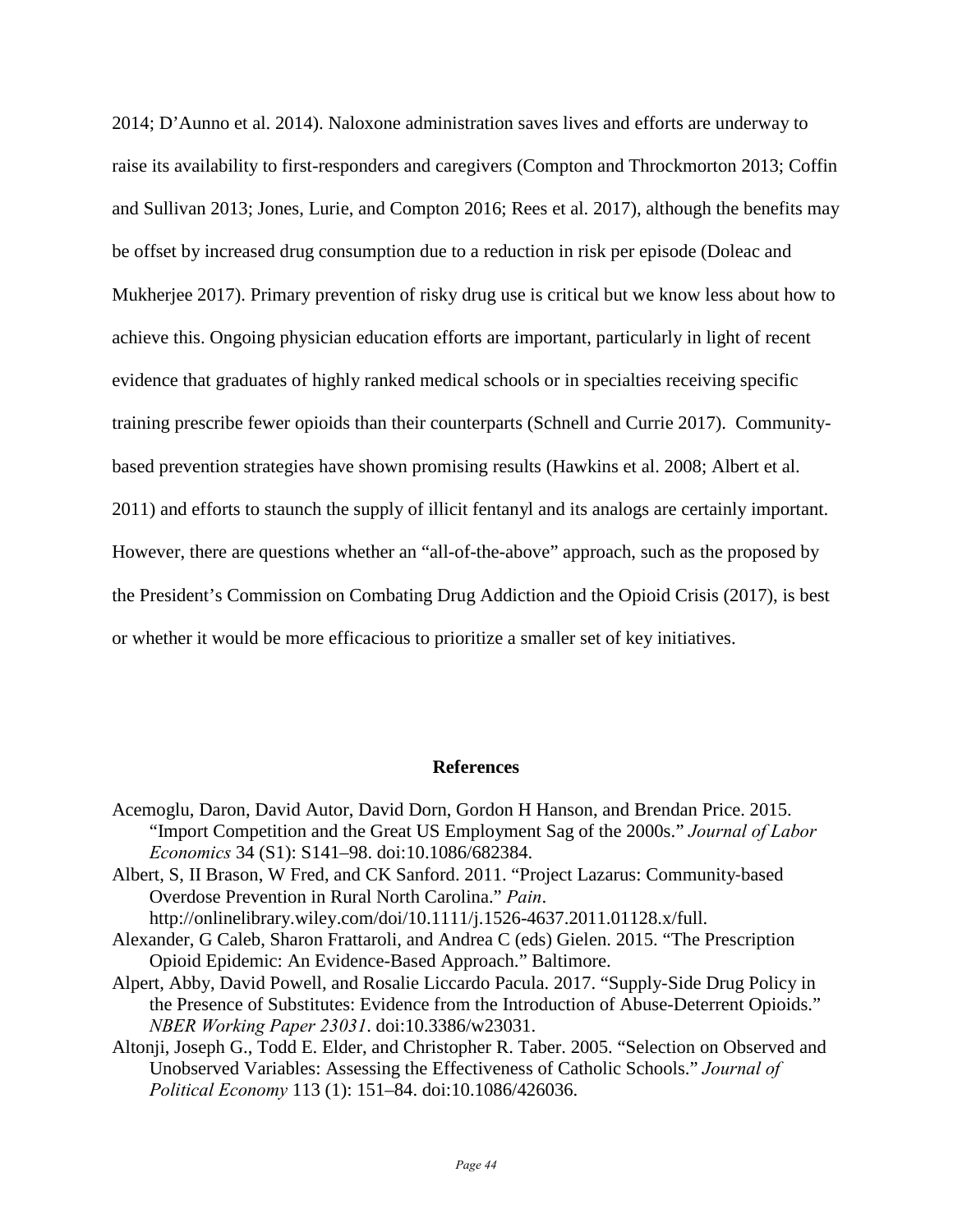2014; D'Aunno et al. 2014). Naloxone administration saves lives and efforts are underway to raise its availability to first-responders and caregivers (Compton and Throckmorton 2013; Coffin and Sullivan 2013; Jones, Lurie, and Compton 2016; Rees et al. 2017), although the benefits may be offset by increased drug consumption due to a reduction in risk per episode (Doleac and Mukherjee 2017). Primary prevention of risky drug use is critical but we know less about how to achieve this. Ongoing physician education efforts are important, particularly in light of recent evidence that graduates of highly ranked medical schools or in specialties receiving specific training prescribe fewer opioids than their counterparts (Schnell and Currie 2017). Community-based prevention strategies have shown promising results (Hawkins et al. 2008; Albert et al. 2011) and efforts to staunch the supply of illicit fentanyl and its analogs are certainly important. However, there are questions whether an "all-of-the-above" approach, such as the proposed by the President's Commission on Combating Drug Addiction and the Opioid Crisis (2017), is best or whether it would be more efficacious to prioritize a smaller set of key initiatives.

## References

Acemoglu, Daron, David Autor, David Dorn, Gordon H Hanson, and Brendan Price. 2015. "Import Competition and the Great US Employment Sag of the 2000s." *Journal of Labor Economics* 34 (S1): S141–98. doi:10.1086/682384.

Albert, S, II Brason, W Fred, and CK Sanford. 2011. "Project Lazarus: Community-based Overdose Prevention in Rural North Carolina." *Pain*. http://onlinelibrary.wiley.com/doi/10.1111/j.1526-4637.2011.01128.x/full.

Alexander, G Caleb, Sharon Frattaroli, and Andrea C (eds) Gielen. 2015. "The Prescription Opioid Epidemic: An Evidence-Based Approach." Baltimore.

Alpert, Abby, David Powell, and Rosalie Liccardo Pacula. 2017. "Supply-Side Drug Policy in the Presence of Substitutes: Evidence from the Introduction of Abuse-Deterrent Opioids." *NBER Working Paper 23031*. doi:10.3386/w23031.

Altonji, Joseph G., Todd E. Elder, and Christopher R. Taber. 2005. "Selection on Observed and Unobserved Variables: Assessing the Effectiveness of Catholic Schools." *Journal of Political Economy* 113 (1): 151–84. doi:10.1086/426036.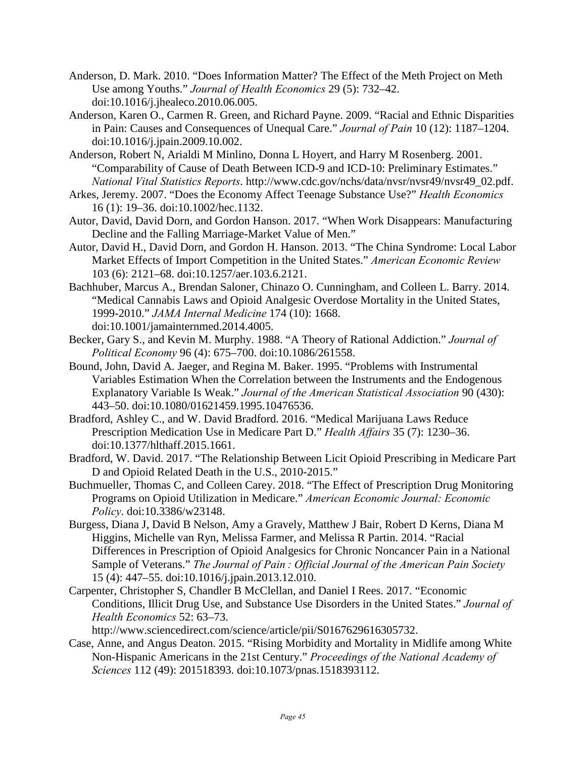Anderson, D. Mark. 2010. “Does Information Matter? The Effect of the Meth Project on Meth Use among Youths.” *Journal of Health Economics* 29 (5): 732–42. doi:10.1016/j.jhealeco.2010.06.005.

Anderson, Karen O., Carmen R. Green, and Richard Payne. 2009. “Racial and Ethnic Disparities in Pain: Causes and Consequences of Unequal Care.” *Journal of Pain* 10 (12): 1187–1204. doi:10.1016/j.jpain.2009.10.002.

Anderson, Robert N, Arialdi M Minlino, Donna L Hoyert, and Harry M Rosenberg. 2001. “Comparability of Cause of Death Between ICD-9 and ICD-10: Preliminary Estimates.” *National Vital Statistics Reports*. http://www.cdc.gov/nchs/data/nvsr/nvsr49/nvsr49_02.pdf.

Arkes, Jeremy. 2007. “Does the Economy Affect Teenage Substance Use?” *Health Economics* 16 (1): 19–36. doi:10.1002/hec.1132.

Autor, David, David Dorn, and Gordon Hanson. 2017. “When Work Disappears: Manufacturing Decline and the Falling Marriage-Market Value of Men.”

Autor, David H., David Dorn, and Gordon H. Hanson. 2013. “The China Syndrome: Local Labor Market Effects of Import Competition in the United States.” *American Economic Review* 103 (6): 2121–68. doi:10.1257/aer.103.6.2121.

Bachhuber, Marcus A., Brendan Saloner, Chinazo O. Cunningham, and Colleen L. Barry. 2014. “Medical Cannabis Laws and Opioid Analgesic Overdose Mortality in the United States, 1999-2010.” *JAMA Internal Medicine* 174 (10): 1668. doi:10.1001/jamainternmed.2014.4005.

Becker, Gary S., and Kevin M. Murphy. 1988. “A Theory of Rational Addiction.” *Journal of Political Economy* 96 (4): 675–700. doi:10.1086/261558.

Bound, John, David A. Jaeger, and Regina M. Baker. 1995. “Problems with Instrumental Variables Estimation When the Correlation between the Instruments and the Endogenous Explanatory Variable Is Weak.” *Journal of the American Statistical Association* 90 (430): 443–50. doi:10.1080/01621459.1995.10476536.

Bradford, Ashley C., and W. David Bradford. 2016. “Medical Marijuana Laws Reduce Prescription Medication Use in Medicare Part D.” *Health Affairs* 35 (7): 1230–36. doi:10.1377/hlthaff.2015.1661.

Bradford, W. David. 2017. “The Relationship Between Licit Opioid Prescribing in Medicare Part D and Opioid Related Death in the U.S., 2010-2015.”

Buchmueller, Thomas C, and Colleen Carey. 2018. “The Effect of Prescription Drug Monitoring Programs on Opioid Utilization in Medicare.” *American Economic Journal: Economic Policy*. doi:10.3386/w23148.

Burgess, Diana J, David B Nelson, Amy a Gravely, Matthew J Bair, Robert D Kerns, Diana M Higgins, Michelle van Ryn, Melissa Farmer, and Melissa R Partin. 2014. “Racial Differences in Prescription of Opioid Analgesics for Chronic Noncancer Pain in a National Sample of Veterans.” *The Journal of Pain : Official Journal of the American Pain Society* 15 (4): 447–55. doi:10.1016/j.jpain.2013.12.010.

Carpenter, Christopher S, Chandler B McClellan, and Daniel I Rees. 2017. “Economic Conditions, Illicit Drug Use, and Substance Use Disorders in the United States.” *Journal of Health Economics* 52: 63–73. http://www.sciencedirect.com/science/article/pii/S0167629616305732.

Case, Anne, and Angus Deaton. 2015. “Rising Morbidity and Mortality in Midlife among White Non-Hispanic Americans in the 21st Century.” *Proceedings of the National Academy of Sciences* 112 (49): 201518393. doi:10.1073/pnas.1518393112.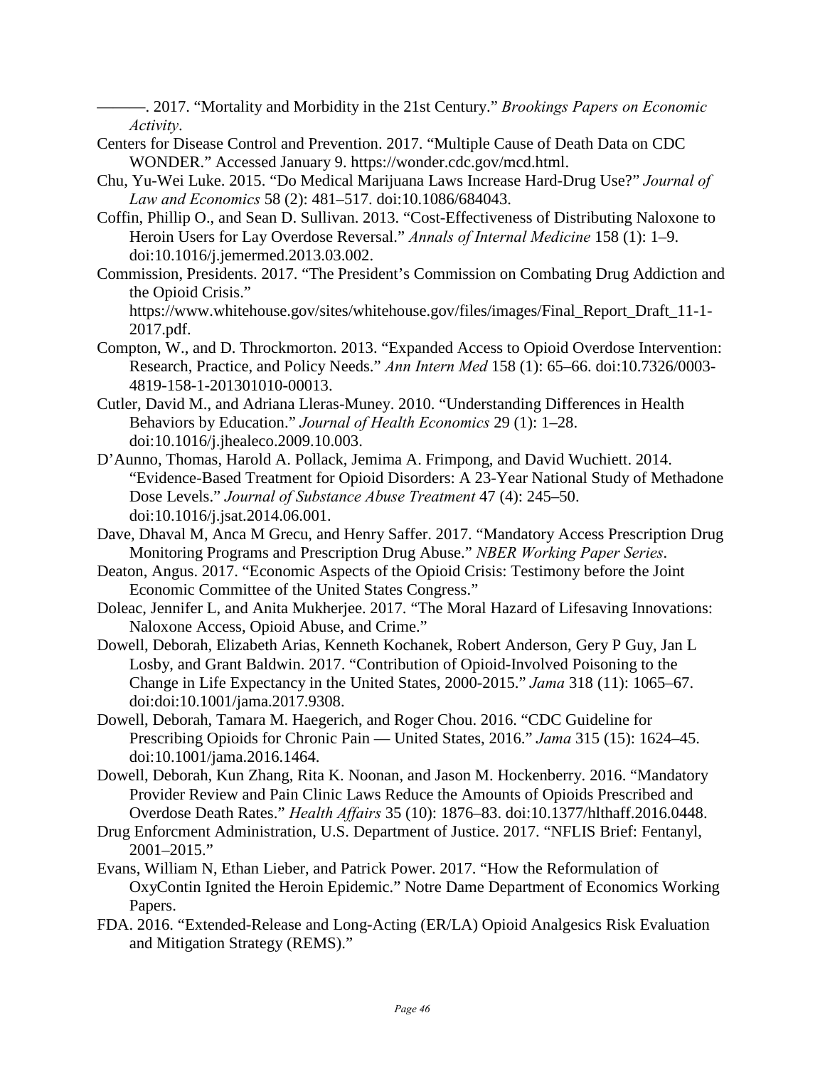———. 2017. “Mortality and Morbidity in the 21st Century.” *Brookings Papers on Economic Activity*.

Centers for Disease Control and Prevention. 2017. “Multiple Cause of Death Data on CDC WONDER.” Accessed January 9. https://wonder.cdc.gov/mcd.html.

Chu, Yu-Wei Luke. 2015. “Do Medical Marijuana Laws Increase Hard-Drug Use?” *Journal of Law and Economics* 58 (2): 481–517. doi:10.1086/684043.

Coffin, Phillip O., and Sean D. Sullivan. 2013. “Cost-Effectiveness of Distributing Naloxone to Heroin Users for Lay Overdose Reversal.” *Annals of Internal Medicine* 158 (1): 1–9. doi:10.1016/j.jemermed.2013.03.002.

Commission, Presidents. 2017. “The President’s Commission on Combating Drug Addiction and the Opioid Crisis.” https://www.whitehouse.gov/sites/whitehouse.gov/files/images/Final_Report_Draft_11-1-2017.pdf.

Compton, W., and D. Throckmorton. 2013. “Expanded Access to Opioid Overdose Intervention: Research, Practice, and Policy Needs.” *Ann Intern Med* 158 (1): 65–66. doi:10.7326/0003-4819-158-1-201301010-00013.

Cutler, David M., and Adriana Lleras-Muney. 2010. “Understanding Differences in Health Behaviors by Education.” *Journal of Health Economics* 29 (1): 1–28. doi:10.1016/j.jhealeco.2009.10.003.

D’Aunno, Thomas, Harold A. Pollack, Jemima A. Frimpong, and David Wuchiett. 2014. “Evidence-Based Treatment for Opioid Disorders: A 23-Year National Study of Methadone Dose Levels.” *Journal of Substance Abuse Treatment* 47 (4): 245–50. doi:10.1016/j.jsat.2014.06.001.

Dave, Dhaval M, Anca M Grecu, and Henry Saffer. 2017. “Mandatory Access Prescription Drug Monitoring Programs and Prescription Drug Abuse.” *NBER Working Paper Series*.

Deaton, Angus. 2017. “Economic Aspects of the Opioid Crisis: Testimony before the Joint Economic Committee of the United States Congress.”

Doleac, Jennifer L, and Anita Mukherjee. 2017. “The Moral Hazard of Lifesaving Innovations: Naloxone Access, Opioid Abuse, and Crime.”

Dowell, Deborah, Elizabeth Arias, Kenneth Kochanek, Robert Anderson, Gery P Guy, Jan L Losby, and Grant Baldwin. 2017. “Contribution of Opioid-Involved Poisoning to the Change in Life Expectancy in the United States, 2000-2015.” *Jama* 318 (11): 1065–67. doi:doi:10.1001/jama.2017.9308.

Dowell, Deborah, Tamara M. Haegerich, and Roger Chou. 2016. “CDC Guideline for Prescribing Opioids for Chronic Pain — United States, 2016.” *Jama* 315 (15): 1624–45. doi:10.1001/jama.2016.1464.

Dowell, Deborah, Kun Zhang, Rita K. Noonan, and Jason M. Hockenberry. 2016. “Mandatory Provider Review and Pain Clinic Laws Reduce the Amounts of Opioids Prescribed and Overdose Death Rates.” *Health Affairs* 35 (10): 1876–83. doi:10.1377/hlthaff.2016.0448.

Drug Enforcment Administration, U.S. Department of Justice. 2017. “NFLIS Brief: Fentanyl, 2001–2015.”

Evans, William N, Ethan Lieber, and Patrick Power. 2017. “How the Reformulation of OxyContin Ignited the Heroin Epidemic.” Notre Dame Department of Economics Working Papers.

FDA. 2016. “Extended-Release and Long-Acting (ER/LA) Opioid Analgesics Risk Evaluation and Mitigation Strategy (REMS).”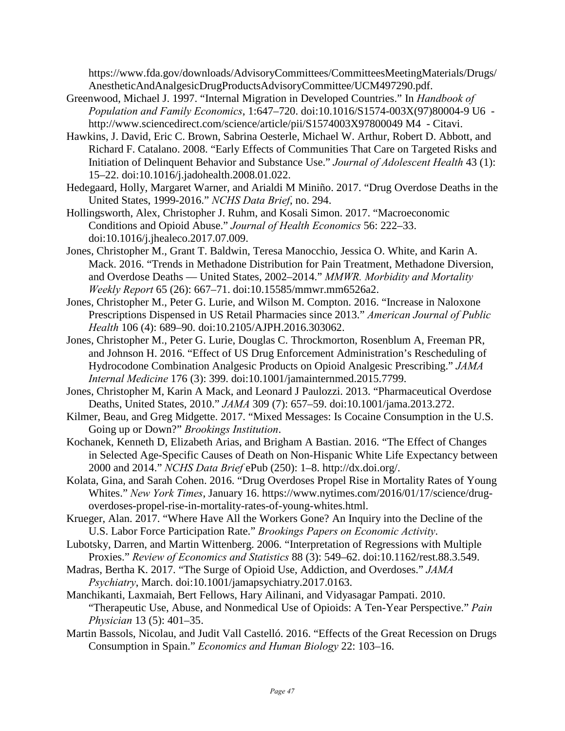https://www.fda.gov/downloads/AdvisoryCommittees/CommitteesMeetingMaterials/Drugs/AnestheticAndAnalgesicDrugProductsAdvisoryCommittee/UCM497290.pdf.

Greenwood, Michael J. 1997. "Internal Migration in Developed Countries." In *Handbook of Population and Family Economics*, 1:647–720. doi:10.1016/S1574-003X(97)80004-9 U6 - http://www.sciencedirect.com/science/article/pii/S1574003X97800049 M4 - Citavi.

Hawkins, J. David, Eric C. Brown, Sabrina Oesterle, Michael W. Arthur, Robert D. Abbott, and Richard F. Catalano. 2008. "Early Effects of Communities That Care on Targeted Risks and Initiation of Delinquent Behavior and Substance Use." *Journal of Adolescent Health* 43 (1): 15–22. doi:10.1016/j.jadohealth.2008.01.022.

Hedegaard, Holly, Margaret Warner, and Arialdi M Miniño. 2017. "Drug Overdose Deaths in the United States, 1999-2016." *NCHS Data Brief*, no. 294.

Hollingsworth, Alex, Christopher J. Ruhm, and Kosali Simon. 2017. "Macroeconomic Conditions and Opioid Abuse." *Journal of Health Economics* 56: 222–33. doi:10.1016/j.jhealeco.2017.07.009.

Jones, Christopher M., Grant T. Baldwin, Teresa Manocchio, Jessica O. White, and Karin A. Mack. 2016. "Trends in Methadone Distribution for Pain Treatment, Methadone Diversion, and Overdose Deaths — United States, 2002–2014." *MMWR. Morbidity and Mortality Weekly Report* 65 (26): 667–71. doi:10.15585/mmwr.mm6526a2.

Jones, Christopher M., Peter G. Lurie, and Wilson M. Compton. 2016. "Increase in Naloxone Prescriptions Dispensed in US Retail Pharmacies since 2013." *American Journal of Public Health* 106 (4): 689–90. doi:10.2105/AJPH.2016.303062.

Jones, Christopher M., Peter G. Lurie, Douglas C. Throckmorton, Rosenblum A, Freeman PR, and Johnson H. 2016. "Effect of US Drug Enforcement Administration's Rescheduling of Hydrocodone Combination Analgesic Products on Opioid Analgesic Prescribing." *JAMA Internal Medicine* 176 (3): 399. doi:10.1001/jamainternmed.2015.7799.

Jones, Christopher M, Karin A Mack, and Leonard J Paulozzi. 2013. "Pharmaceutical Overdose Deaths, United States, 2010." *JAMA* 309 (7): 657–59. doi:10.1001/jama.2013.272.

Kilmer, Beau, and Greg Midgette. 2017. "Mixed Messages: Is Cocaine Consumption in the U.S. Going up or Down?" *Brookings Institution*.

Kochanek, Kenneth D, Elizabeth Arias, and Brigham A Bastian. 2016. "The Effect of Changes in Selected Age-Specific Causes of Death on Non-Hispanic White Life Expectancy between 2000 and 2014." *NCHS Data Brief* ePub (250): 1–8. http://dx.doi.org/.

Kolata, Gina, and Sarah Cohen. 2016. "Drug Overdoses Propel Rise in Mortality Rates of Young Whites." *New York Times*, January 16. https://www.nytimes.com/2016/01/17/science/drug-overdoses-propel-rise-in-mortality-rates-of-young-whites.html.

Krueger, Alan. 2017. "Where Have All the Workers Gone? An Inquiry into the Decline of the U.S. Labor Force Participation Rate." *Brookings Papers on Economic Activity*.

Lubotsky, Darren, and Martin Wittenberg. 2006. "Interpretation of Regressions with Multiple Proxies." *Review of Economics and Statistics* 88 (3): 549–62. doi:10.1162/rest.88.3.549.

Madras, Bertha K. 2017. "The Surge of Opioid Use, Addiction, and Overdoses." *JAMA Psychiatry*, March. doi:10.1001/jamapsychiatry.2017.0163.

Manchikanti, Laxmaiah, Bert Fellows, Hary Ailinani, and Vidyasagar Pampati. 2010. "Therapeutic Use, Abuse, and Nonmedical Use of Opioids: A Ten-Year Perspective." *Pain Physician* 13 (5): 401–35.

Martin Bassols, Nicolau, and Judit Vall Castelló. 2016. "Effects of the Great Recession on Drugs Consumption in Spain." *Economics and Human Biology* 22: 103–16.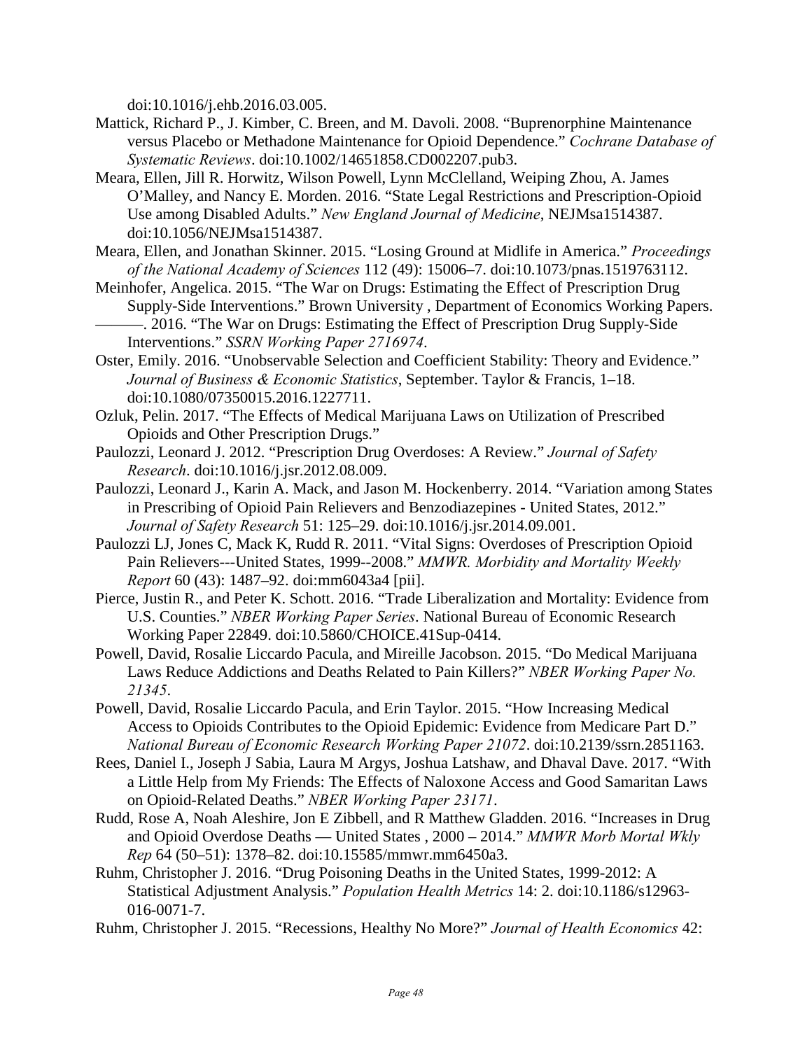doi:10.1016/j.ehb.2016.03.005.

Mattick, Richard P., J. Kimber, C. Breen, and M. Davoli. 2008. "Buprenorphine Maintenance versus Placebo or Methadone Maintenance for Opioid Dependence." *Cochrane Database of Systematic Reviews*. doi:10.1002/14651858.CD002207.pub3.

Meara, Ellen, Jill R. Horwitz, Wilson Powell, Lynn McClelland, Weiping Zhou, A. James O'Malley, and Nancy E. Morden. 2016. "State Legal Restrictions and Prescription-Opioid Use among Disabled Adults." *New England Journal of Medicine*, NEJMsa1514387. doi:10.1056/NEJMsa1514387.

Meara, Ellen, and Jonathan Skinner. 2015. "Losing Ground at Midlife in America." *Proceedings of the National Academy of Sciences* 112 (49): 15006–7. doi:10.1073/pnas.1519763112.

Meinhofer, Angelica. 2015. "The War on Drugs: Estimating the Effect of Prescription Drug Supply-Side Interventions." Brown University , Department of Economics Working Papers.

———. 2016. "The War on Drugs: Estimating the Effect of Prescription Drug Supply-Side Interventions." *SSRN Working Paper 2716974*.

Oster, Emily. 2016. "Unobservable Selection and Coefficient Stability: Theory and Evidence." *Journal of Business & Economic Statistics*, September. Taylor & Francis, 1–18. doi:10.1080/07350015.2016.1227711.

Ozluk, Pelin. 2017. "The Effects of Medical Marijuana Laws on Utilization of Prescribed Opioids and Other Prescription Drugs."

Paulozzi, Leonard J. 2012. "Prescription Drug Overdoses: A Review." *Journal of Safety Research*. doi:10.1016/j.jsr.2012.08.009.

Paulozzi, Leonard J., Karin A. Mack, and Jason M. Hockenberry. 2014. "Variation among States in Prescribing of Opioid Pain Relievers and Benzodiazepines - United States, 2012." *Journal of Safety Research* 51: 125–29. doi:10.1016/j.jsr.2014.09.001.

Paulozzi LJ, Jones C, Mack K, Rudd R. 2011. "Vital Signs: Overdoses of Prescription Opioid Pain Relievers---United States, 1999--2008." *MMWR. Morbidity and Mortality Weekly Report* 60 (43): 1487–92. doi:mm6043a4 [pii].

Pierce, Justin R., and Peter K. Schott. 2016. "Trade Liberalization and Mortality: Evidence from U.S. Counties." *NBER Working Paper Series*. National Bureau of Economic Research Working Paper 22849. doi:10.5860/CHOICE.41Sup-0414.

Powell, David, Rosalie Liccardo Pacula, and Mireille Jacobson. 2015. "Do Medical Marijuana Laws Reduce Addictions and Deaths Related to Pain Killers?" *NBER Working Paper No. 21345*.

Powell, David, Rosalie Liccardo Pacula, and Erin Taylor. 2015. "How Increasing Medical Access to Opioids Contributes to the Opioid Epidemic: Evidence from Medicare Part D." *National Bureau of Economic Research Working Paper 21072*. doi:10.2139/ssrn.2851163.

Rees, Daniel I., Joseph J Sabia, Laura M Argys, Joshua Latshaw, and Dhaval Dave. 2017. "With a Little Help from My Friends: The Effects of Naloxone Access and Good Samaritan Laws on Opioid-Related Deaths." *NBER Working Paper 23171*.

Rudd, Rose A, Noah Aleshire, Jon E Zibbell, and R Matthew Gladden. 2016. "Increases in Drug and Opioid Overdose Deaths — United States , 2000 – 2014." *MMWR Morb Mortal Wkly Rep* 64 (50–51): 1378–82. doi:10.15585/mmwr.mm6450a3.

Ruhm, Christopher J. 2016. "Drug Poisoning Deaths in the United States, 1999-2012: A Statistical Adjustment Analysis." *Population Health Metrics* 14: 2. doi:10.1186/s12963-016-0071-7.

Ruhm, Christopher J. 2015. "Recessions, Healthy No More?" *Journal of Health Economics* 42: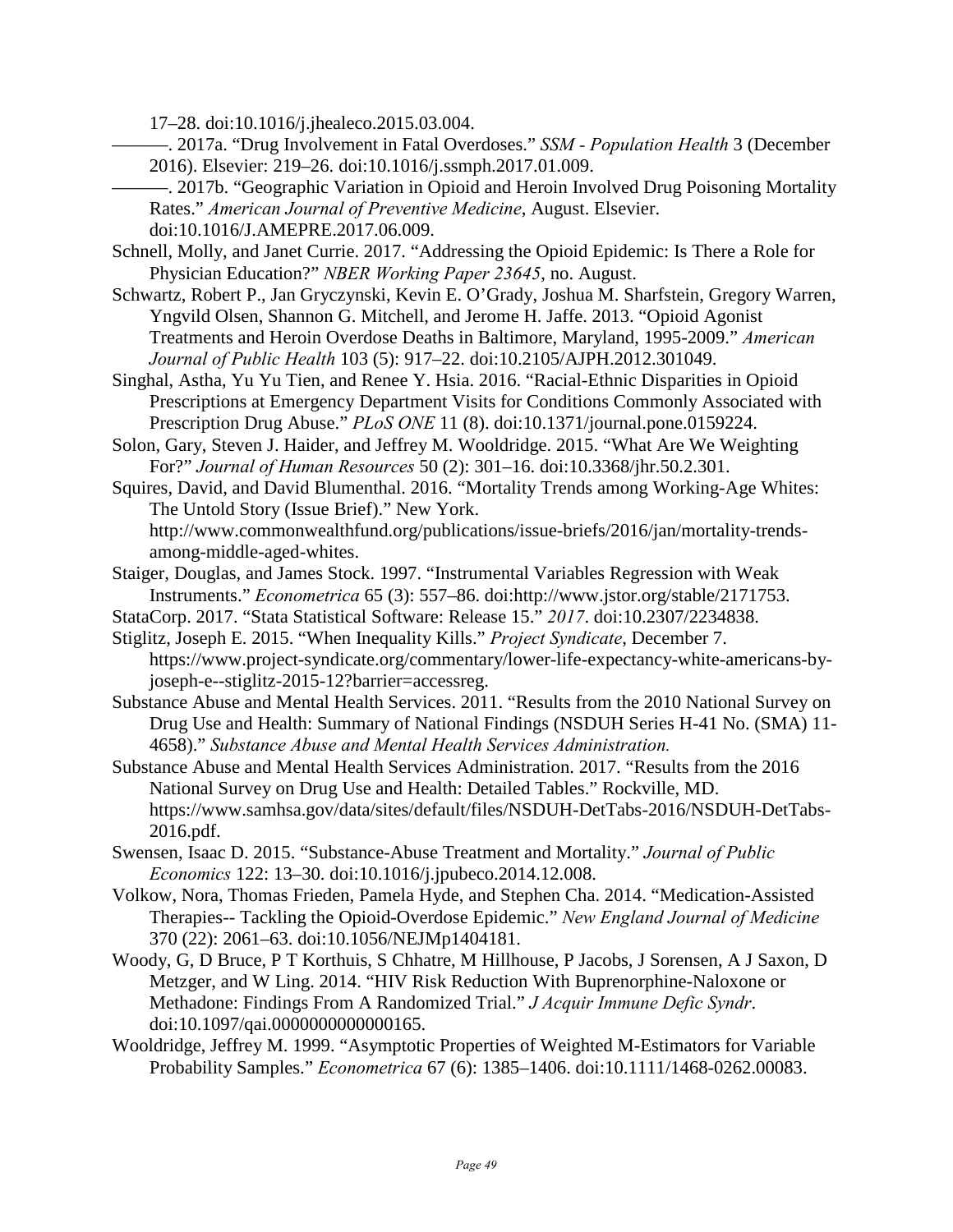17–28. doi:10.1016/j.jhealeco.2015.03.004.

———. 2017a. “Drug Involvement in Fatal Overdoses.” *SSM - Population Health* 3 (December 2016). Elsevier: 219–26. doi:10.1016/j.ssmph.2017.01.009.

———. 2017b. “Geographic Variation in Opioid and Heroin Involved Drug Poisoning Mortality Rates.” *American Journal of Preventive Medicine*, August. Elsevier. doi:10.1016/J.AMEPRE.2017.06.009.

Schnell, Molly, and Janet Currie. 2017. “Addressing the Opioid Epidemic: Is There a Role for Physician Education?” *NBER Working Paper 23645*, no. August.

Schwartz, Robert P., Jan Gryczynski, Kevin E. O’Grady, Joshua M. Sharfstein, Gregory Warren, Yngvild Olsen, Shannon G. Mitchell, and Jerome H. Jaffe. 2013. “Opioid Agonist Treatments and Heroin Overdose Deaths in Baltimore, Maryland, 1995-2009.” *American Journal of Public Health* 103 (5): 917–22. doi:10.2105/AJPH.2012.301049.

Singhal, Astha, Yu Yu Tien, and Renee Y. Hsia. 2016. “Racial-Ethnic Disparities in Opioid Prescriptions at Emergency Department Visits for Conditions Commonly Associated with Prescription Drug Abuse.” *PLoS ONE* 11 (8). doi:10.1371/journal.pone.0159224.

Solon, Gary, Steven J. Haider, and Jeffrey M. Wooldridge. 2015. “What Are We Weighting For?” *Journal of Human Resources* 50 (2): 301–16. doi:10.3368/jhr.50.2.301.

Squires, David, and David Blumenthal. 2016. “Mortality Trends among Working-Age Whites: The Untold Story (Issue Brief).” New York. http://www.commonwealthfund.org/publications/issue-briefs/2016/jan/mortality-trends-among-middle-aged-whites.

Staiger, Douglas, and James Stock. 1997. “Instrumental Variables Regression with Weak Instruments.” *Econometrica* 65 (3): 557–86. doi:http://www.jstor.org/stable/2171753.

StataCorp. 2017. “Stata Statistical Software: Release 15.” *2017*. doi:10.2307/2234838.

Stiglitz, Joseph E. 2015. “When Inequality Kills.” *Project Syndicate*, December 7. https://www.project-syndicate.org/commentary/lower-life-expectancy-white-americans-by-joseph-e--stiglitz-2015-12?barrier=accessreg.

Substance Abuse and Mental Health Services. 2011. “Results from the 2010 National Survey on Drug Use and Health: Summary of National Findings (NSDUH Series H-41 No. (SMA) 11-4658).” *Substance Abuse and Mental Health Services Administration.*

Substance Abuse and Mental Health Services Administration. 2017. “Results from the 2016 National Survey on Drug Use and Health: Detailed Tables.” Rockville, MD. https://www.samhsa.gov/data/sites/default/files/NSDUH-DetTabs-2016/NSDUH-DetTabs-2016.pdf.

Swensen, Isaac D. 2015. “Substance-Abuse Treatment and Mortality.” *Journal of Public Economics* 122: 13–30. doi:10.1016/j.jpubeco.2014.12.008.

Volkow, Nora, Thomas Frieden, Pamela Hyde, and Stephen Cha. 2014. “Medication-Assisted Therapies-- Tackling the Opioid-Overdose Epidemic.” *New England Journal of Medicine* 370 (22): 2061–63. doi:10.1056/NEJMp1404181.

Woody, G, D Bruce, P T Korthuis, S Chhatre, M Hillhouse, P Jacobs, J Sorensen, A J Saxon, D Metzger, and W Ling. 2014. “HIV Risk Reduction With Buprenorphine-Naloxone or Methadone: Findings From A Randomized Trial.” *J Acquir Immune Defic Syndr*. doi:10.1097/qai.0000000000000165.

Wooldridge, Jeffrey M. 1999. “Asymptotic Properties of Weighted M-Estimators for Variable Probability Samples.” *Econometrica* 67 (6): 1385–1406. doi:10.1111/1468-0262.00083.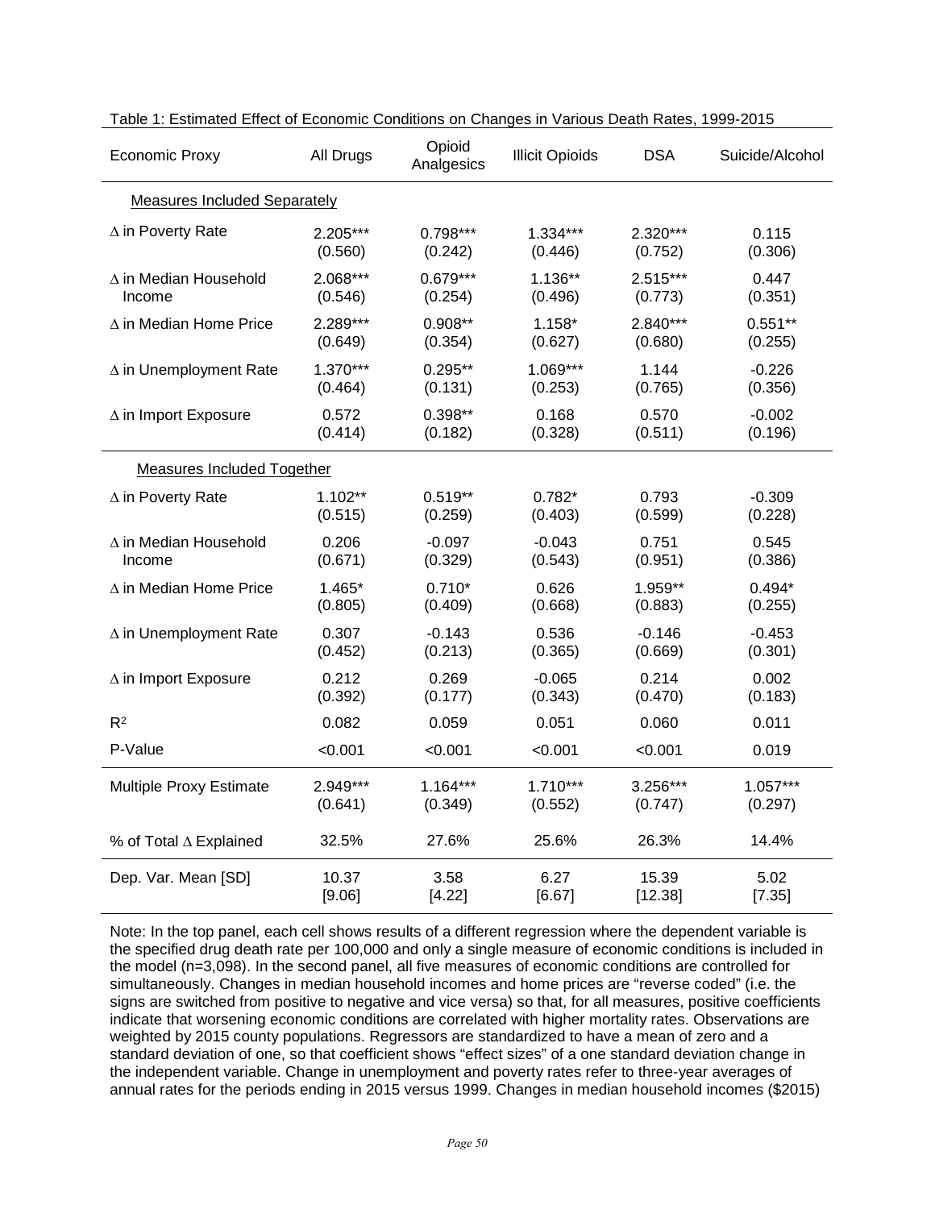Table 1: Estimated Effect of Economic Conditions on Changes in Various Death Rates, 1999-2015

| Economic Proxy | All Drugs | Opioid Analgesics | Illicit Opioids | DSA | Suicide/Alcohol |
|---|---|---|---|---|---|
| Measures Included Separately | | | | | |
| ∆ in Poverty Rate | 2.205*** (0.560) | 0.798*** (0.242) | 1.334*** (0.446) | 2.320*** (0.752) | 0.115 (0.306) |
| ∆ in Median Household Income | 2.068*** (0.546) | 0.679*** (0.254) | 1.136** (0.496) | 2.515*** (0.773) | 0.447 (0.351) |
| ∆ in Median Home Price | 2.289*** (0.649) | 0.908** (0.354) | 1.158* (0.627) | 2.840*** (0.680) | 0.551** (0.255) |
| ∆ in Unemployment Rate | 1.370*** (0.464) | 0.295** (0.131) | 1.069*** (0.253) | 1.144 (0.765) | -0.226 (0.356) |
| ∆ in Import Exposure | 0.572 (0.414) | 0.398** (0.182) | 0.168 (0.328) | 0.570 (0.511) | -0.002 (0.196) |
| Measures Included Together | | | | | |
| ∆ in Poverty Rate | 1.102** (0.515) | 0.519** (0.259) | 0.782* (0.403) | 0.793 (0.599) | -0.309 (0.228) |
| ∆ in Median Household Income | 0.206 (0.671) | -0.097 (0.329) | -0.043 (0.543) | 0.751 (0.951) | 0.545 (0.386) |
| ∆ in Median Home Price | 1.465* (0.805) | 0.710* (0.409) | 0.626 (0.668) | 1.959** (0.883) | 0.494* (0.255) |
| ∆ in Unemployment Rate | 0.307 (0.452) | -0.143 (0.213) | 0.536 (0.365) | -0.146 (0.669) | -0.453 (0.301) |
| ∆ in Import Exposure | 0.212 (0.392) | 0.269 (0.177) | -0.065 (0.343) | 0.214 (0.470) | 0.002 (0.183) |
| $R^2$ | 0.082 | 0.059 | 0.051 | 0.060 | 0.011 |
| P-Value | <0.001 | <0.001 | <0.001 | <0.001 | 0.019 |
| Multiple Proxy Estimate | 2.949*** (0.641) | 1.164*** (0.349) | 1.710*** (0.552) | 3.256*** (0.747) | 1.057*** (0.297) |
| % of Total ∆ Explained | 32.5% | 27.6% | 25.6% | 26.3% | 14.4% |
| Dep. Var. Mean [SD] | 10.37 [9.06] | 3.58 [4.22] | 6.27 [6.67] | 15.39 [12.38] | 5.02 [7.35] |

Note: In the top panel, each cell shows results of a different regression where the dependent variable is the specified drug death rate per 100,000 and only a single measure of economic conditions is included in the model (n=3,098). In the second panel, all five measures of economic conditions are controlled for simultaneously. Changes in median household incomes and home prices are "reverse coded" (i.e. the signs are switched from positive to negative and vice versa) so that, for all measures, positive coefficients indicate that worsening economic conditions are correlated with higher mortality rates. Observations are weighted by 2015 county populations. Regressors are standardized to have a mean of zero and a standard deviation of one, so that coefficient shows "effect sizes" of a one standard deviation change in the independent variable. Change in unemployment and poverty rates refer to three-year averages of annual rates for the periods ending in 2015 versus 1999. Changes in median household incomes ($2015)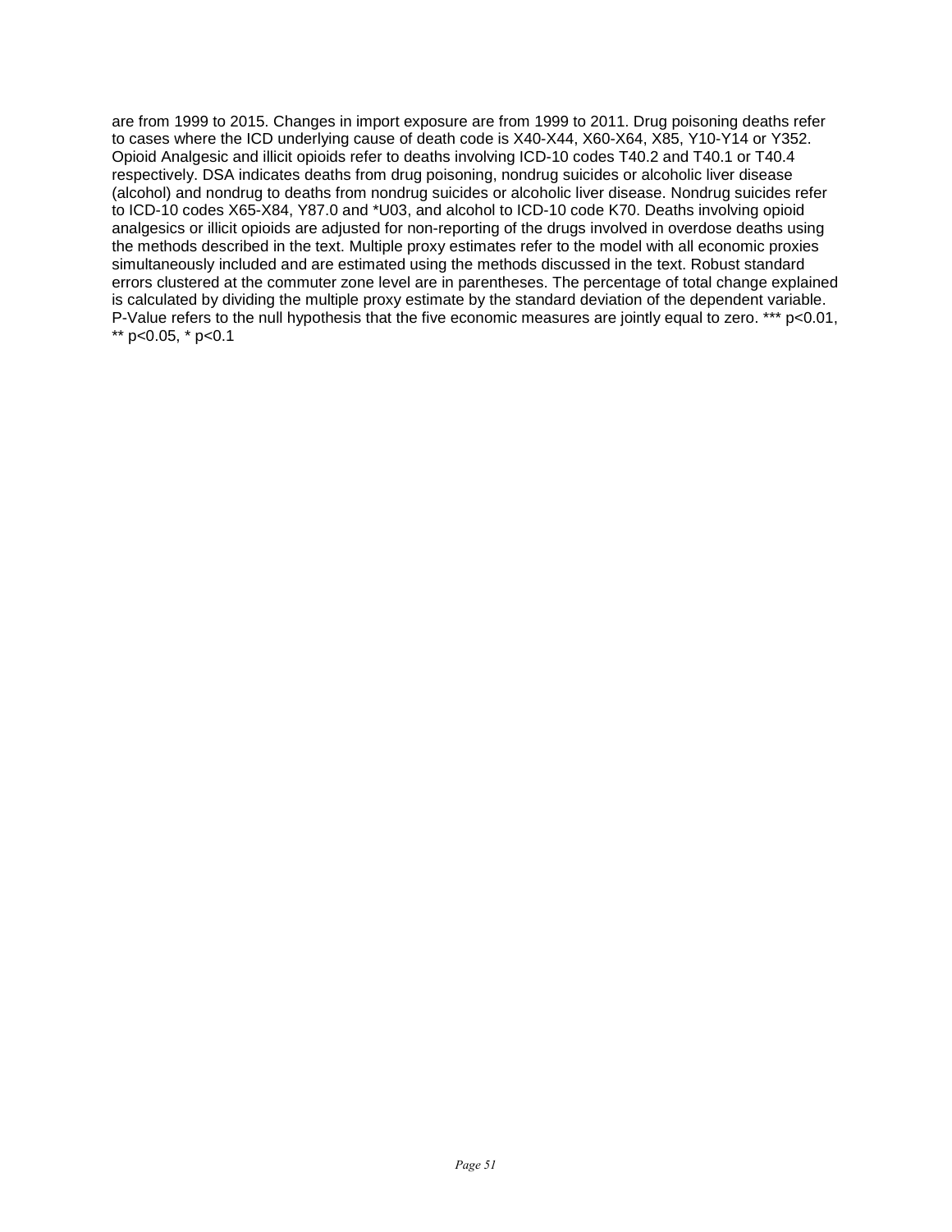are from 1999 to 2015. Changes in import exposure are from 1999 to 2011. Drug poisoning deaths refer to cases where the ICD underlying cause of death code is X40-X44, X60-X64, X85, Y10-Y14 or Y352. Opioid Analgesic and illicit opioids refer to deaths involving ICD-10 codes T40.2 and T40.1 or T40.4 respectively. DSA indicates deaths from drug poisoning, nondrug suicides or alcoholic liver disease (alcohol) and nondrug to deaths from nondrug suicides or alcoholic liver disease. Nondrug suicides refer to ICD-10 codes X65-X84, Y87.0 and *U03, and alcohol to ICD-10 code K70. Deaths involving opioid analgesics or illicit opioids are adjusted for non-reporting of the drugs involved in overdose deaths using the methods described in the text. Multiple proxy estimates refer to the model with all economic proxies simultaneously included and are estimated using the methods discussed in the text. Robust standard errors clustered at the commuter zone level are in parentheses. The percentage of total change explained is calculated by dividing the multiple proxy estimate by the standard deviation of the dependent variable. P-Value refers to the null hypothesis that the five economic measures are jointly equal to zero. *** p<0.01, ** p<0.05, * p<0.1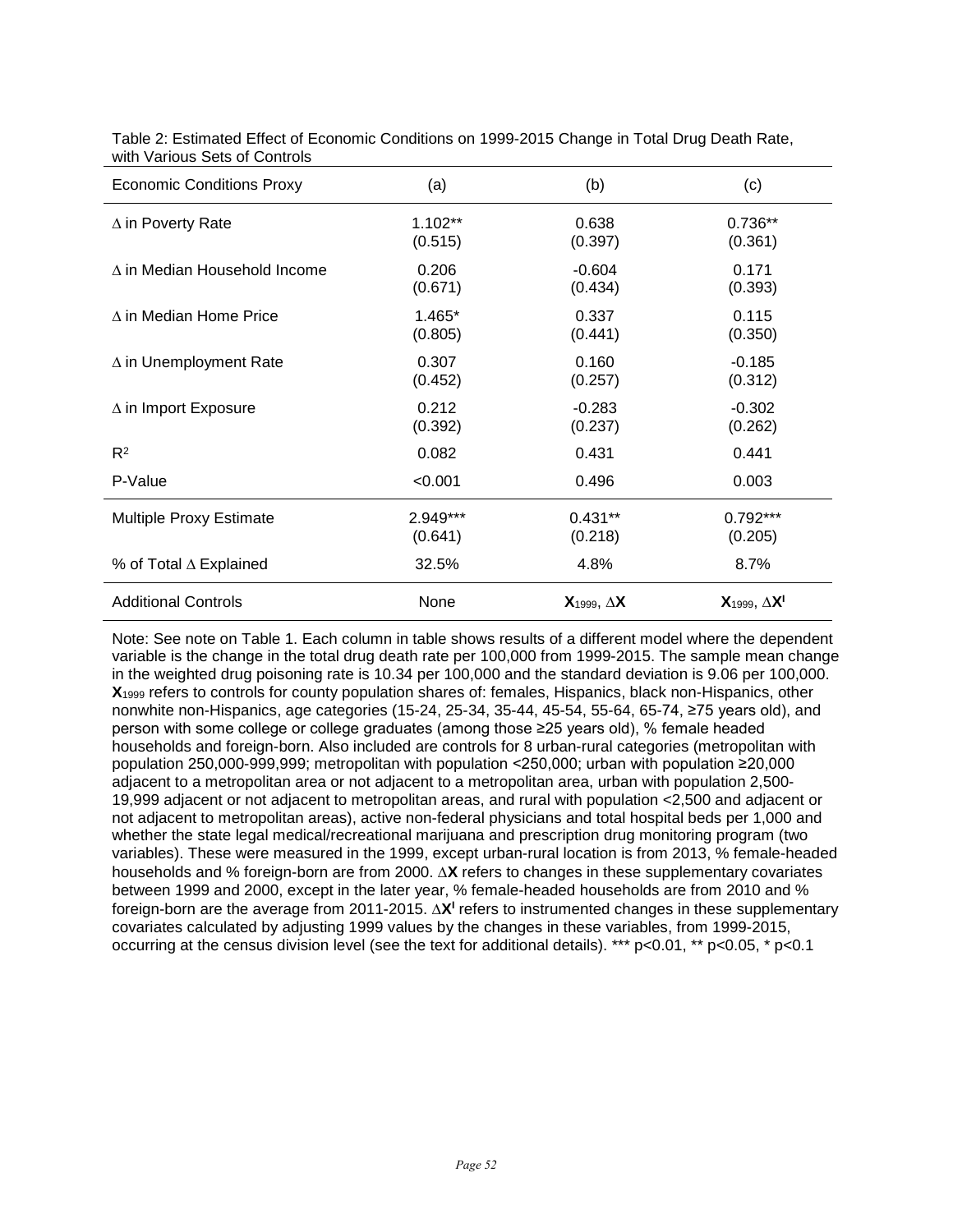Table 2: Estimated Effect of Economic Conditions on 1999-2015 Change in Total Drug Death Rate, with Various Sets of Controls

| Economic Conditions Proxy | (a) | (b) | (c) |
|---|---|---|---|
| $\Delta$ in Poverty Rate | 1.102** (0.515) | 0.638 (0.397) | 0.736** (0.361) |
| $\Delta$ in Median Household Income | 0.206 (0.671) | -0.604 (0.434) | 0.171 (0.393) |
| $\Delta$ in Median Home Price | 1.465* (0.805) | 0.337 (0.441) | 0.115 (0.350) |
| $\Delta$ in Unemployment Rate | 0.307 (0.452) | 0.160 (0.257) | -0.185 (0.312) |
| $\Delta$ in Import Exposure | 0.212 (0.392) | -0.283 (0.237) | -0.302 (0.262) |
| $R^2$ | 0.082 | 0.431 | 0.441 |
| P-Value | <0.001 | 0.496 | 0.003 |
| Multiple Proxy Estimate | 2.949*** (0.641) | 0.431** (0.218) | 0.792*** (0.205) |
| % of Total $\Delta$ Explained | 32.5% | 4.8% | 8.7% |
| Additional Controls | None | $\mathbf{X}_{1999}$, $\Delta\mathbf{X}$ | $\mathbf{X}_{1999}$, $\Delta\mathbf{X}^{\mathbf{I}}$ |

Note: See note on Table 1. Each column in table shows results of a different model where the dependent variable is the change in the total drug death rate per 100,000 from 1999-2015. The sample mean change in the weighted drug poisoning rate is 10.34 per 100,000 and the standard deviation is 9.06 per 100,000. $\mathbf{X}_{1999}$ refers to controls for county population shares of: females, Hispanics, black non-Hispanics, other nonwhite non-Hispanics, age categories (15-24, 25-34, 35-44, 45-54, 55-64, 65-74, ≥75 years old), and person with some college or college graduates (among those ≥25 years old), % female headed households and foreign-born. Also included are controls for 8 urban-rural categories (metropolitan with population 250,000-999,999; metropolitan with population <250,000; urban with population ≥20,000 adjacent to a metropolitan area or not adjacent to a metropolitan area, urban with population 2,500-19,999 adjacent or not adjacent to metropolitan areas, and rural with population <2,500 and adjacent or not adjacent to metropolitan areas), active non-federal physicians and total hospital beds per 1,000 and whether the state legal medical/recreational marijuana and prescription drug monitoring program (two variables). These were measured in the 1999, except urban-rural location is from 2013, % female-headed households and % foreign-born are from 2000. $\Delta\mathbf{X}$ refers to changes in these supplementary covariates between 1999 and 2000, except in the later year, % female-headed households are from 2010 and % foreign-born are the average from 2011-2015. $\Delta\mathbf{X}^{\mathbf{I}}$ refers to instrumented changes in these supplementary covariates calculated by adjusting 1999 values by the changes in these variables, from 1999-2015, occurring at the census division level (see the text for additional details). *** p<0.01, ** p<0.05, * p<0.1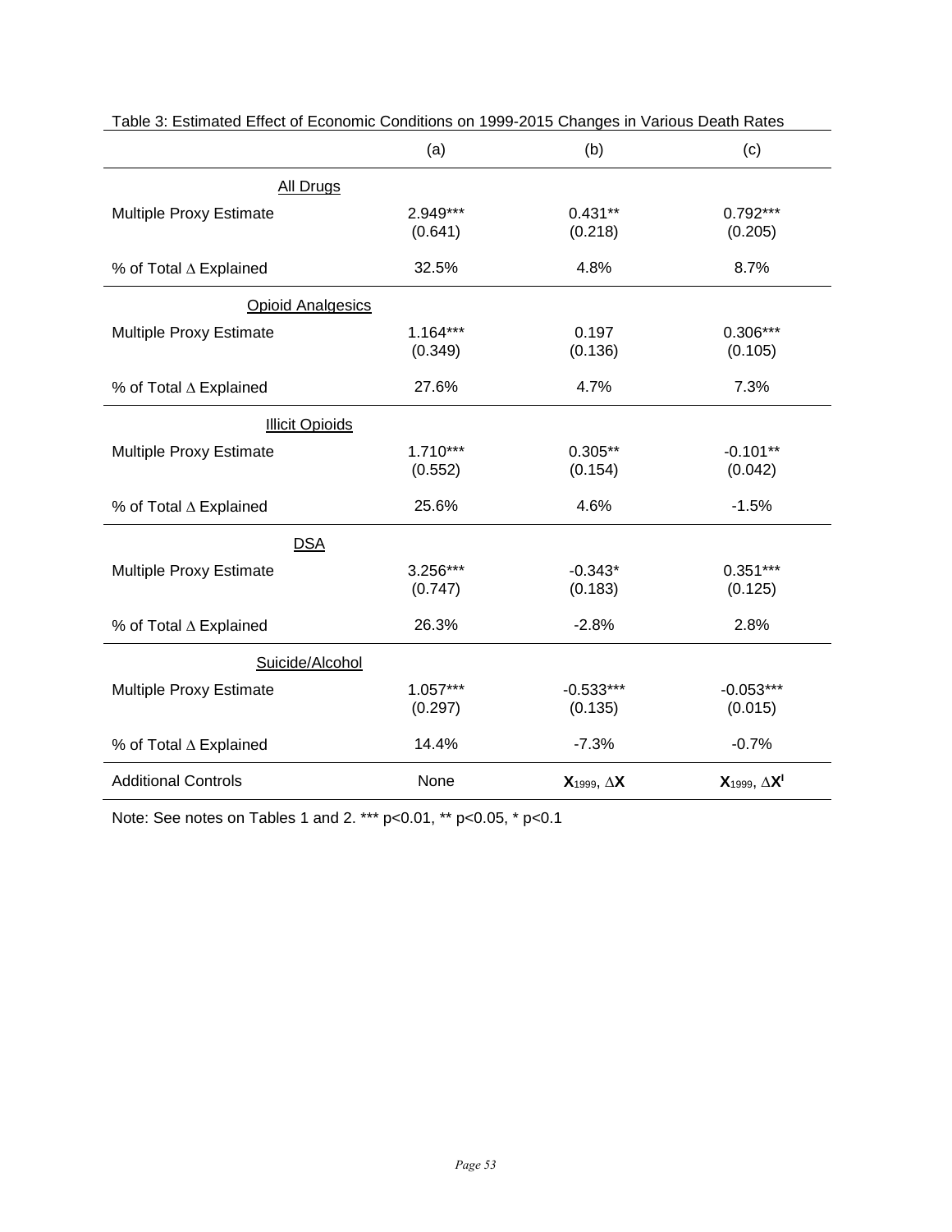Table 3: Estimated Effect of Economic Conditions on 1999-2015 Changes in Various Death Rates

| | (a) | (b) | (c) |
|---|---|---|---|
| All Drugs | | | |
| Multiple Proxy Estimate | 2.949*** | 0.431** | 0.792*** |
| | (0.641) | (0.218) | (0.205) |
| % of Total $\Delta$ Explained | 32.5% | 4.8% | 8.7% |
| Opioid Analgesics | | | |
| Multiple Proxy Estimate | 1.164*** | 0.197 | 0.306*** |
| | (0.349) | (0.136) | (0.105) |
| % of Total $\Delta$ Explained | 27.6% | 4.7% | 7.3% |
| Illicit Opioids | | | |
| Multiple Proxy Estimate | 1.710*** | 0.305** | -0.101** |
| | (0.552) | (0.154) | (0.042) |
| % of Total $\Delta$ Explained | 25.6% | 4.6% | -1.5% |
| DSA | | | |
| Multiple Proxy Estimate | 3.256*** | -0.343* | 0.351*** |
| | (0.747) | (0.183) | (0.125) |
| % of Total $\Delta$ Explained | 26.3% | -2.8% | 2.8% |
| Suicide/Alcohol | | | |
| Multiple Proxy Estimate | 1.057*** | -0.533*** | -0.053*** |
| | (0.297) | (0.135) | (0.015) |
| % of Total $\Delta$ Explained | 14.4% | -7.3% | -0.7% |
| Additional Controls | None | $\mathbf{X}_{1999}$, $\Delta\mathbf{X}$ | $\mathbf{X}_{1999}$, $\Delta\mathbf{X}^{I}$ |

Note: See notes on Tables 1 and 2. *** p<0.01, ** p<0.05, * p<0.1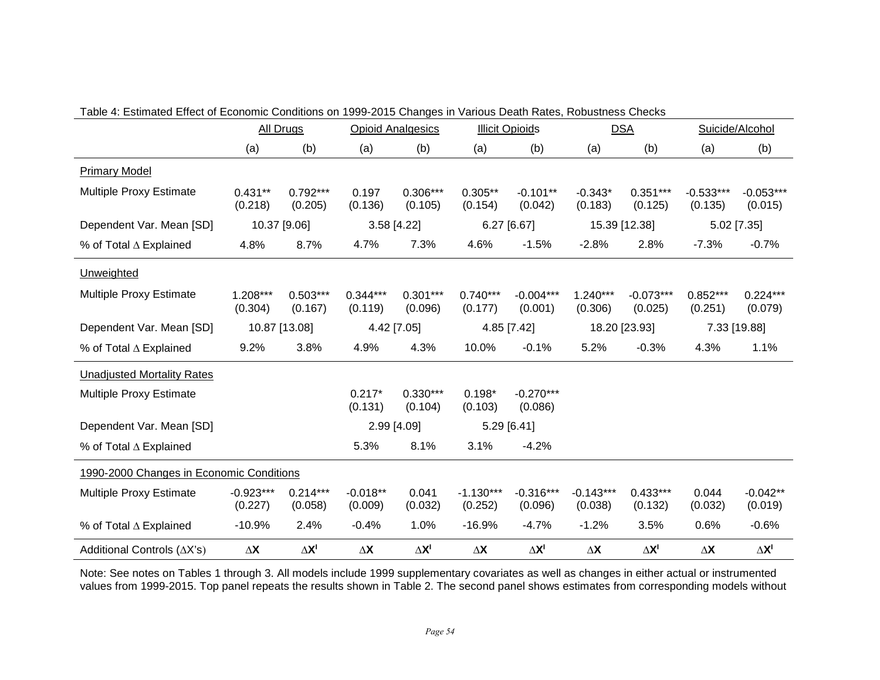Table 4: Estimated Effect of Economic Conditions on 1999-2015 Changes in Various Death Rates, Robustness Checks

| | All Drugs | | Opioid Analgesics | | Illicit Opioids | | DSA | | Suicide/Alcohol | |
|---|---|---|---|---|---|---|---|---|---|---|
| | (a) | (b) | (a) | (b) | (a) | (b) | (a) | (b) | (a) | (b) |
| Primary Model | | | | | | | | | | |
| Multiple Proxy Estimate | 0.431** (0.218) | 0.792*** (0.205) | 0.197 (0.136) | 0.306*** (0.105) | 0.305** (0.154) | -0.101** (0.042) | -0.343* (0.183) | 0.351*** (0.125) | -0.533*** (0.135) | -0.053*** (0.015) |
| Dependent Var. Mean [SD] | 10.37 [9.06] | | 3.58 [4.22] | | 6.27 [6.67] | | 15.39 [12.38] | | 5.02 [7.35] | |
| % of Total Δ Explained | 4.8% | 8.7% | 4.7% | 7.3% | 4.6% | -1.5% | -2.8% | 2.8% | -7.3% | -0.7% |
| Unweighted | | | | | | | | | | |
| Multiple Proxy Estimate | 1.208*** (0.304) | 0.503*** (0.167) | 0.344*** (0.119) | 0.301*** (0.096) | 0.740*** (0.177) | -0.004*** (0.001) | 1.240*** (0.306) | -0.073*** (0.025) | 0.852*** (0.251) | 0.224*** (0.079) |
| Dependent Var. Mean [SD] | 10.87 [13.08] | | 4.42 [7.05] | | 4.85 [7.42] | | 18.20 [23.93] | | 7.33 [19.88] | |
| % of Total Δ Explained | 9.2% | 3.8% | 4.9% | 4.3% | 10.0% | -0.1% | 5.2% | -0.3% | 4.3% | 1.1% |
| Unadjusted Mortality Rates | | | | | | | | | | |
| Multiple Proxy Estimate | | | 0.217* (0.131) | 0.330*** (0.104) | 0.198* (0.103) | -0.270*** (0.086) | | | | |
| Dependent Var. Mean [SD] | | | 2.99 [4.09] | | 5.29 [6.41] | | | | | |
| % of Total Δ Explained | | | 5.3% | 8.1% | 3.1% | -4.2% | | | | |
| 1990-2000 Changes in Economic Conditions | | | | | | | | | | |
| Multiple Proxy Estimate | -0.923*** (0.227) | 0.214*** (0.058) | -0.018** (0.009) | 0.041 (0.032) | -1.130*** (0.252) | -0.316*** (0.096) | -0.143*** (0.038) | 0.433*** (0.132) | 0.044 (0.032) | -0.042** (0.019) |
| % of Total Δ Explained | -10.9% | 2.4% | -0.4% | 1.0% | -16.9% | -4.7% | -1.2% | 3.5% | 0.6% | -0.6% |
| Additional Controls (ΔX's) | **ΔX** | **$\Delta X^I$** | **ΔX** | **$\Delta X^I$** | **ΔX** | **$\Delta X^I$** | **ΔX** | **$\Delta X^I$** | **ΔX** | **$\Delta X^I$** |

Note: See notes on Tables 1 through 3. All models include 1999 supplementary covariates as well as changes in either actual or instrumented values from 1999-2015. Top panel repeats the results shown in Table 2. The second panel shows estimates from corresponding models without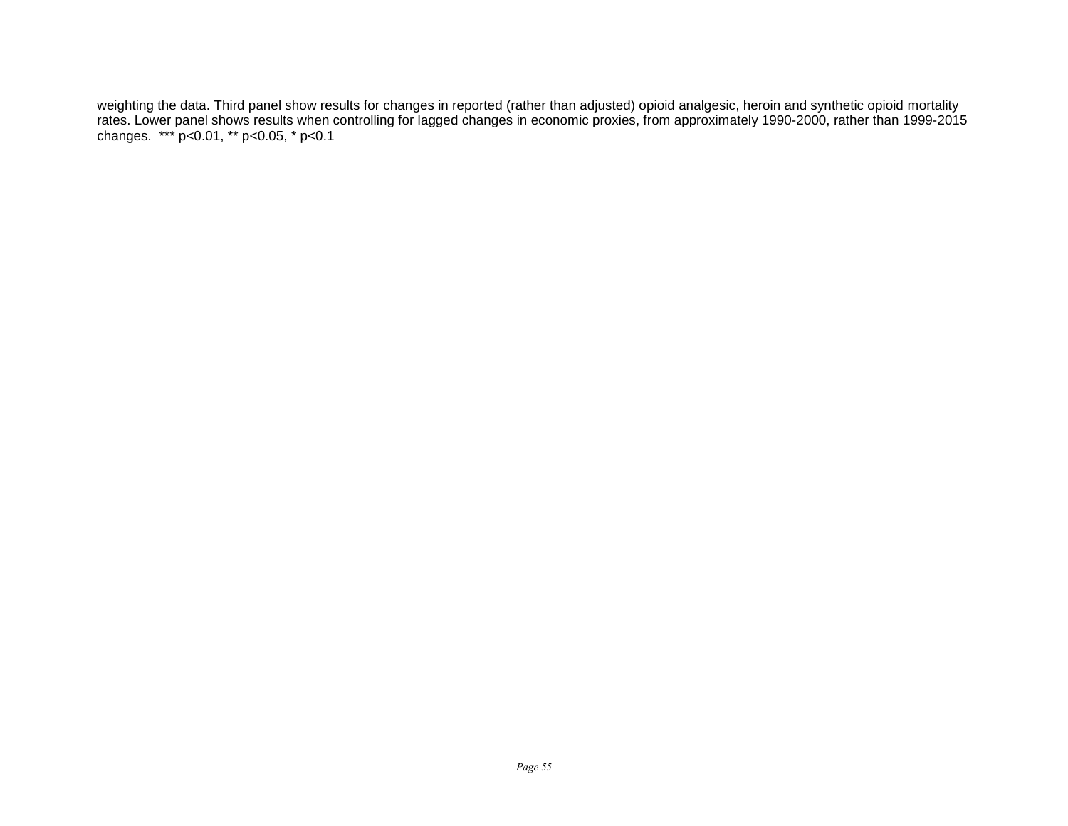weighting the data. Third panel show results for changes in reported (rather than adjusted) opioid analgesic, heroin and synthetic opioid mortality rates. Lower panel shows results when controlling for lagged changes in economic proxies, from approximately 1990-2000, rather than 1999-2015 changes. *** p<0.01, ** p<0.05, * p<0.1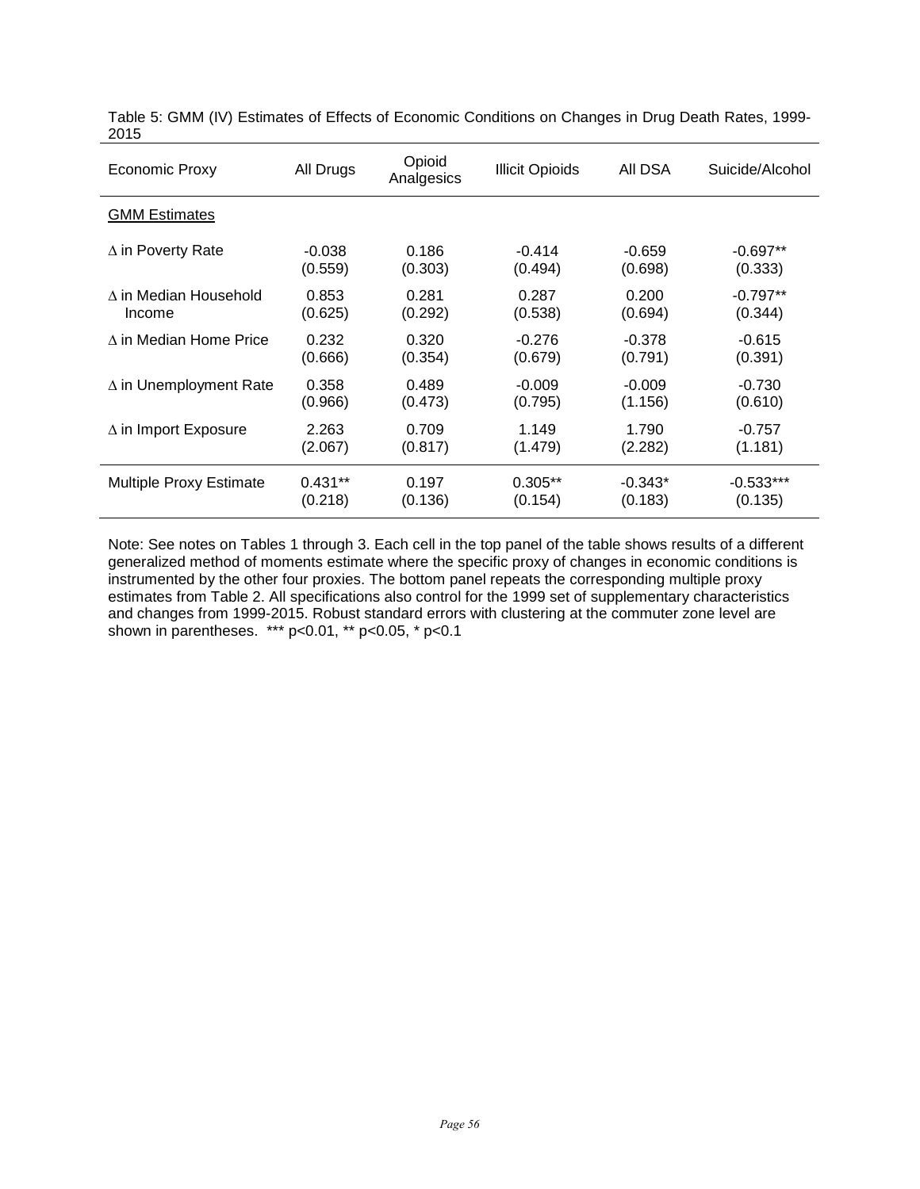Table 5: GMM (IV) Estimates of Effects of Economic Conditions on Changes in Drug Death Rates, 1999-2015

| Economic Proxy | All Drugs | Opioid Analgesics | Illicit Opioids | All DSA | Suicide/Alcohol |
|---|---|---|---|---|---|
| GMM Estimates | | | | | |
| ∆ in Poverty Rate | -0.038 | 0.186 | -0.414 | -0.659 | -0.697** |
| | (0.559) | (0.303) | (0.494) | (0.698) | (0.333) |
| ∆ in Median Household Income | 0.853 | 0.281 | 0.287 | 0.200 | -0.797** |
| | (0.625) | (0.292) | (0.538) | (0.694) | (0.344) |
| ∆ in Median Home Price | 0.232 | 0.320 | -0.276 | -0.378 | -0.615 |
| | (0.666) | (0.354) | (0.679) | (0.791) | (0.391) |
| ∆ in Unemployment Rate | 0.358 | 0.489 | -0.009 | -0.009 | -0.730 |
| | (0.966) | (0.473) | (0.795) | (1.156) | (0.610) |
| ∆ in Import Exposure | 2.263 | 0.709 | 1.149 | 1.790 | -0.757 |
| | (2.067) | (0.817) | (1.479) | (2.282) | (1.181) |
| Multiple Proxy Estimate | 0.431** | 0.197 | 0.305** | -0.343* | -0.533*** |
| | (0.218) | (0.136) | (0.154) | (0.183) | (0.135) |

Note: See notes on Tables 1 through 3. Each cell in the top panel of the table shows results of a different generalized method of moments estimate where the specific proxy of changes in economic conditions is instrumented by the other four proxies. The bottom panel repeats the corresponding multiple proxy estimates from Table 2. All specifications also control for the 1999 set of supplementary characteristics and changes from 1999-2015. Robust standard errors with clustering at the commuter zone level are shown in parentheses. *** p<0.01, ** p<0.05, * p<0.1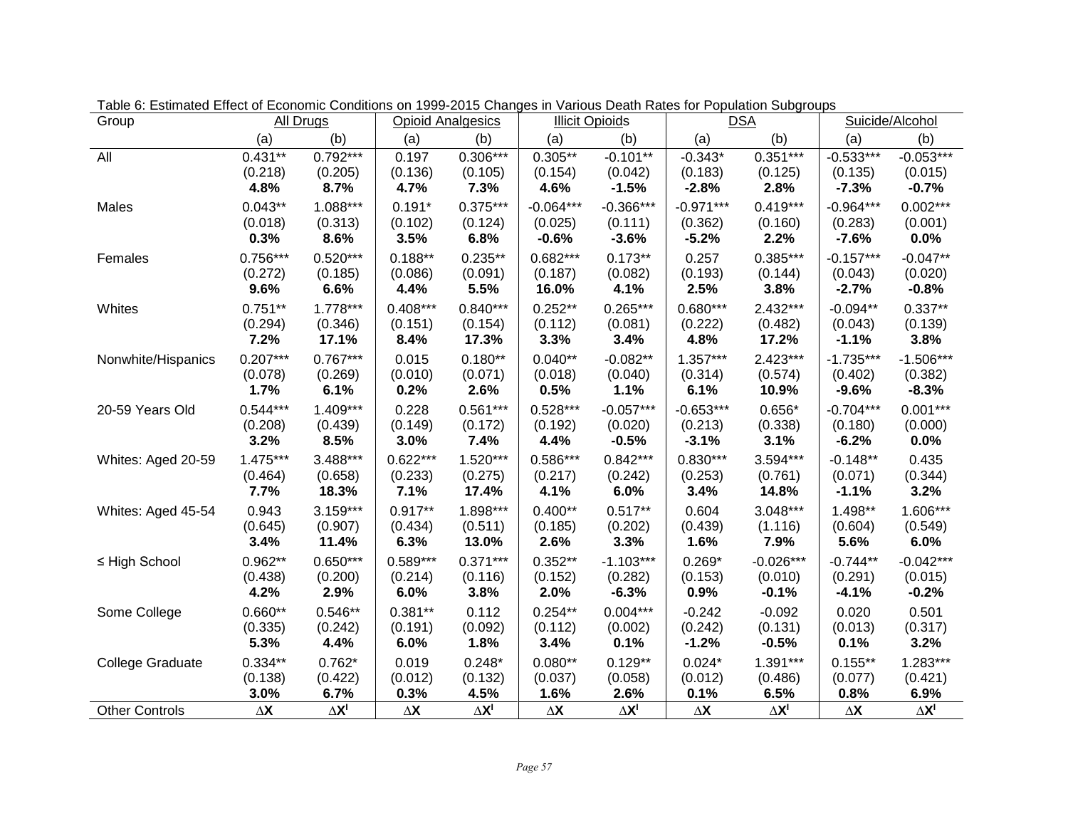Table 6: Estimated Effect of Economic Conditions on 1999-2015 Changes in Various Death Rates for Population Subgroups

| Group | All Drugs | | Opioid Analgesics | | Illicit Opioids | | DSA | | Suicide/Alcohol | |
|---|---|---|---|---|---|---|---|---|---|---|
| | (a) | (b) | (a) | (b) | (a) | (b) | (a) | (b) | (a) | (b) |
| All | 0.431** | 0.792*** | 0.197 | 0.306*** | 0.305** | -0.101** | -0.343* | 0.351*** | -0.533*** | -0.053*** |
| | (0.218) | (0.205) | (0.136) | (0.105) | (0.154) | (0.042) | (0.183) | (0.125) | (0.135) | (0.015) |
| | **4.8%** | **8.7%** | **4.7%** | **7.3%** | **4.6%** | **-1.5%** | **-2.8%** | **2.8%** | **-7.3%** | **-0.7%** |
| Males | 0.043** | 1.088*** | 0.191* | 0.375*** | -0.064*** | -0.366*** | -0.971*** | 0.419*** | -0.964*** | 0.002*** |
| | (0.018) | (0.313) | (0.102) | (0.124) | (0.025) | (0.111) | (0.362) | (0.160) | (0.283) | (0.001) |
| | **0.3%** | **8.6%** | **3.5%** | **6.8%** | **-0.6%** | **-3.6%** | **-5.2%** | **2.2%** | **-7.6%** | **0.0%** |
| Females | 0.756*** | 0.520*** | 0.188** | 0.235** | 0.682*** | 0.173** | 0.257 | 0.385*** | -0.157*** | -0.047** |
| | (0.272) | (0.185) | (0.086) | (0.091) | (0.187) | (0.082) | (0.193) | (0.144) | (0.043) | (0.020) |
| | **9.6%** | **6.6%** | **4.4%** | **5.5%** | **16.0%** | **4.1%** | **2.5%** | **3.8%** | **-2.7%** | **-0.8%** |
| Whites | 0.751** | 1.778*** | 0.408*** | 0.840*** | 0.252** | 0.265*** | 0.680*** | 2.432*** | -0.094** | 0.337** |
| | (0.294) | (0.346) | (0.151) | (0.154) | (0.112) | (0.081) | (0.222) | (0.482) | (0.043) | (0.139) |
| | **7.2%** | **17.1%** | **8.4%** | **17.3%** | **3.3%** | **3.4%** | **4.8%** | **17.2%** | **-1.1%** | **3.8%** |
| Nonwhite/Hispanics | 0.207*** | 0.767*** | 0.015 | 0.180** | 0.040** | -0.082** | 1.357*** | 2.423*** | -1.735*** | -1.506*** |
| | (0.078) | (0.269) | (0.010) | (0.071) | (0.018) | (0.040) | (0.314) | (0.574) | (0.402) | (0.382) |
| | **1.7%** | **6.1%** | **0.2%** | **2.6%** | **0.5%** | **1.1%** | **6.1%** | **10.9%** | **-9.6%** | **-8.3%** |
| 20-59 Years Old | 0.544*** | 1.409*** | 0.228 | 0.561*** | 0.528*** | -0.057*** | -0.653*** | 0.656* | -0.704*** | 0.001*** |
| | (0.208) | (0.439) | (0.149) | (0.172) | (0.192) | (0.020) | (0.213) | (0.338) | (0.180) | (0.000) |
| | **3.2%** | **8.5%** | **3.0%** | **7.4%** | **4.4%** | **-0.5%** | **-3.1%** | **3.1%** | **-6.2%** | **0.0%** |
| Whites: Aged 20-59 | 1.475*** | 3.488*** | 0.622*** | 1.520*** | 0.586*** | 0.842*** | 0.830*** | 3.594*** | -0.148** | 0.435 |
| | (0.464) | (0.658) | (0.233) | (0.275) | (0.217) | (0.242) | (0.253) | (0.761) | (0.071) | (0.344) |
| | **7.7%** | **18.3%** | **7.1%** | **17.4%** | **4.1%** | **6.0%** | **3.4%** | **14.8%** | **-1.1%** | **3.2%** |
| Whites: Aged 45-54 | 0.943 | 3.159*** | 0.917** | 1.898*** | 0.400** | 0.517** | 0.604 | 3.048*** | 1.498** | 1.606*** |
| | (0.645) | (0.907) | (0.434) | (0.511) | (0.185) | (0.202) | (0.439) | (1.116) | (0.604) | (0.549) |
| | **3.4%** | **11.4%** | **6.3%** | **13.0%** | **2.6%** | **3.3%** | **1.6%** | **7.9%** | **5.6%** | **6.0%** |
| ≤ High School | 0.962** | 0.650*** | 0.589*** | 0.371*** | 0.352** | -1.103*** | 0.269* | -0.026*** | -0.744** | -0.042*** |
| | (0.438) | (0.200) | (0.214) | (0.116) | (0.152) | (0.282) | (0.153) | (0.010) | (0.291) | (0.015) |
| | **4.2%** | **2.9%** | **6.0%** | **3.8%** | **2.0%** | **-6.3%** | **0.9%** | **-0.1%** | **-4.1%** | **-0.2%** |
| Some College | 0.660** | 0.546** | 0.381** | 0.112 | 0.254** | 0.004*** | -0.242 | -0.092 | 0.020 | 0.501 |
| | (0.335) | (0.242) | (0.191) | (0.092) | (0.112) | (0.002) | (0.242) | (0.131) | (0.013) | (0.317) |
| | **5.3%** | **4.4%** | **6.0%** | **1.8%** | **3.4%** | **0.1%** | **-1.2%** | **-0.5%** | **0.1%** | **3.2%** |
| College Graduate | 0.334** | 0.762* | 0.019 | 0.248* | 0.080** | 0.129** | 0.024* | 1.391*** | 0.155** | 1.283*** |
| | (0.138) | (0.422) | (0.012) | (0.132) | (0.037) | (0.058) | (0.012) | (0.486) | (0.077) | (0.421) |
| | **3.0%** | **6.7%** | **0.3%** | **4.5%** | **1.6%** | **2.6%** | **0.1%** | **6.5%** | **0.8%** | **6.9%** |
| Other Controls | $\Delta X$ | $\Delta X^I$ | $\Delta X$ | $\Delta X^I$ | $\Delta X$ | $\Delta X^I$ | $\Delta X$ | $\Delta X^I$ | $\Delta X$ | $\Delta X^I$ |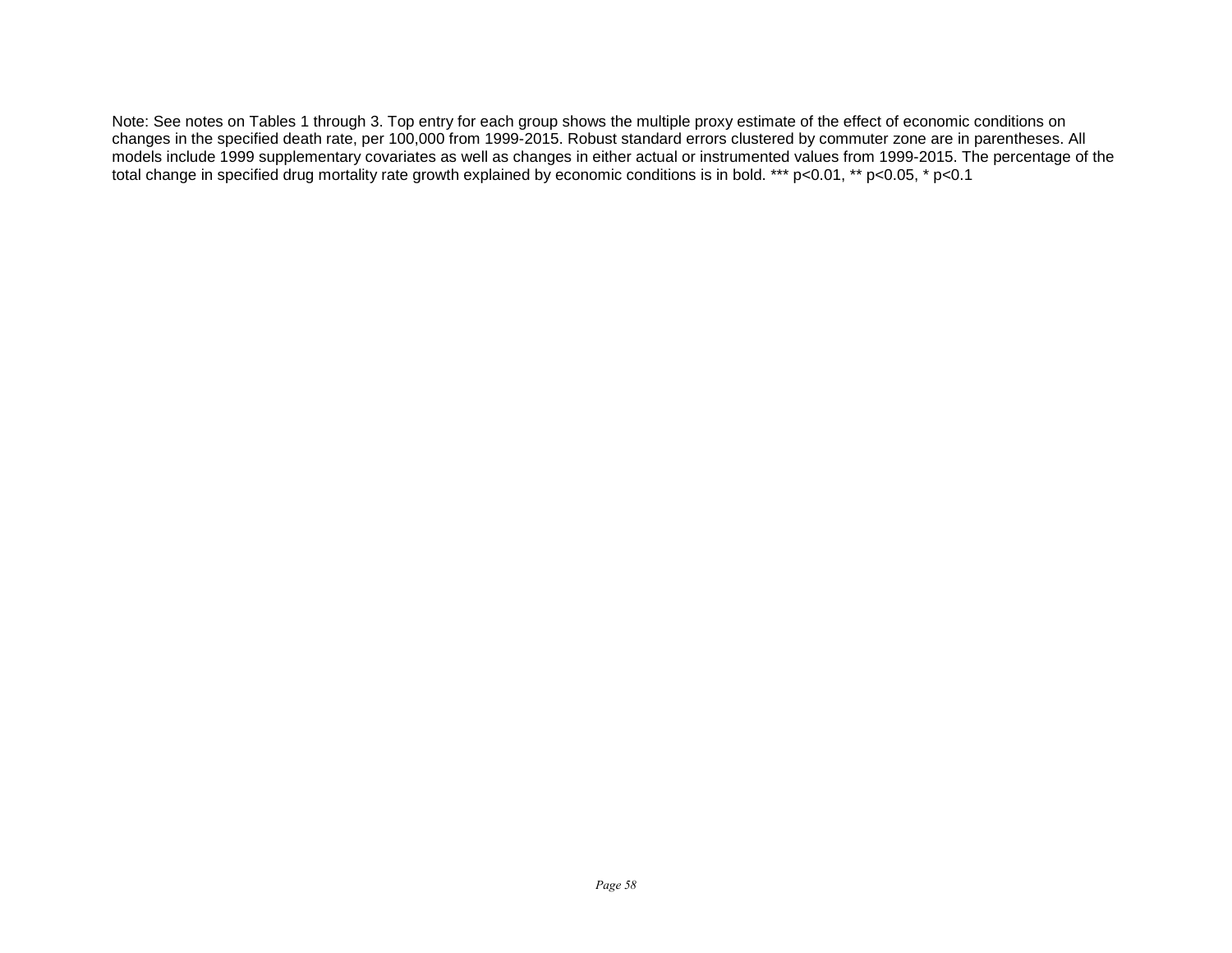Note: See notes on Tables 1 through 3. Top entry for each group shows the multiple proxy estimate of the effect of economic conditions on changes in the specified death rate, per 100,000 from 1999-2015. Robust standard errors clustered by commuter zone are in parentheses. All models include 1999 supplementary covariates as well as changes in either actual or instrumented values from 1999-2015. The percentage of the total change in specified drug mortality rate growth explained by economic conditions is in bold. *** p<0.01, ** p<0.05, * p<0.1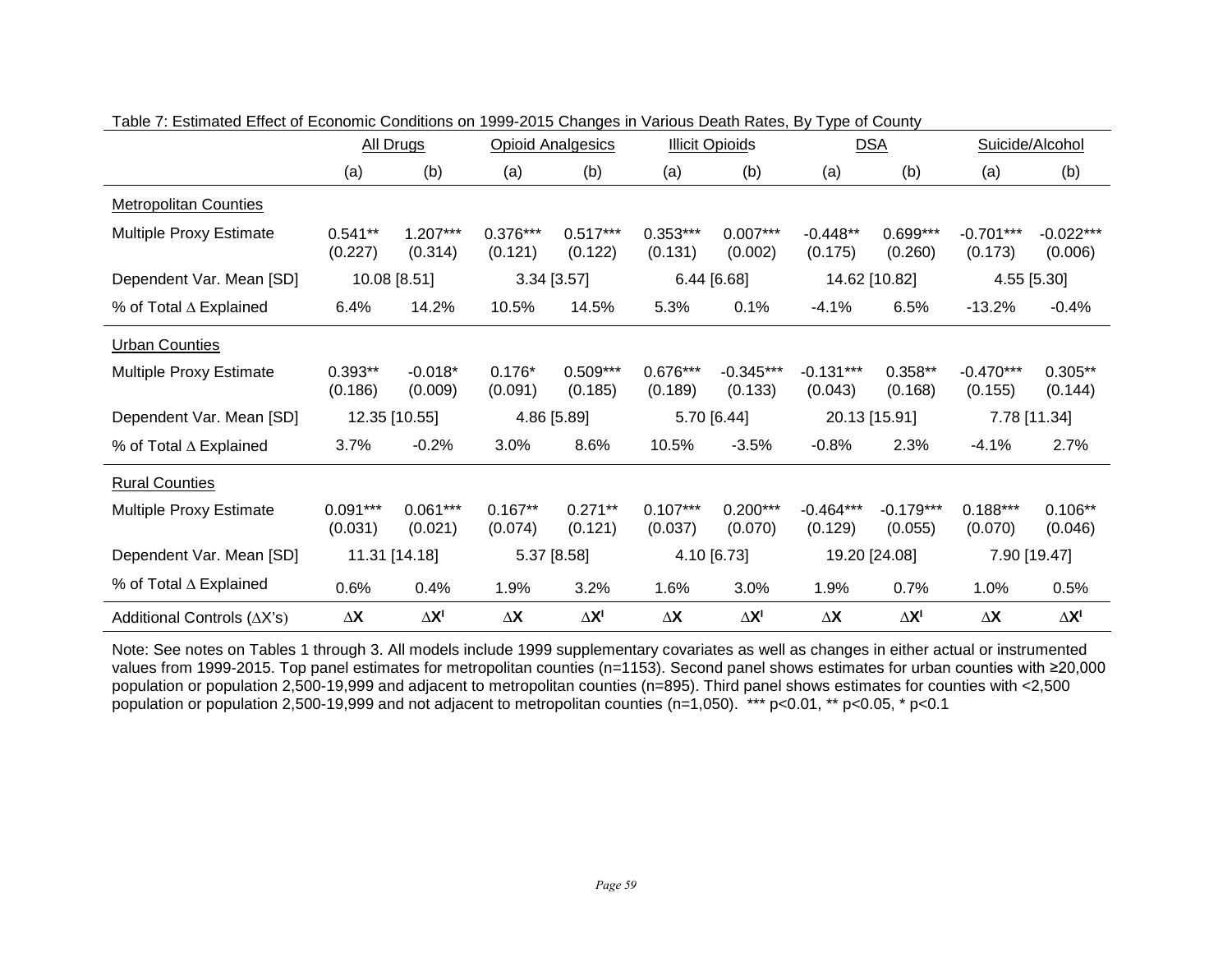Table 7: Estimated Effect of Economic Conditions on 1999-2015 Changes in Various Death Rates, By Type of County

| | All Drugs | | Opioid Analgesics | | Illicit Opioids | | DSA | | Suicide/Alcohol | |
|---|---|---|---|---|---|---|---|---|---|---|
| | (a) | (b) | (a) | (b) | (a) | (b) | (a) | (b) | (a) | (b) |
| Metropolitan Counties | | | | | | | | | | |
| Multiple Proxy Estimate | 0.541** | 1.207*** | 0.376*** | 0.517*** | 0.353*** | 0.007*** | -0.448** | 0.699*** | -0.701*** | -0.022*** |
| | (0.227) | (0.314) | (0.121) | (0.122) | (0.131) | (0.002) | (0.175) | (0.260) | (0.173) | (0.006) |
| Dependent Var. Mean [SD] | 10.08 [8.51] | | 3.34 [3.57] | | 6.44 [6.68] | | 14.62 [10.82] | | 4.55 [5.30] | |
| % of Total $\Delta$ Explained | 6.4% | 14.2% | 10.5% | 14.5% | 5.3% | 0.1% | -4.1% | 6.5% | -13.2% | -0.4% |
| Urban Counties | | | | | | | | | | |
| Multiple Proxy Estimate | 0.393** | -0.018* | 0.176* | 0.509*** | 0.676*** | -0.345*** | -0.131*** | 0.358** | -0.470*** | 0.305** |
| | (0.186) | (0.009) | (0.091) | (0.185) | (0.189) | (0.133) | (0.043) | (0.168) | (0.155) | (0.144) |
| Dependent Var. Mean [SD] | 12.35 [10.55] | | 4.86 [5.89] | | 5.70 [6.44] | | 20.13 [15.91] | | 7.78 [11.34] | |
| % of Total $\Delta$ Explained | 3.7% | -0.2% | 3.0% | 8.6% | 10.5% | -3.5% | -0.8% | 2.3% | -4.1% | 2.7% |
| Rural Counties | | | | | | | | | | |
| Multiple Proxy Estimate | 0.091*** | 0.061*** | 0.167** | 0.271** | 0.107*** | 0.200*** | -0.464*** | -0.179*** | 0.188*** | 0.106** |
| | (0.031) | (0.021) | (0.074) | (0.121) | (0.037) | (0.070) | (0.129) | (0.055) | (0.070) | (0.046) |
| Dependent Var. Mean [SD] | 11.31 [14.18] | | 5.37 [8.58] | | 4.10 [6.73] | | 19.20 [24.08] | | 7.90 [19.47] | |
| % of Total $\Delta$ Explained | 0.6% | 0.4% | 1.9% | 3.2% | 1.6% | 3.0% | 1.9% | 0.7% | 1.0% | 0.5% |
| Additional Controls ($\Delta$X's) | $\Delta \mathbf{X}$ | $\Delta \mathbf{X}^I$ | $\Delta \mathbf{X}$ | $\Delta \mathbf{X}^I$ | $\Delta \mathbf{X}$ | $\Delta \mathbf{X}^I$ | $\Delta \mathbf{X}$ | $\Delta \mathbf{X}^I$ | $\Delta \mathbf{X}$ | $\Delta \mathbf{X}^I$ |

Note: See notes on Tables 1 through 3. All models include 1999 supplementary covariates as well as changes in either actual or instrumented values from 1999-2015. Top panel estimates for metropolitan counties (n=1153). Second panel shows estimates for urban counties with ≥20,000 population or population 2,500-19,999 and adjacent to metropolitan counties (n=895). Third panel shows estimates for counties with <2,500 population or population 2,500-19,999 and not adjacent to metropolitan counties (n=1,050). *** p<0.01, ** p<0.05, * p<0.1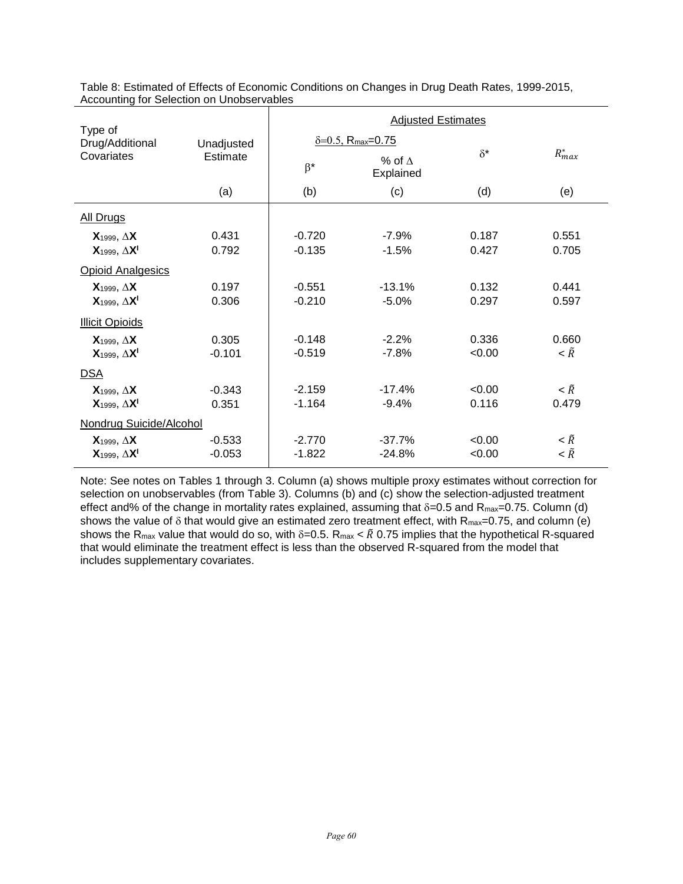Table 8: Estimated of Effects of Economic Conditions on Changes in Drug Death Rates, 1999-2015, Accounting for Selection on Unobservables

| Type of Drug/Additional Covariates | Unadjusted Estimate | Adjusted Estimates | | | |
|---|---|---|---|---|---|
| | | $\delta$=0.5, $R_{max}$=0.75 | | $\delta^*$ | $R^*_{max}$ |
| | | $\beta^*$ | % of $\Delta$ Explained | | |
| | (a) | (b) | (c) | (d) | (e) |
| All Drugs | | | | | |
| $\mathbf{X}_{1999}$, $\Delta\mathbf{X}$ | 0.431 | -0.720 | -7.9% | 0.187 | 0.551 |
| $\mathbf{X}_{1999}$, $\Delta\mathbf{X}^{\mathbf{I}}$ | 0.792 | -0.135 | -1.5% | 0.427 | 0.705 |
| Opioid Analgesics | | | | | |
| $\mathbf{X}_{1999}$, $\Delta\mathbf{X}$ | 0.197 | -0.551 | -13.1% | 0.132 | 0.441 |
| $\mathbf{X}_{1999}$, $\Delta\mathbf{X}^{\mathbf{I}}$ | 0.306 | -0.210 | -5.0% | 0.297 | 0.597 |
| Illicit Opioids | | | | | |
| $\mathbf{X}_{1999}$, $\Delta\mathbf{X}$ | 0.305 | -0.148 | -2.2% | 0.336 | 0.660 |
| $\mathbf{X}_{1999}$, $\Delta\mathbf{X}^{\mathbf{I}}$ | -0.101 | -0.519 | -7.8% | <0.00 | $<\tilde{R}$ |
| DSA | | | | | |
| $\mathbf{X}_{1999}$, $\Delta\mathbf{X}$ | -0.343 | -2.159 | -17.4% | <0.00 | $<\tilde{R}$ |
| $\mathbf{X}_{1999}$, $\Delta\mathbf{X}^{\mathbf{I}}$ | 0.351 | -1.164 | -9.4% | 0.116 | 0.479 |
| Nondrug Suicide/Alcohol | | | | | |
| $\mathbf{X}_{1999}$, $\Delta\mathbf{X}$ | -0.533 | -2.770 | -37.7% | <0.00 | $<\tilde{R}$ |
| $\mathbf{X}_{1999}$, $\Delta\mathbf{X}^{\mathbf{I}}$ | -0.053 | -1.822 | -24.8% | <0.00 | $<\tilde{R}$ |

Note: See notes on Tables 1 through 3. Column (a) shows multiple proxy estimates without correction for selection on unobservables (from Table 3). Columns (b) and (c) show the selection-adjusted treatment effect and% of the change in mortality rates explained, assuming that $\delta$=0.5 and $R_{max}$=0.75. Column (d) shows the value of $\delta$ that would give an estimated zero treatment effect, with $R_{max}$=0.75, and column (e) shows the $R_{max}$ value that would do so, with $\delta$=0.5. $R_{max} < \tilde{R}$ 0.75 implies that the hypothetical R-squared that would eliminate the treatment effect is less than the observed R-squared from the model that includes supplementary covariates.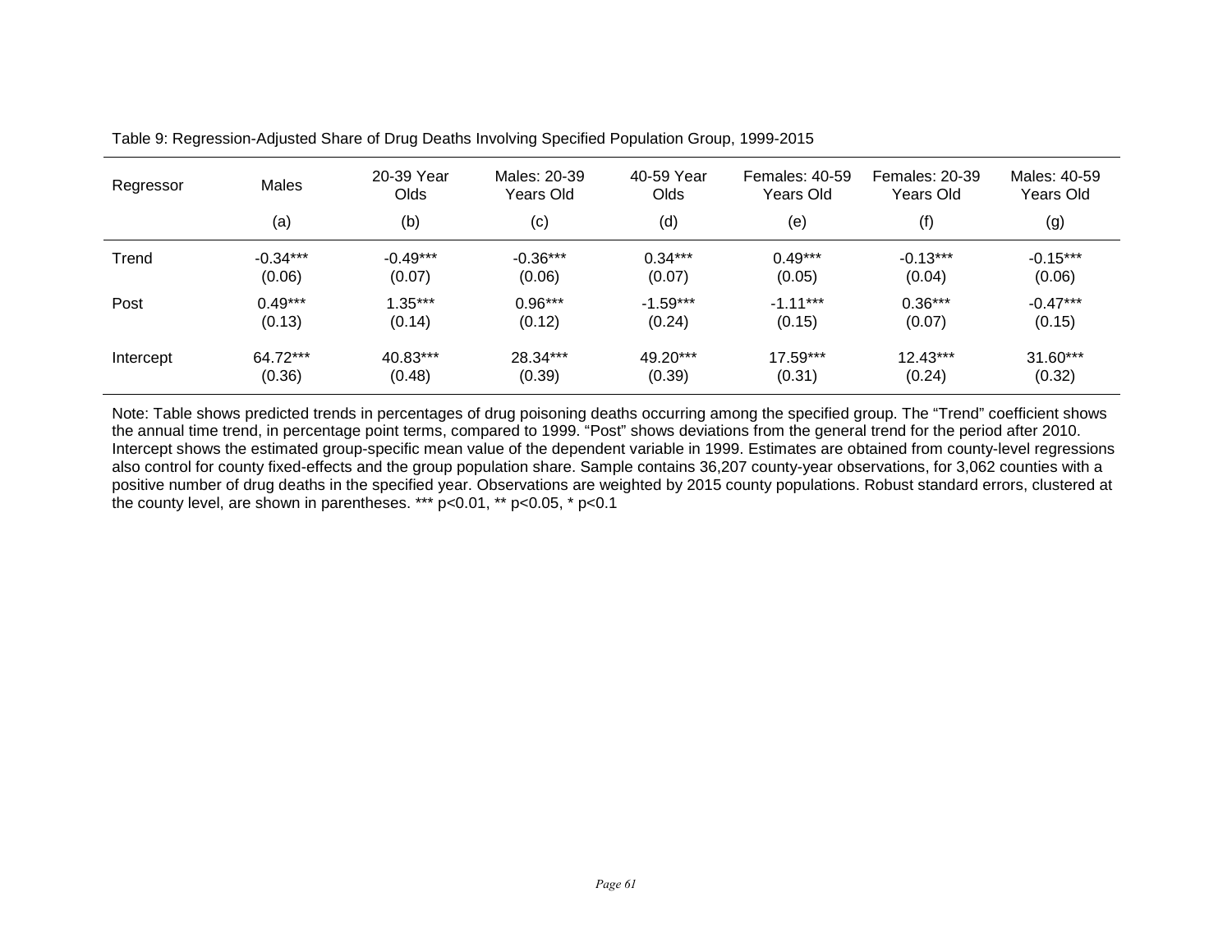Table 9: Regression-Adjusted Share of Drug Deaths Involving Specified Population Group, 1999-2015

| Regressor | Males | 20-39 Year Olds | Males: 20-39 Years Old | 40-59 Year Olds | Females: 40-59 Years Old | Females: 20-39 Years Old | Males: 40-59 Years Old |
|---|---|---|---|---|---|---|---|
| | (a) | (b) | (c) | (d) | (e) | (f) | (g) |
| Trend | -0.34*** | -0.49*** | -0.36*** | 0.34*** | 0.49*** | -0.13*** | -0.15*** |
| | (0.06) | (0.07) | (0.06) | (0.07) | (0.05) | (0.04) | (0.06) |
| Post | 0.49*** | 1.35*** | 0.96*** | -1.59*** | -1.11*** | 0.36*** | -0.47*** |
| | (0.13) | (0.14) | (0.12) | (0.24) | (0.15) | (0.07) | (0.15) |
| Intercept | 64.72*** | 40.83*** | 28.34*** | 49.20*** | 17.59*** | 12.43*** | 31.60*** |
| | (0.36) | (0.48) | (0.39) | (0.39) | (0.31) | (0.24) | (0.32) |

Note: Table shows predicted trends in percentages of drug poisoning deaths occurring among the specified group. The "Trend" coefficient shows the annual time trend, in percentage point terms, compared to 1999. "Post" shows deviations from the general trend for the period after 2010. Intercept shows the estimated group-specific mean value of the dependent variable in 1999. Estimates are obtained from county-level regressions also control for county fixed-effects and the group population share. Sample contains 36,207 county-year observations, for 3,062 counties with a positive number of drug deaths in the specified year. Observations are weighted by 2015 county populations. Robust standard errors, clustered at the county level, are shown in parentheses. *** p<0.01, ** p<0.05, * p<0.1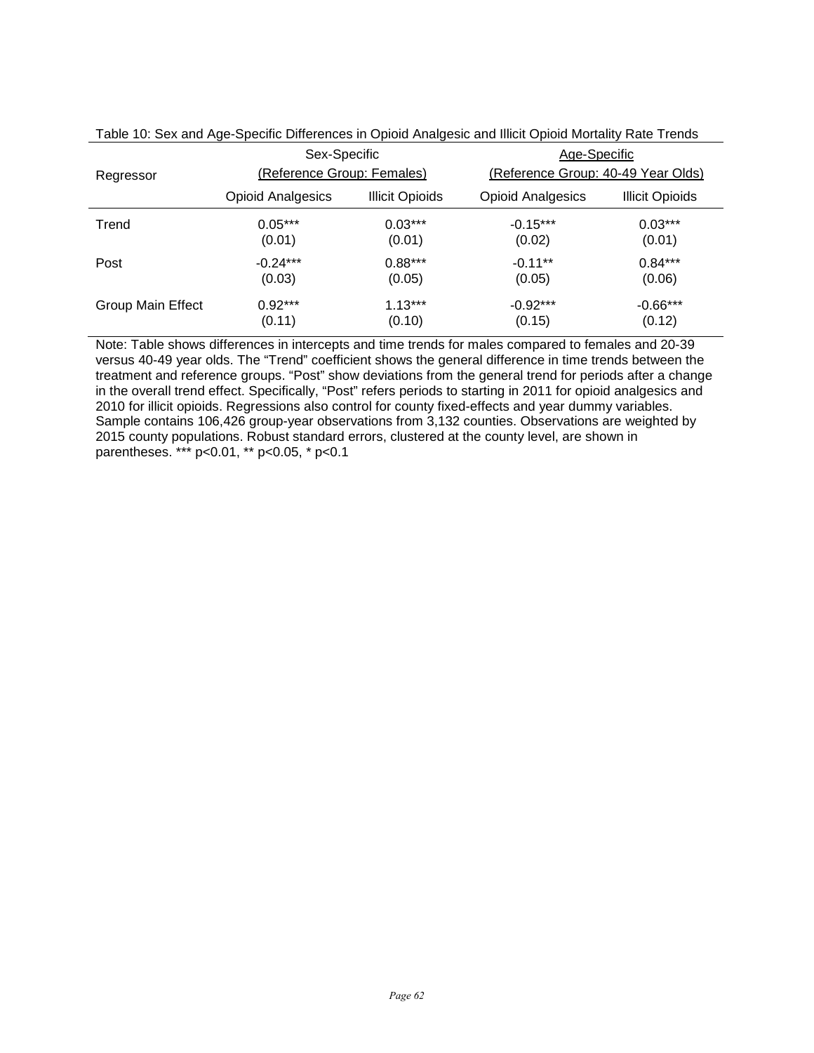Table 10: Sex and Age-Specific Differences in Opioid Analgesic and Illicit Opioid Mortality Rate Trends

| Regressor | Sex-Specific (Reference Group: Females) | | Age-Specific (Reference Group: 40-49 Year Olds) | |
|---|---|---|---|---|
| | Opioid Analgesics | Illicit Opioids | Opioid Analgesics | Illicit Opioids |
| Trend | 0.05*** | 0.03*** | -0.15*** | 0.03*** |
| | (0.01) | (0.01) | (0.02) | (0.01) |
| Post | -0.24*** | 0.88*** | -0.11** | 0.84*** |
| | (0.03) | (0.05) | (0.05) | (0.06) |
| Group Main Effect | 0.92*** | 1.13*** | -0.92*** | -0.66*** |
| | (0.11) | (0.10) | (0.15) | (0.12) |

Note: Table shows differences in intercepts and time trends for males compared to females and 20-39 versus 40-49 year olds. The "Trend" coefficient shows the general difference in time trends between the treatment and reference groups. "Post" show deviations from the general trend for periods after a change in the overall trend effect. Specifically, "Post" refers periods to starting in 2011 for opioid analgesics and 2010 for illicit opioids. Regressions also control for county fixed-effects and year dummy variables. Sample contains 106,426 group-year observations from 3,132 counties. Observations are weighted by 2015 county populations. Robust standard errors, clustered at the county level, are shown in parentheses. *** p<0.01, ** p<0.05, * p<0.1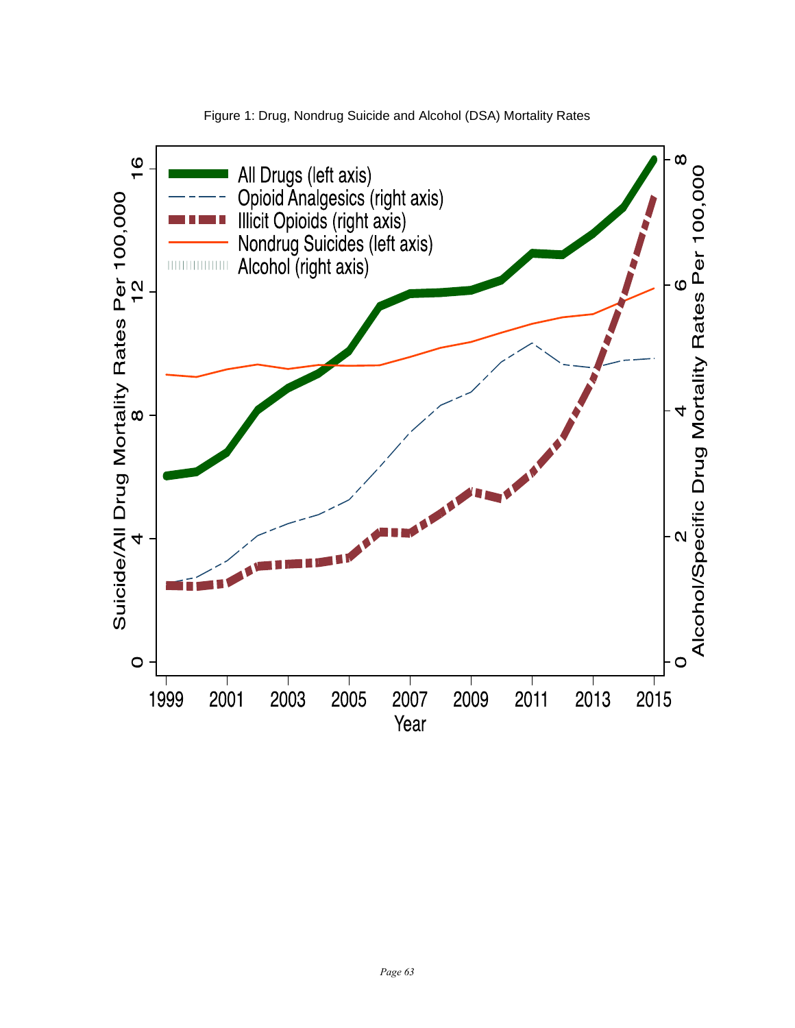Figure 1: Drug, Nondrug Suicide and Alcohol (DSA) Mortality Rates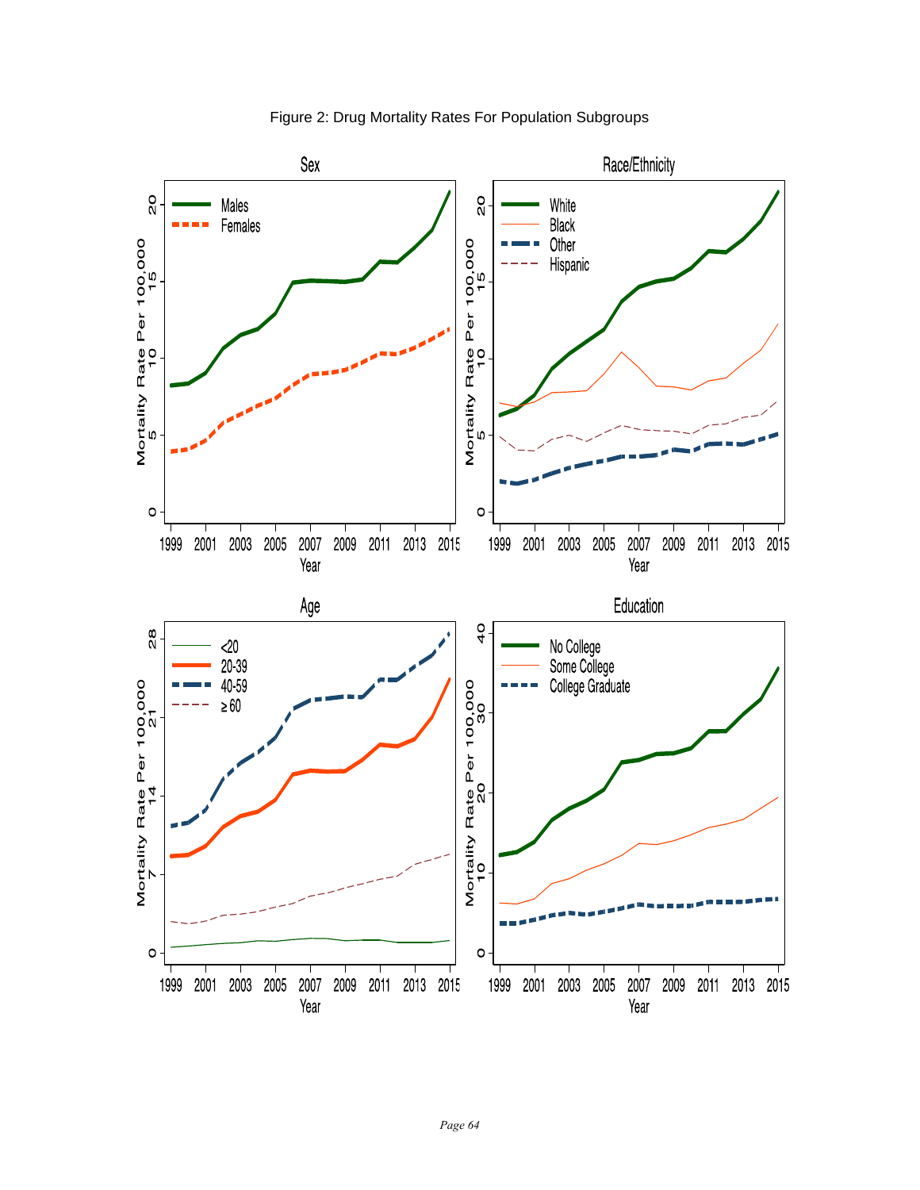Figure 2: Drug Mortality Rates For Population Subgroups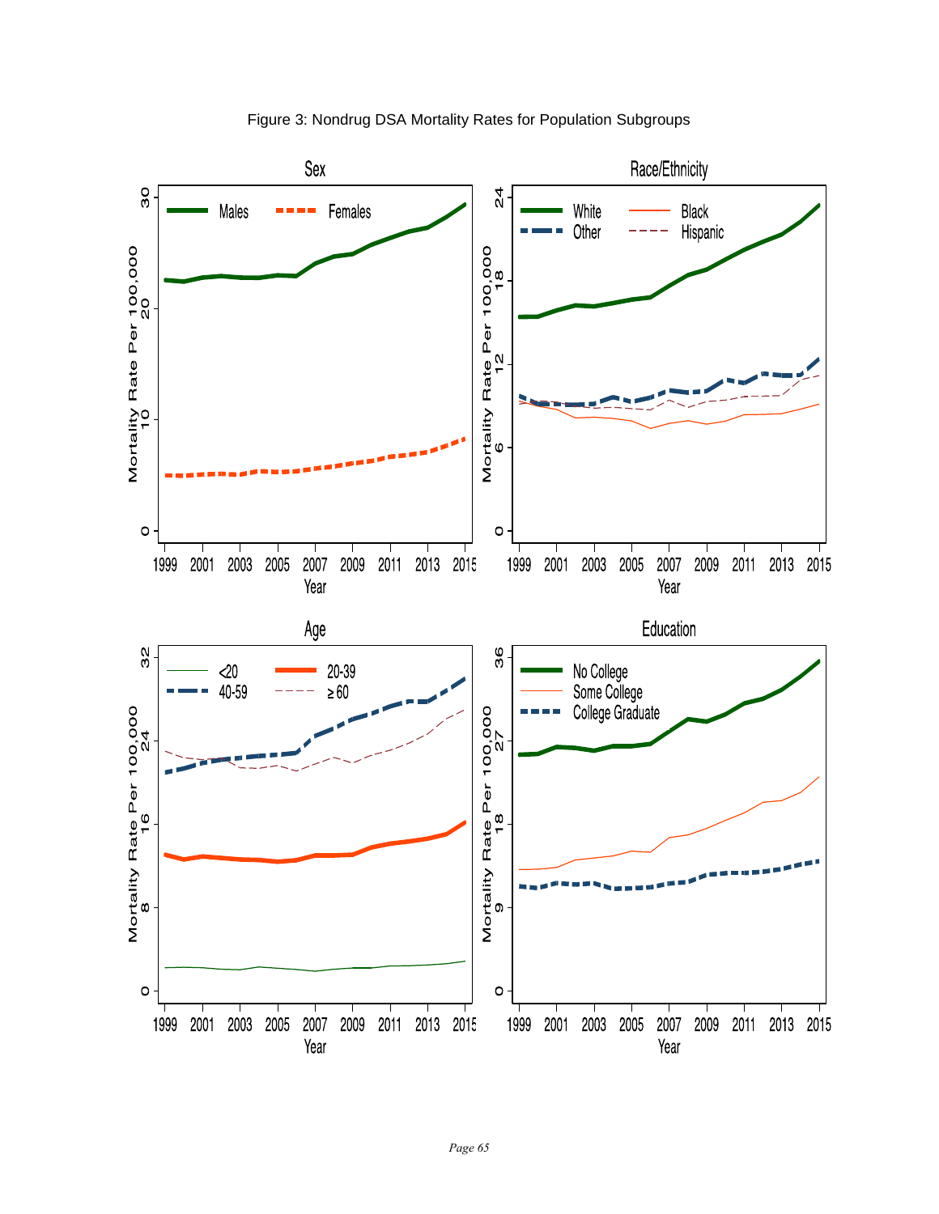Figure 3: Nondrug DSA Mortality Rates for Population Subgroups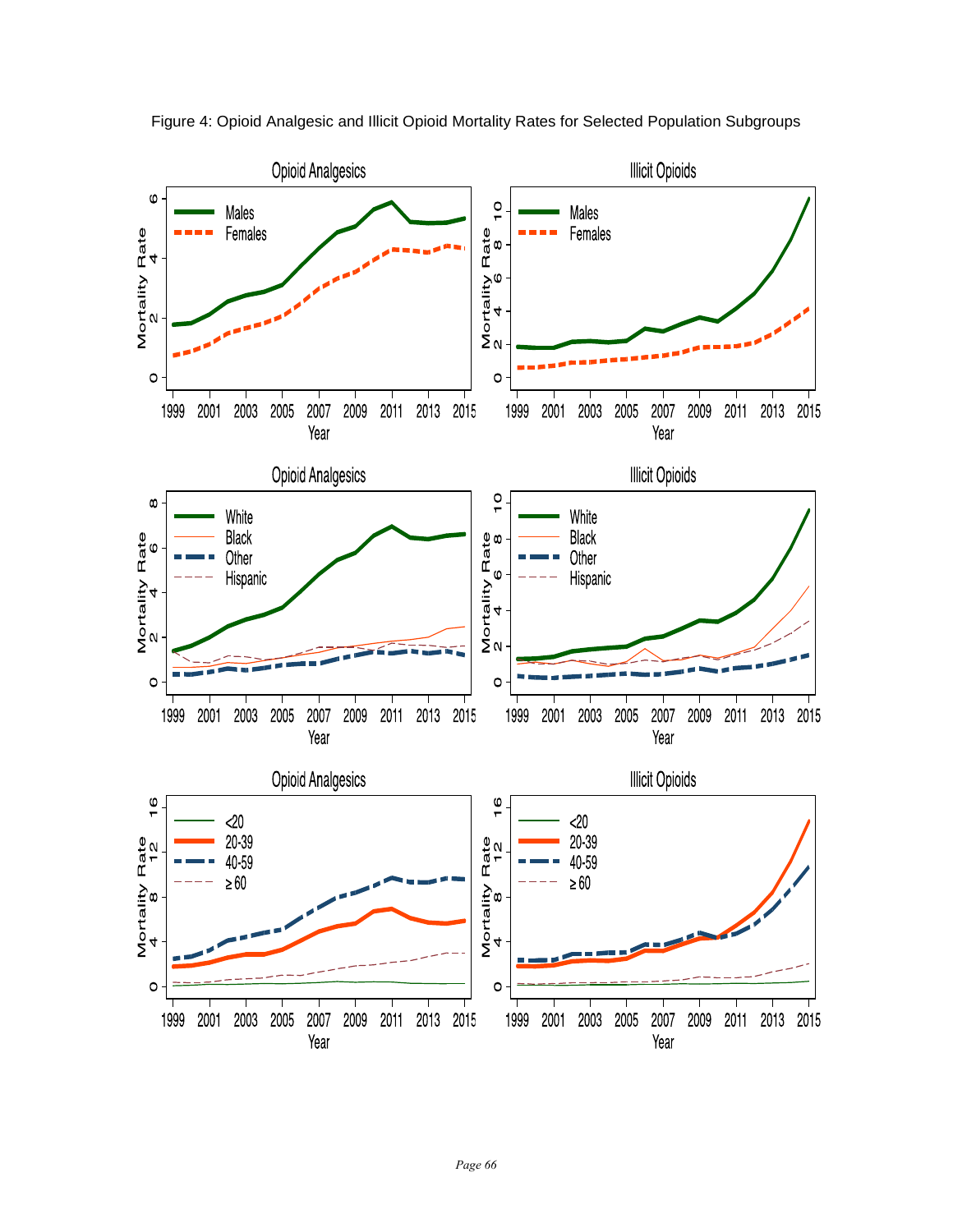Figure 4: Opioid Analgesic and Illicit Opioid Mortality Rates for Selected Population Subgroups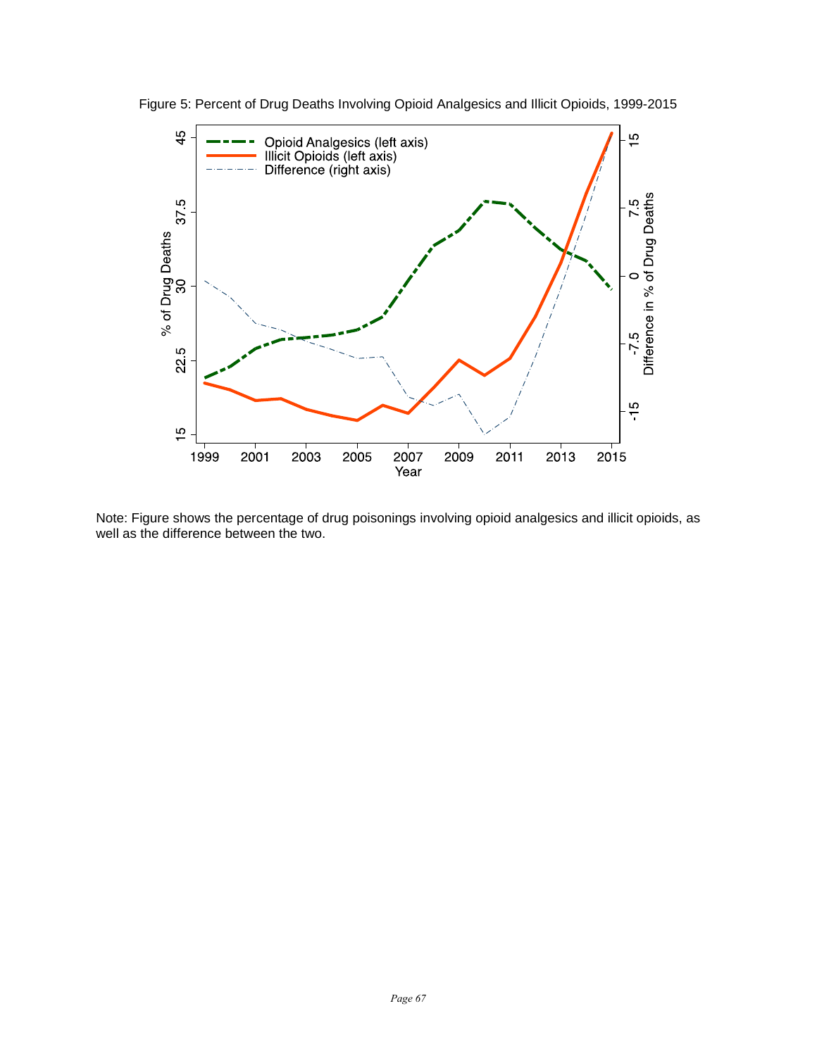Figure 5: Percent of Drug Deaths Involving Opioid Analgesics and Illicit Opioids, 1999-2015

Note: Figure shows the percentage of drug poisonings involving opioid analgesics and illicit opioids, as well as the difference between the two.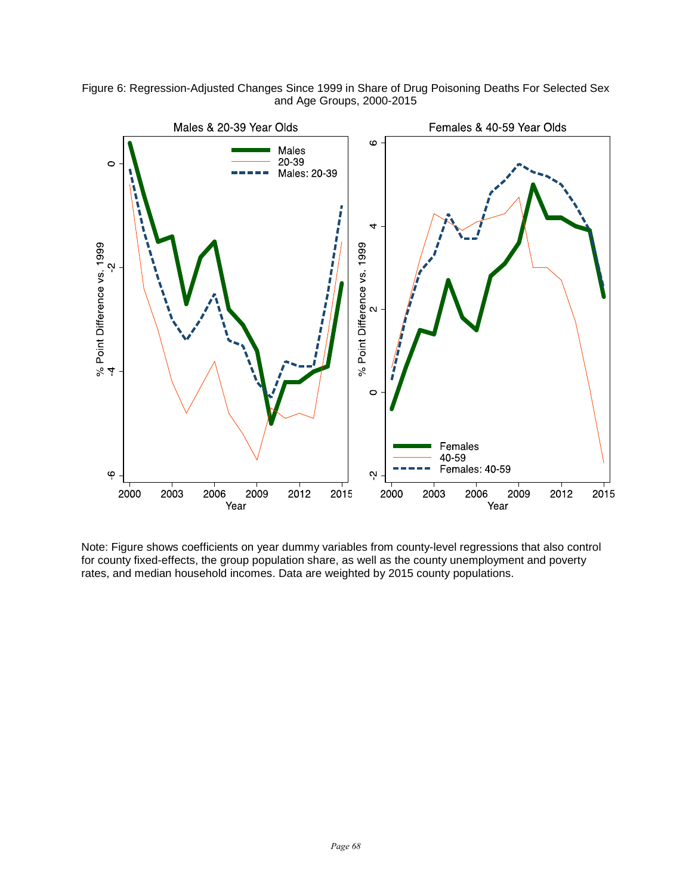Figure 6: Regression-Adjusted Changes Since 1999 in Share of Drug Poisoning Deaths For Selected Sex and Age Groups, 2000-2015

Note: Figure shows coefficients on year dummy variables from county-level regressions that also control for county fixed-effects, the group population share, as well as the county unemployment and poverty rates, and median household incomes. Data are weighted by 2015 county populations.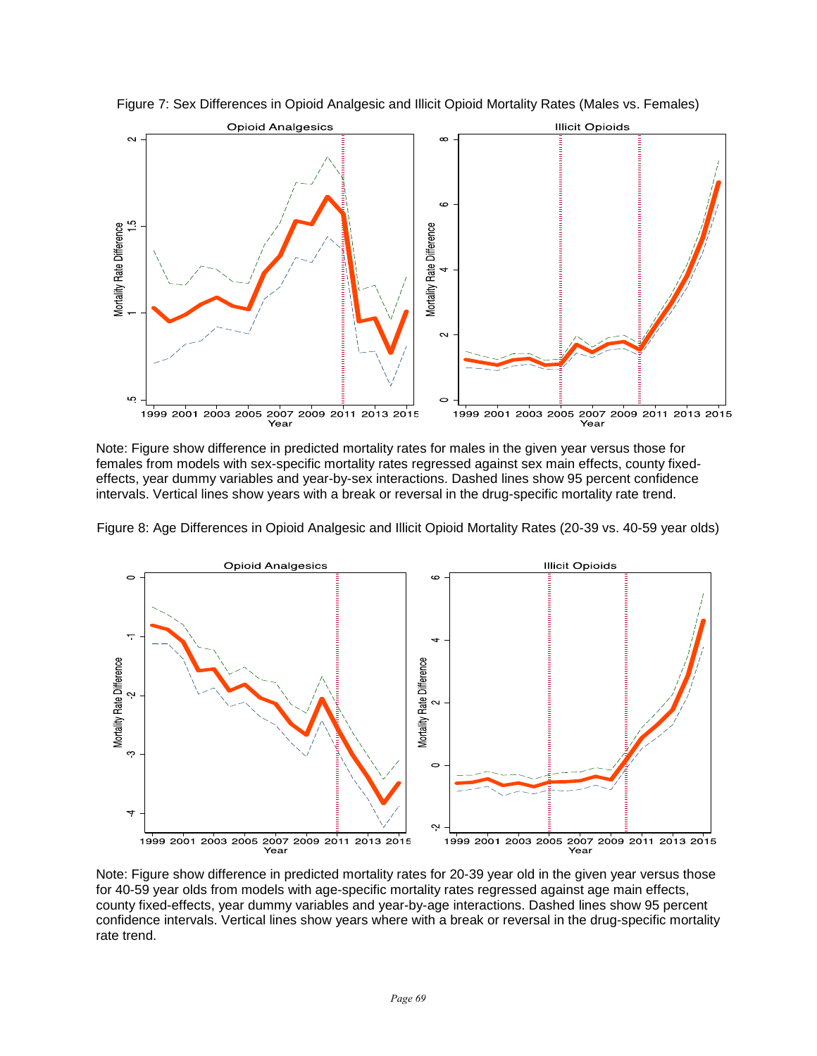Figure 7: Sex Differences in Opioid Analgesic and Illicit Opioid Mortality Rates (Males vs. Females)

Opioid Analgesics

Mortality Rate Difference

.5
1
1.5
2

1999 2001 2003 2005 2007 2009 2011 2013 2015

Year

Illicit Opioids

Mortality Rate Difference

0
2
4
6
8

1999 2001 2003 2005 2007 2009 2011 2013 2015

Year

Note: Figure show difference in predicted mortality rates for males in the given year versus those for females from models with sex-specific mortality rates regressed against sex main effects, county fixed-effects, year dummy variables and year-by-sex interactions. Dashed lines show 95 percent confidence intervals. Vertical lines show years with a break or reversal in the drug-specific mortality rate trend.

Figure 8: Age Differences in Opioid Analgesic and Illicit Opioid Mortality Rates (20-39 vs. 40-59 year olds)

Opioid Analgesics

Mortality Rate Difference

-4
-3
-2
-1
0

1999 2001 2003 2005 2007 2009 2011 2013 2015

Year

Illicit Opioids

Mortality Rate Difference

-2
0
2
4
6

1999 2001 2003 2005 2007 2009 2011 2013 2015

Year

Note: Figure show difference in predicted mortality rates for 20-39 year old in the given year versus those for 40-59 year olds from models with age-specific mortality rates regressed against age main effects, county fixed-effects, year dummy variables and year-by-age interactions. Dashed lines show 95 percent confidence intervals. Vertical lines show years where with a break or reversal in the drug-specific mortality rate trend.